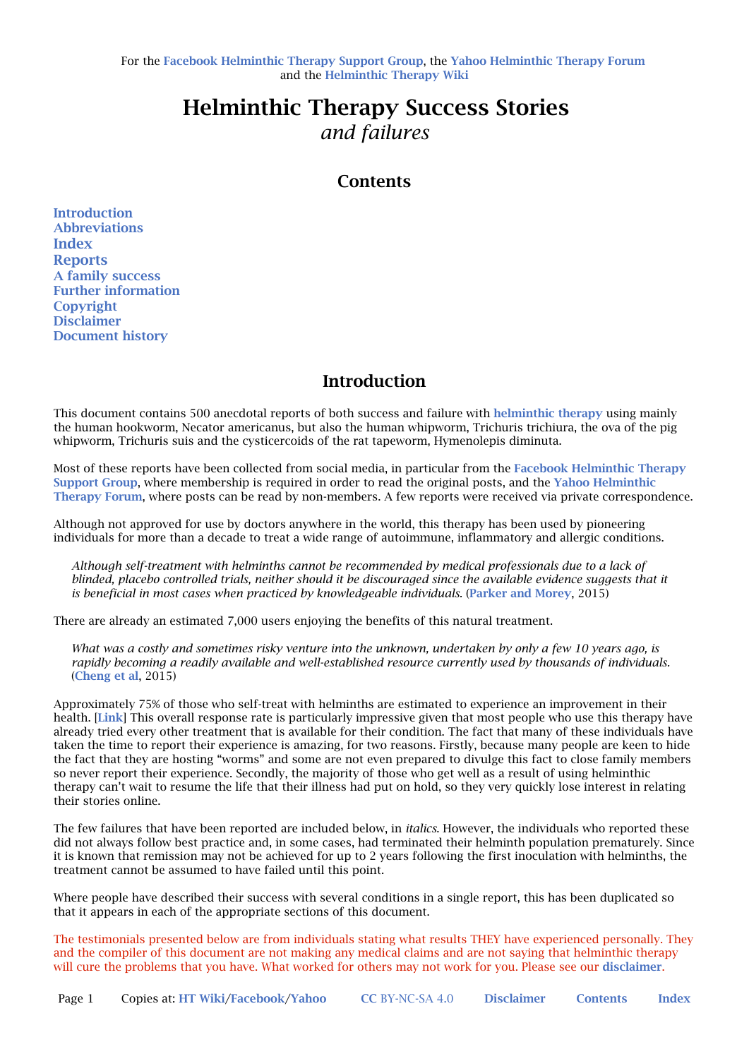For the Facebook Helminthic Therapy Support Group, the Yahoo Helminthic Therapy Forum and the Helminthic Therapy Wiki

# Helminthic Therapy Success Stories

*and failures*

## Contents

- Introduction
- Abbreviations
- Index
- Reports
- A family success
- Further information
- Copyright
- Disclaimer
- Document history

## Introduction

This document contains 500 anecdotal reports of both success and failure with **helminthic therapy** using mainly the human hookworm, Necator americanus, but also the human whipworm, Trichuris trichiura, the ova of the pig whipworm, Trichuris suis and the cysticercoids of the rat tapeworm, Hymenolepis diminuta.

Most of these reports have been collected from social media, in particular from the Facebook Helminthic Therapy Support Group, where membership is required in order to read the original posts, and the Yahoo Helminthic Therapy Forum, where posts can be read by non-members. A few reports were received via private correspondence.

Although not approved for use by doctors anywhere in the world, this therapy has been used by pioneering individuals for more than a decade to treat a wide range of autoimmune, inflammatory and allergic conditions.

> *Although self-treatment with helminths cannot be recommended by medical professionals due to a lack of blinded, placebo controlled trials, neither should it be discouraged since the available evidence suggests that it is beneficial in most cases when practiced by knowledgeable individuals.* (**Parker and Morey**, 2015)

There are already an estimated 7,000 users enjoying the benefits of this natural treatment.

> *What was a costly and sometimes risky venture into the unknown, undertaken by only a few 10 years ago, is rapidly becoming a readily available and well-established resource currently used by thousands of individuals.* (**Cheng et al**, 2015)

Approximately 75% of those who self-treat with helminths are estimated to experience an improvement in their health. [**Link**] This overall response rate is particularly impressive given that most people who use this therapy have already tried every other treatment that is available for their condition. The fact that many of these individuals have taken the time to report their experience is amazing, for two reasons. Firstly, because many people are keen to hide the fact that they are hosting "worms" and some are not even prepared to divulge this fact to close family members so never report their experience. Secondly, the majority of those who get well as a result of using helminthic therapy can't wait to resume the life that their illness had put on hold, so they very quickly lose interest in relating their stories online.

The few failures that have been reported are included below, in *italics*. However, the individuals who reported these did not always follow best practice and, in some cases, had terminated their helminth population prematurely. Since it is known that remission may not be achieved for up to 2 years following the first inoculation with helminths, the treatment cannot be assumed to have failed until this point.

Where people have described their success with several conditions in a single report, this has been duplicated so that it appears in each of the appropriate sections of this document.

The testimonials presented below are from individuals stating what results THEY have experienced personally. They and the compiler of this document are not making any medical claims and are not saying that helminthic therapy will cure the problems that you have. What worked for others may not work for you. Please see our **disclaimer**.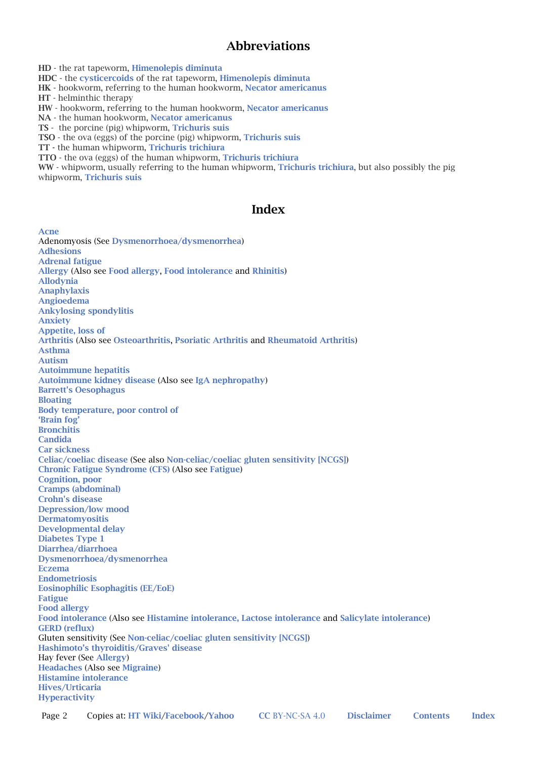## Abbreviations

**HD** - the rat tapeworm, Himenolepis diminuta
**HDC** - the cysticercoids of the rat tapeworm, Himenolepis diminuta
**HK** - hookworm, referring to the human hookworm, Necator americanus
**HT** - helminthic therapy
**HW** - hookworm, referring to the human hookworm, Necator americanus
**NA** - the human hookworm, Necator americanus
**TS** - the porcine (pig) whipworm, Trichuris suis
**TSO** - the ova (eggs) of the porcine (pig) whipworm, Trichuris suis
**TT** - the human whipworm, Trichuris trichiura
**TTO** - the ova (eggs) of the human whipworm, Trichuris trichiura
**WW** - whipworm, usually referring to the human whipworm, Trichuris trichiura, but also possibly the pig whipworm, Trichuris suis

## Index

Acne
Adenomyosis (See Dysmenorrhoea/dysmenorrhea)
Adhesions
Adrenal fatigue
Allergy (Also see Food allergy, Food intolerance and Rhinitis)
Allodynia
Anaphylaxis
Angioedema
Ankylosing spondylitis
Anxiety
Appetite, loss of
Arthritis (Also see Osteoarthritis, Psoriatic Arthritis and Rheumatoid Arthritis)
Asthma
Autism
Autoimmune hepatitis
Autoimmune kidney disease (Also see IgA nephropathy)
Barrett's Oesophagus
Bloating
Body temperature, poor control of
'Brain fog'
Bronchitis
Candida
Car sickness
Celiac/coeliac disease (See also Non-celiac/coeliac gluten sensitivity [NCGS])
Chronic Fatigue Syndrome (CFS) (Also see Fatigue)
Cognition, poor
Cramps (abdominal)
Crohn's disease
Depression/low mood
Dermatomyositis
Developmental delay
Diabetes Type 1
Diarrhea/diarrhoea
Dysmenorrhoea/dysmenorrhea
Eczema
Endometriosis
Eosinophilic Esophagitis (EE/EoE)
Fatigue
Food allergy
Food intolerance (Also see Histamine intolerance, Lactose intolerance and Salicylate intolerance)
GERD (reflux)
Gluten sensitivity (See Non-celiac/coeliac gluten sensitivity [NCGS])
Hashimoto's thyroiditis/Graves' disease
Hay fever (See Allergy)
Headaches (Also see Migraine)
Histamine intolerance
Hives/Urticaria
Hyperactivity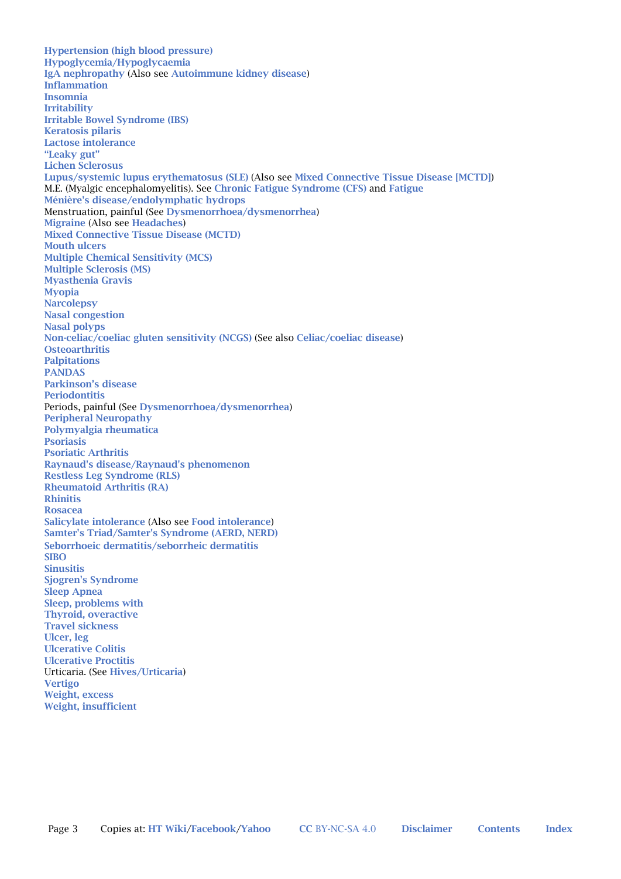Hypertension (high blood pressure)
Hypoglycemia/Hypoglycaemia
IgA nephropathy (Also see Autoimmune kidney disease)
Inflammation
Insomnia
Irritability
Irritable Bowel Syndrome (IBS)
Keratosis pilaris
Lactose intolerance
"Leaky gut"
Lichen Sclerosus
Lupus/systemic lupus erythematosus (SLE) (Also see Mixed Connective Tissue Disease [MCTD])
M.E. (Myalgic encephalomyelitis). See Chronic Fatigue Syndrome (CFS) and Fatigue
Ménière's disease/endolymphatic hydrops
Menstruation, painful (See Dysmenorrhoea/dysmenorrhea)
Migraine (Also see Headaches)
Mixed Connective Tissue Disease (MCTD)
Mouth ulcers
Multiple Chemical Sensitivity (MCS)
Multiple Sclerosis (MS)
Myasthenia Gravis
Myopia
Narcolepsy
Nasal congestion
Nasal polyps
Non-celiac/coeliac gluten sensitivity (NCGS) (See also Celiac/coeliac disease)
Osteoarthritis
Palpitations
PANDAS
Parkinson's disease
Periodontitis
Periods, painful (See Dysmenorrhoea/dysmenorrhea)
Peripheral Neuropathy
Polymyalgia rheumatica
Psoriasis
Psoriatic Arthritis
Raynaud's disease/Raynaud's phenomenon
Restless Leg Syndrome (RLS)
Rheumatoid Arthritis (RA)
Rhinitis
Rosacea
Salicylate intolerance (Also see Food intolerance)
Samter's Triad/Samter's Syndrome (AERD, NERD)
Seborrhoeic dermatitis/seborrheic dermatitis
SIBO
Sinusitis
Sjogren's Syndrome
Sleep Apnea
Sleep, problems with
Thyroid, overactive
Travel sickness
Ulcer, leg
Ulcerative Colitis
Ulcerative Proctitis
Urticaria. (See Hives/Urticaria)
Vertigo
Weight, excess
Weight, insufficient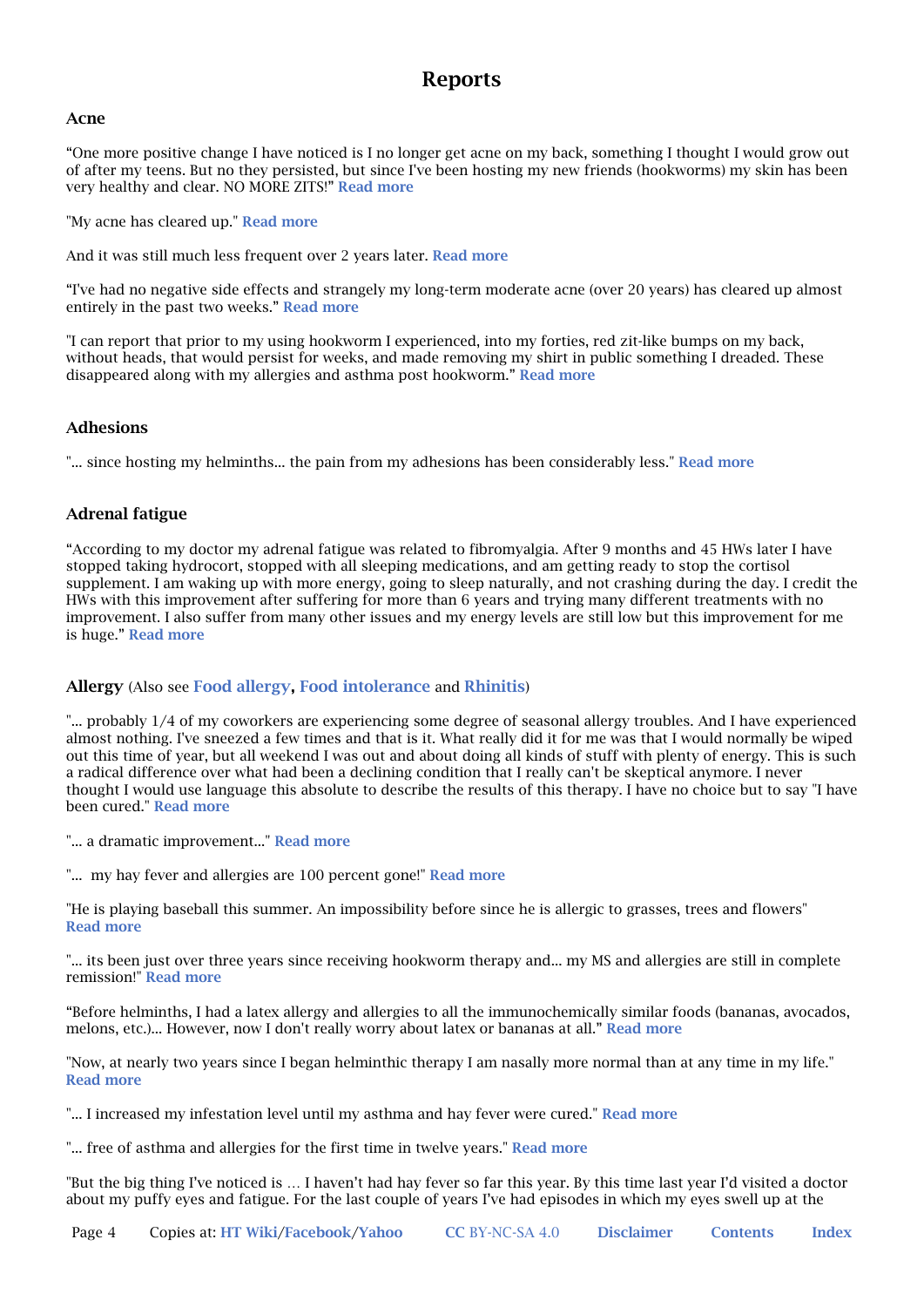# Reports

## Acne

“One more positive change I have noticed is I no longer get acne on my back, something I thought I would grow out of after my teens. But no they persisted, but since I've been hosting my new friends (hookworms) my skin has been very healthy and clear. NO MORE ZITS!” **Read more**

"My acne has cleared up." **Read more**

And it was still much less frequent over 2 years later. **Read more**

“I've had no negative side effects and strangely my long-term moderate acne (over 20 years) has cleared up almost entirely in the past two weeks.” **Read more**

"I can report that prior to my using hookworm I experienced, into my forties, red zit-like bumps on my back, without heads, that would persist for weeks, and made removing my shirt in public something I dreaded. These disappeared along with my allergies and asthma post hookworm.” **Read more**

## Adhesions

"... since hosting my helminths... the pain from my adhesions has been considerably less." **Read more**

## Adrenal fatigue

“According to my doctor my adrenal fatigue was related to fibromyalgia. After 9 months and 45 HWs later I have stopped taking hydrocort, stopped with all sleeping medications, and am getting ready to stop the cortisol supplement. I am waking up with more energy, going to sleep naturally, and not crashing during the day. I credit the HWs with this improvement after suffering for more than 6 years and trying many different treatments with no improvement. I also suffer from many other issues and my energy levels are still low but this improvement for me is huge.” **Read more**

## Allergy (Also see **Food allergy**, **Food intolerance** and **Rhinitis**)

"... probably 1/4 of my coworkers are experiencing some degree of seasonal allergy troubles. And I have experienced almost nothing. I've sneezed a few times and that is it. What really did it for me was that I would normally be wiped out this time of year, but all weekend I was out and about doing all kinds of stuff with plenty of energy. This is such a radical difference over what had been a declining condition that I really can't be skeptical anymore. I never thought I would use language this absolute to describe the results of this therapy. I have no choice but to say "I have been cured." **Read more**

"... a dramatic improvement..." **Read more**

"... my hay fever and allergies are 100 percent gone!" **Read more**

"He is playing baseball this summer. An impossibility before since he is allergic to grasses, trees and flowers" **Read more**

"... its been just over three years since receiving hookworm therapy and... my MS and allergies are still in complete remission!" **Read more**

“Before helminths, I had a latex allergy and allergies to all the immunochemically similar foods (bananas, avocados, melons, etc.)... However, now I don't really worry about latex or bananas at all.” **Read more**

"Now, at nearly two years since I began helminthic therapy I am nasally more normal than at any time in my life." **Read more**

"... I increased my infestation level until my asthma and hay fever were cured." **Read more**

"... free of asthma and allergies for the first time in twelve years." **Read more**

"But the big thing I've noticed is … I haven't had hay fever so far this year. By this time last year I'd visited a doctor about my puffy eyes and fatigue. For the last couple of years I've had episodes in which my eyes swell up at the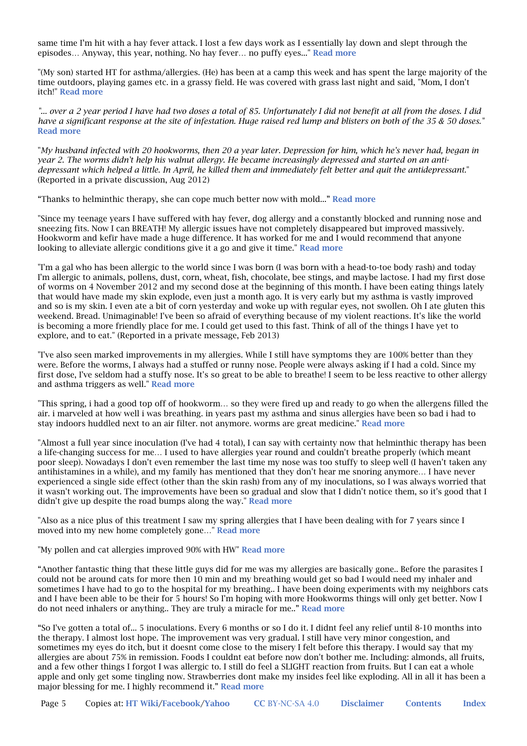same time I'm hit with a hay fever attack. I lost a few days work as I essentially lay down and slept through the episodes… Anyway, this year, nothing. No hay fever… no puffy eyes..." **Read more**

"(My son) started HT for asthma/allergies. (He) has been at a camp this week and has spent the large majority of the time outdoors, playing games etc. in a grassy field. He was covered with grass last night and said, "Mom, I don't itch!" **Read more**

*"… over a 2 year period I have had two doses a total of 85. Unfortunately I did not benefit at all from the doses. I did have a significant response at the site of infestation. Huge raised red lump and blisters on both of the 35 & 50 doses."* **Read more**

"*My husband infected with 20 hookworms, then 20 a year later. Depression for him, which he's never had, began in year 2. The worms didn't help his walnut allergy. He became increasingly depressed and started on an anti-depressant which helped a little. In April, he killed them and immediately felt better and quit the antidepressant.*" (Reported in a private discussion, Aug 2012)

"Thanks to helminthic therapy, she can cope much better now with mold..." **Read more**

"Since my teenage years I have suffered with hay fever, dog allergy and a constantly blocked and running nose and sneezing fits. Now I can BREATH! My allergic issues have not completely disappeared but improved massively. Hookworm and kefir have made a huge difference. It has worked for me and I would recommend that anyone looking to alleviate allergic conditions give it a go and give it time." **Read more**

"I'm a gal who has been allergic to the world since I was born (I was born with a head-to-toe body rash) and today I'm allergic to animals, pollens, dust, corn, wheat, fish, chocolate, bee stings, and maybe lactose. I had my first dose of worms on 4 November 2012 and my second dose at the beginning of this month. I have been eating things lately that would have made my skin explode, even just a month ago. It is very early but my asthma is vastly improved and so is my skin. I even ate a bit of corn yesterday and woke up with regular eyes, not swollen. Oh I ate gluten this weekend. Bread. Unimaginable! I've been so afraid of everything because of my violent reactions. It's like the world is becoming a more friendly place for me. I could get used to this fast. Think of all of the things I have yet to explore, and to eat." (Reported in a private message, Feb 2013)

"I've also seen marked improvements in my allergies. While I still have symptoms they are 100% better than they were. Before the worms, I always had a stuffed or runny nose. People were always asking if I had a cold. Since my first dose, I've seldom had a stuffy nose. It's so great to be able to breathe! I seem to be less reactive to other allergy and asthma triggers as well." **Read more**

"This spring, i had a good top off of hookworm… so they were fired up and ready to go when the allergens filled the air. i marveled at how well i was breathing. in years past my asthma and sinus allergies have been so bad i had to stay indoors huddled next to an air filter. not anymore. worms are great medicine." **Read more**

"Almost a full year since inoculation (I've had 4 total), I can say with certainty now that helminthic therapy has been a life-changing success for me… I used to have allergies year round and couldn't breathe properly (which meant poor sleep). Nowadays I don't even remember the last time my nose was too stuffy to sleep well (I haven't taken any antihistamines in a while), and my family has mentioned that they don't hear me snoring anymore… I have never experienced a single side effect (other than the skin rash) from any of my inoculations, so I was always worried that it wasn't working out. The improvements have been so gradual and slow that I didn't notice them, so it's good that I didn't give up despite the road bumps along the way." **Read more**

"Also as a nice plus of this treatment I saw my spring allergies that I have been dealing with for 7 years since I moved into my new home completely gone…" **Read more**

"My pollen and cat allergies improved 90% with HW" **Read more**

"Another fantastic thing that these little guys did for me was my allergies are basically gone.. Before the parasites I could not be around cats for more then 10 min and my breathing would get so bad I would need my inhaler and sometimes I have had to go to the hospital for my breathing.. I have been doing experiments with my neighbors cats and I have been able to be their for 5 hours! So I'm hoping with more Hookworms things will only get better. Now I do not need inhalers or anything.. They are truly a miracle for me.." **Read more**

"So I've gotten a total of... 5 inoculations. Every 6 months or so I do it. I didnt feel any relief until 8-10 months into the therapy. I almost lost hope. The improvement was very gradual. I still have very minor congestion, and sometimes my eyes do itch, but it doesnt come close to the misery I felt before this therapy. I would say that my allergies are about 75% in remission. Foods I couldnt eat before now don't bother me. Including: almonds, all fruits, and a few other things I forgot I was allergic to. I still do feel a SLIGHT reaction from fruits. But I can eat a whole apple and only get some tingling now. Strawberries dont make my insides feel like exploding. All in all it has been a major blessing for me. I highly recommend it." **Read more**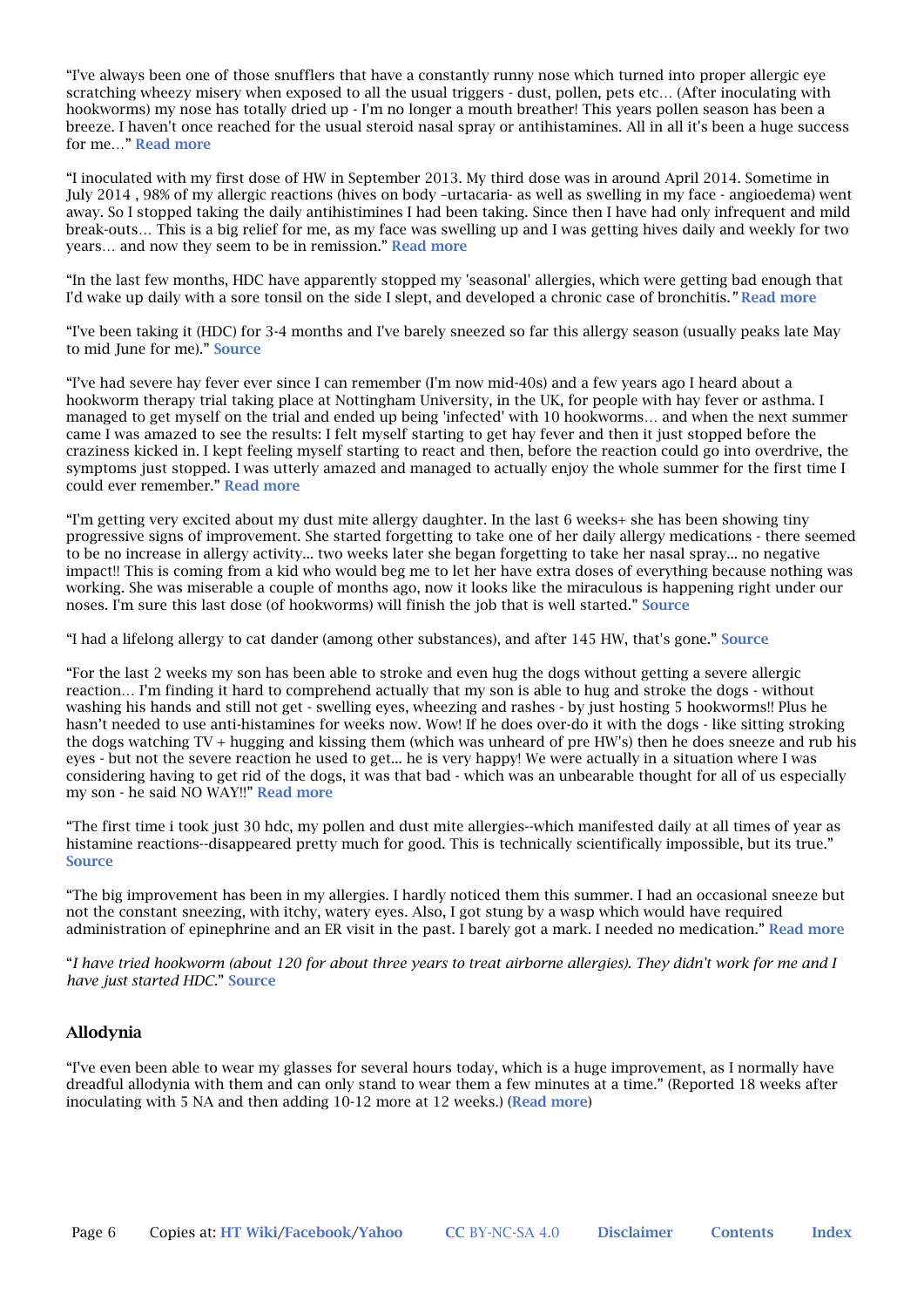"I've always been one of those snufflers that have a constantly runny nose which turned into proper allergic eye scratching wheezy misery when exposed to all the usual triggers - dust, pollen, pets etc… (After inoculating with hookworms) my nose has totally dried up - I'm no longer a mouth breather! This years pollen season has been a breeze. I haven't once reached for the usual steroid nasal spray or antihistamines. All in all it's been a huge success for me…" **Read more**

"I inoculated with my first dose of HW in September 2013. My third dose was in around April 2014. Sometime in July 2014 , 98% of my allergic reactions (hives on body –urtacaria- as well as swelling in my face - angioedema) went away. So I stopped taking the daily antihistimines I had been taking. Since then I have had only infrequent and mild break-outs… This is a big relief for me, as my face was swelling up and I was getting hives daily and weekly for two years… and now they seem to be in remission." **Read more**

"In the last few months, HDC have apparently stopped my 'seasonal' allergies, which were getting bad enough that I'd wake up daily with a sore tonsil on the side I slept, and developed a chronic case of bronchitis.*"* **Read more**

"I've been taking it (HDC) for 3-4 months and I've barely sneezed so far this allergy season (usually peaks late May to mid June for me)." **Source**

"I've had severe hay fever ever since I can remember (I'm now mid-40s) and a few years ago I heard about a hookworm therapy trial taking place at Nottingham University, in the UK, for people with hay fever or asthma. I managed to get myself on the trial and ended up being 'infected' with 10 hookworms… and when the next summer came I was amazed to see the results: I felt myself starting to get hay fever and then it just stopped before the craziness kicked in. I kept feeling myself starting to react and then, before the reaction could go into overdrive, the symptoms just stopped. I was utterly amazed and managed to actually enjoy the whole summer for the first time I could ever remember." **Read more**

"I'm getting very excited about my dust mite allergy daughter. In the last 6 weeks+ she has been showing tiny progressive signs of improvement. She started forgetting to take one of her daily allergy medications - there seemed to be no increase in allergy activity… two weeks later she began forgetting to take her nasal spray… no negative impact!! This is coming from a kid who would beg me to let her have extra doses of everything because nothing was working. She was miserable a couple of months ago, now it looks like the miraculous is happening right under our noses. I'm sure this last dose (of hookworms) will finish the job that is well started." **Source**

"I had a lifelong allergy to cat dander (among other substances), and after 145 HW, that's gone." **Source**

"For the last 2 weeks my son has been able to stroke and even hug the dogs without getting a severe allergic reaction… I'm finding it hard to comprehend actually that my son is able to hug and stroke the dogs - without washing his hands and still not get - swelling eyes, wheezing and rashes - by just hosting 5 hookworms!! Plus he hasn't needed to use anti-histamines for weeks now. Wow! If he does over-do it with the dogs - like sitting stroking the dogs watching TV + hugging and kissing them (which was unheard of pre HW's) then he does sneeze and rub his eyes - but not the severe reaction he used to get... he is very happy! We were actually in a situation where I was considering having to get rid of the dogs, it was that bad - which was an unbearable thought for all of us especially my son - he said NO WAY!!" **Read more**

"The first time i took just 30 hdc, my pollen and dust mite allergies--which manifested daily at all times of year as histamine reactions--disappeared pretty much for good. This is technically scientifically impossible, but its true." **Source**

"The big improvement has been in my allergies. I hardly noticed them this summer. I had an occasional sneeze but not the constant sneezing, with itchy, watery eyes. Also, I got stung by a wasp which would have required administration of epinephrine and an ER visit in the past. I barely got a mark. I needed no medication." **Read more**

"*I have tried hookworm (about 120 for about three years to treat airborne allergies). They didn't work for me and I have just started HDC.*" **Source**

### Allodynia

"I've even been able to wear my glasses for several hours today, which is a huge improvement, as I normally have dreadful allodynia with them and can only stand to wear them a few minutes at a time." (Reported 18 weeks after inoculating with 5 NA and then adding 10-12 more at 12 weeks.) (**Read more**)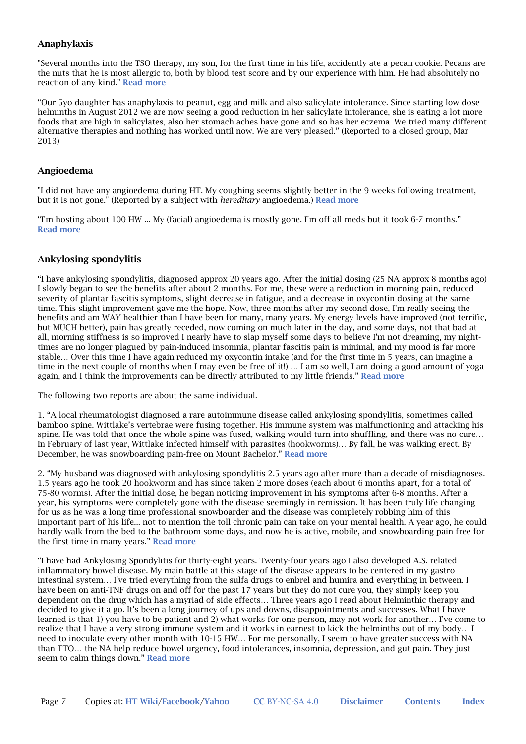### Anaphylaxis

"Several months into the TSO therapy, my son, for the first time in his life, accidently ate a pecan cookie. Pecans are the nuts that he is most allergic to, both by blood test score and by our experience with him. He had absolutely no reaction of any kind." **Read more**

"Our 5yo daughter has anaphylaxis to peanut, egg and milk and also salicylate intolerance. Since starting low dose helminths in August 2012 we are now seeing a good reduction in her salicylate intolerance, she is eating a lot more foods that are high in salicylates, also her stomach aches have gone and so has her eczema. We tried many different alternative therapies and nothing has worked until now. We are very pleased." (Reported to a closed group, Mar 2013)

### Angioedema

"I did not have any angioedema during HT. My coughing seems slightly better in the 9 weeks following treatment, but it is not gone." (Reported by a subject with *hereditary* angioedema.) **Read more**

"I'm hosting about 100 HW ... My (facial) angioedema is mostly gone. I'm off all meds but it took 6-7 months." **Read more**

### Ankylosing spondylitis

"I have ankylosing spondylitis, diagnosed approx 20 years ago. After the initial dosing (25 NA approx 8 months ago) I slowly began to see the benefits after about 2 months. For me, these were a reduction in morning pain, reduced severity of plantar fascitis symptoms, slight decrease in fatigue, and a decrease in oxycontin dosing at the same time. This slight improvement gave me the hope. Now, three months after my second dose, I'm really seeing the benefits and am WAY healthier than I have been for many, many years. My energy levels have improved (not terrific, but MUCH better), pain has greatly receded, now coming on much later in the day, and some days, not that bad at all, morning stiffness is so improved I nearly have to slap myself some days to believe I'm not dreaming, my night-times are no longer plagued by pain-induced insomnia, plantar fascitis pain is minimal, and my mood is far more stable… Over this time I have again reduced my oxycontin intake (and for the first time in 5 years, can imagine a time in the next couple of months when I may even be free of it!) … I am so well, I am doing a good amount of yoga again, and I think the improvements can be directly attributed to my little friends." **Read more**

The following two reports are about the same individual.

1. "A local rheumatologist diagnosed a rare autoimmune disease called ankylosing spondylitis, sometimes called bamboo spine. Wittlake's vertebrae were fusing together. His immune system was malfunctioning and attacking his spine. He was told that once the whole spine was fused, walking would turn into shuffling, and there was no cure… In February of last year, Wittlake infected himself with parasites (hookworms)… By fall, he was walking erect. By December, he was snowboarding pain-free on Mount Bachelor." **Read more**

2. "My husband was diagnosed with ankylosing spondylitis 2.5 years ago after more than a decade of misdiagnoses. 1.5 years ago he took 20 hookworm and has since taken 2 more doses (each about 6 months apart, for a total of 75-80 worms). After the initial dose, he began noticing improvement in his symptoms after 6-8 months. After a year, his symptoms were completely gone with the disease seemingly in remission. It has been truly life changing for us as he was a long time professional snowboarder and the disease was completely robbing him of this important part of his life… not to mention the toll chronic pain can take on your mental health. A year ago, he could hardly walk from the bed to the bathroom some days, and now he is active, mobile, and snowboarding pain free for the first time in many years." **Read more**

"I have had Ankylosing Spondylitis for thirty-eight years. Twenty-four years ago I also developed A.S. related inflammatory bowel disease. My main battle at this stage of the disease appears to be centered in my gastro intestinal system… I've tried everything from the sulfa drugs to enbrel and humira and everything in between. I have been on anti-TNF drugs on and off for the past 17 years but they do not cure you, they simply keep you dependent on the drug which has a myriad of side effects… Three years ago I read about Helminthic therapy and decided to give it a go. It's been a long journey of ups and downs, disappointments and successes. What I have learned is that 1) you have to be patient and 2) what works for one person, may not work for another… I've come to realize that I have a very strong immune system and it works in earnest to kick the helminths out of my body… I need to inoculate every other month with 10-15 HW… For me personally, I seem to have greater success with NA than TTO… the NA help reduce bowel urgency, food intolerances, insomnia, depression, and gut pain. They just seem to calm things down." **Read more**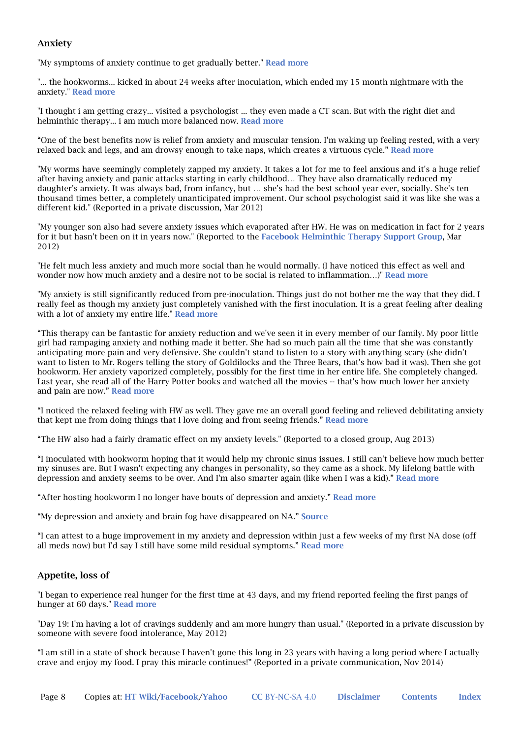### Anxiety

"My symptoms of anxiety continue to get gradually better." Read more

"... the hookworms... kicked in about 24 weeks after inoculation, which ended my 15 month nightmare with the anxiety." Read more

"I thought i am getting crazy... visited a psychologist ... they even made a CT scan. But with the right diet and helminthic therapy... i am much more balanced now. Read more

“One of the best benefits now is relief from anxiety and muscular tension. I'm waking up feeling rested, with a very relaxed back and legs, and am drowsy enough to take naps, which creates a virtuous cycle.” Read more

"My worms have seemingly completely zapped my anxiety. It takes a lot for me to feel anxious and it's a huge relief after having anxiety and panic attacks starting in early childhood… They have also dramatically reduced my daughter's anxiety. It was always bad, from infancy, but … she's had the best school year ever, socially. She's ten thousand times better, a completely unanticipated improvement. Our school psychologist said it was like she was a different kid." (Reported in a private discussion, Mar 2012)

"My younger son also had severe anxiety issues which evaporated after HW. He was on medication in fact for 2 years for it but hasn't been on it in years now." (Reported to the Facebook Helminthic Therapy Support Group, Mar 2012)

"He felt much less anxiety and much more social than he would normally. (I have noticed this effect as well and wonder now how much anxiety and a desire not to be social is related to inflammation…)" Read more

"My anxiety is still significantly reduced from pre-inoculation. Things just do not bother me the way that they did. I really feel as though my anxiety just completely vanished with the first inoculation. It is a great feeling after dealing with a lot of anxiety my entire life." Read more

“This therapy can be fantastic for anxiety reduction and we've seen it in every member of our family. My poor little girl had rampaging anxiety and nothing made it better. She had so much pain all the time that she was constantly anticipating more pain and very defensive. She couldn't stand to listen to a story with anything scary (she didn't want to listen to Mr. Rogers telling the story of Goldilocks and the Three Bears, that's how bad it was). Then she got hookworm. Her anxiety vaporized completely, possibly for the first time in her entire life. She completely changed. Last year, she read all of the Harry Potter books and watched all the movies -- that's how much lower her anxiety and pain are now.” Read more

“I noticed the relaxed feeling with HW as well. They gave me an overall good feeling and relieved debilitating anxiety that kept me from doing things that I love doing and from seeing friends.” Read more

“The HW also had a fairly dramatic effect on my anxiety levels." (Reported to a closed group, Aug 2013)

“I inoculated with hookworm hoping that it would help my chronic sinus issues. I still can't believe how much better my sinuses are. But I wasn't expecting any changes in personality, so they came as a shock. My lifelong battle with depression and anxiety seems to be over. And I'm also smarter again (like when I was a kid).” Read more

“After hosting hookworm I no longer have bouts of depression and anxiety.” Read more

“My depression and anxiety and brain fog have disappeared on NA.” Source

“I can attest to a huge improvement in my anxiety and depression within just a few weeks of my first NA dose (off all meds now) but I'd say I still have some mild residual symptoms.” Read more

### Appetite, loss of

"I began to experience real hunger for the first time at 43 days, and my friend reported feeling the first pangs of hunger at 60 days." Read more

"Day 19: I'm having a lot of cravings suddenly and am more hungry than usual." (Reported in a private discussion by someone with severe food intolerance, May 2012)

“I am still in a state of shock because I haven't gone this long in 23 years with having a long period where I actually crave and enjoy my food. I pray this miracle continues!” (Reported in a private communication, Nov 2014)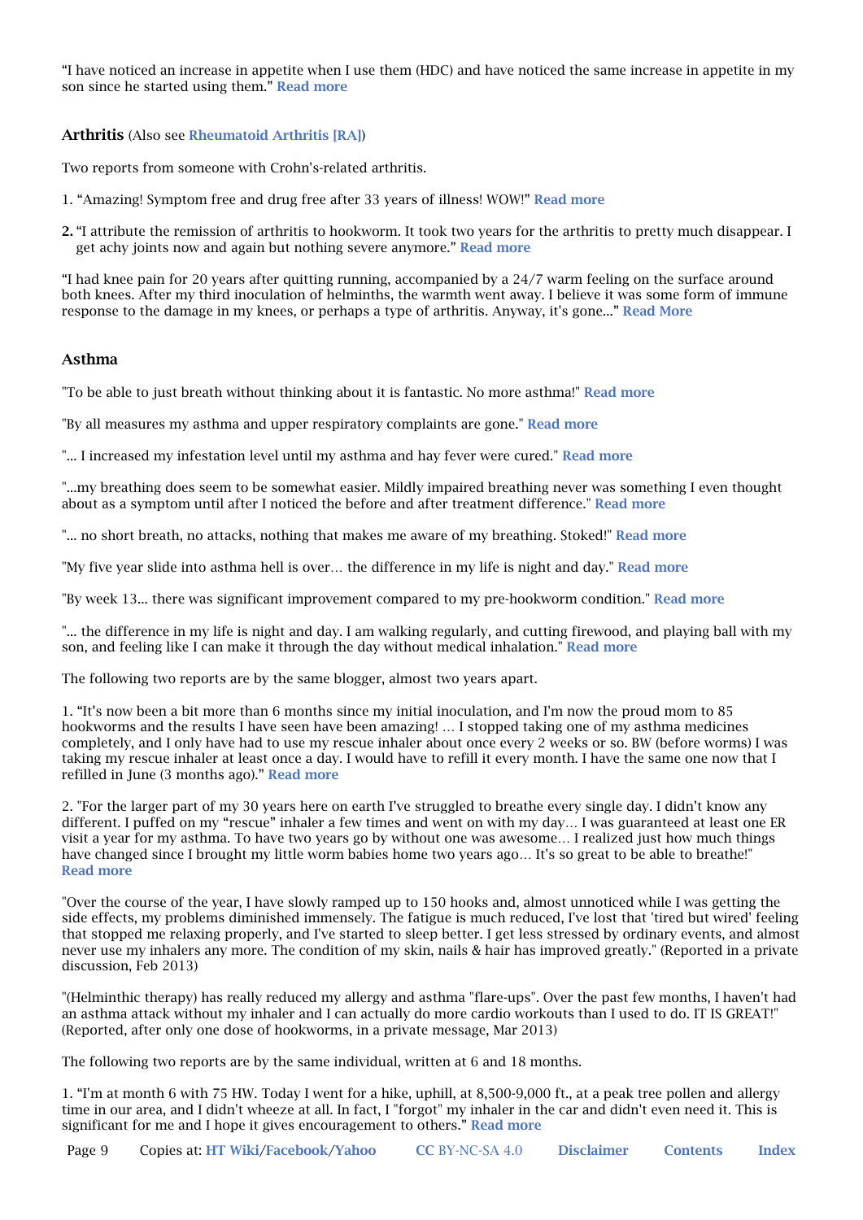"I have noticed an increase in appetite when I use them (HDC) and have noticed the same increase in appetite in my son since he started using them." Read more

### Arthritis (Also see Rheumatoid Arthritis [RA])

Two reports from someone with Crohn's-related arthritis.

1. "Amazing! Symptom free and drug free after 33 years of illness! WOW!" Read more

2. "I attribute the remission of arthritis to hookworm. It took two years for the arthritis to pretty much disappear. I get achy joints now and again but nothing severe anymore." Read more

"I had knee pain for 20 years after quitting running, accompanied by a 24/7 warm feeling on the surface around both knees. After my third inoculation of helminths, the warmth went away. I believe it was some form of immune response to the damage in my knees, or perhaps a type of arthritis. Anyway, it's gone..." Read More

### Asthma

"To be able to just breath without thinking about it is fantastic. No more asthma!" Read more

"By all measures my asthma and upper respiratory complaints are gone." Read more

"... I increased my infestation level until my asthma and hay fever were cured." Read more

"...my breathing does seem to be somewhat easier. Mildly impaired breathing never was something I even thought about as a symptom until after I noticed the before and after treatment difference." Read more

"... no short breath, no attacks, nothing that makes me aware of my breathing. Stoked!" Read more

"My five year slide into asthma hell is over… the difference in my life is night and day." Read more

"By week 13... there was significant improvement compared to my pre-hookworm condition." Read more

"... the difference in my life is night and day. I am walking regularly, and cutting firewood, and playing ball with my son, and feeling like I can make it through the day without medical inhalation." Read more

The following two reports are by the same blogger, almost two years apart.

1. "It's now been a bit more than 6 months since my initial inoculation, and I'm now the proud mom to 85 hookworms and the results I have seen have been amazing! … I stopped taking one of my asthma medicines completely, and I only have had to use my rescue inhaler about once every 2 weeks or so. BW (before worms) I was taking my rescue inhaler at least once a day. I would have to refill it every month. I have the same one now that I refilled in June (3 months ago)." Read more

2. "For the larger part of my 30 years here on earth I've struggled to breathe every single day. I didn't know any different. I puffed on my "rescue" inhaler a few times and went on with my day… I was guaranteed at least one ER visit a year for my asthma. To have two years go by without one was awesome… I realized just how much things have changed since I brought my little worm babies home two years ago… It's so great to be able to breathe!" Read more

"Over the course of the year, I have slowly ramped up to 150 hooks and, almost unnoticed while I was getting the side effects, my problems diminished immensely. The fatigue is much reduced, I've lost that 'tired but wired' feeling that stopped me relaxing properly, and I've started to sleep better. I get less stressed by ordinary events, and almost never use my inhalers any more. The condition of my skin, nails & hair has improved greatly." (Reported in a private discussion, Feb 2013)

"(Helminthic therapy) has really reduced my allergy and asthma "flare-ups". Over the past few months, I haven't had an asthma attack without my inhaler and I can actually do more cardio workouts than I used to do. IT IS GREAT!" (Reported, after only one dose of hookworms, in a private message, Mar 2013)

The following two reports are by the same individual, written at 6 and 18 months.

1. "I'm at month 6 with 75 HW. Today I went for a hike, uphill, at 8,500-9,000 ft., at a peak tree pollen and allergy time in our area, and I didn't wheeze at all. In fact, I "forgot" my inhaler in the car and didn't even need it. This is significant for me and I hope it gives encouragement to others." Read more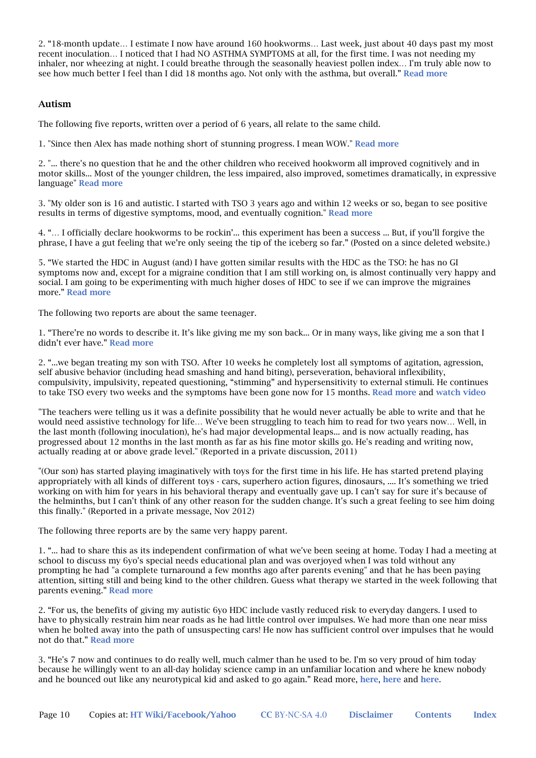2. “18-month update… I estimate I now have around 160 hookworms… Last week, just about 40 days past my most recent inoculation… I noticed that I had NO ASTHMA SYMPTOMS at all, for the first time. I was not needing my inhaler, nor wheezing at night. I could breathe through the seasonally heaviest pollen index… I'm truly able now to see how much better I feel than I did 18 months ago. Not only with the asthma, but overall.” **Read more**

### Autism

The following five reports, written over a period of 6 years, all relate to the same child.

1. "Since then Alex has made nothing short of stunning progress. I mean WOW." **Read more**

2. "... there's no question that he and the other children who received hookworm all improved cognitively and in motor skills... Most of the younger children, the less impaired, also improved, sometimes dramatically, in expressive language" **Read more**

3. "My older son is 16 and autistic. I started with TSO 3 years ago and within 12 weeks or so, began to see positive results in terms of digestive symptoms, mood, and eventually cognition." **Read more**

4. “… I officially declare hookworms to be rockin'... this experiment has been a success ... But, if you’ll forgive the phrase, I have a gut feeling that we’re only seeing the tip of the iceberg so far.” (Posted on a since deleted website.)

5. “We started the HDC in August (and) I have gotten similar results with the HDC as the TSO: he has no GI symptoms now and, except for a migraine condition that I am still working on, is almost continually very happy and social. I am going to be experimenting with much higher doses of HDC to see if we can improve the migraines more.” **Read more**

The following two reports are about the same teenager.

1. “There’re no words to describe it. It’s like giving me my son back... Or in many ways, like giving me a son that I didn’t ever have.” **Read more**

2. “...we began treating my son with TSO. After 10 weeks he completely lost all symptoms of agitation, agression, self abusive behavior (including head smashing and hand biting), perseveration, behavioral inflexibility, compulsivity, impulsivity, repeated questioning, “stimming” and hypersensitivity to external stimuli. He continues to take TSO every two weeks and the symptoms have been gone now for 15 months. **Read more** and **watch video**

"The teachers were telling us it was a definite possibility that he would never actually be able to write and that he would need assistive technology for life… We've been struggling to teach him to read for two years now… Well, in the last month (following inoculation), he's had major developmental leaps... and is now actually reading, has progressed about 12 months in the last month as far as his fine motor skills go. He's reading and writing now, actually reading at or above grade level." (Reported in a private discussion, 2011)

"(Our son) has started playing imaginatively with toys for the first time in his life. He has started pretend playing appropriately with all kinds of different toys - cars, superhero action figures, dinosaurs, .... It's something we tried working on with him for years in his behavioral therapy and eventually gave up. I can't say for sure it's because of the helminths, but I can't think of any other reason for the sudden change. It's such a great feeling to see him doing this finally." (Reported in a private message, Nov 2012)

The following three reports are by the same very happy parent.

1. “... had to share this as its independent confirmation of what we've been seeing at home. Today I had a meeting at school to discuss my 6yo's special needs educational plan and was overjoyed when I was told without any prompting he had "a complete turnaround a few months ago after parents evening" and that he has been paying attention, sitting still and being kind to the other children. Guess what therapy we started in the week following that parents evening.” **Read more**

2. “For us, the benefits of giving my autistic 6yo HDC include vastly reduced risk to everyday dangers. I used to have to physically restrain him near roads as he had little control over impulses. We had more than one near miss when he bolted away into the path of unsuspecting cars! He now has sufficient control over impulses that he would not do that.” **Read more**

3. “He's 7 now and continues to do really well, much calmer than he used to be. I'm so very proud of him today because he willingly went to an all-day holiday science camp in an unfamiliar location and where he knew nobody and he bounced out like any neurotypical kid and asked to go again.” Read more, **here**, **here** and **here**.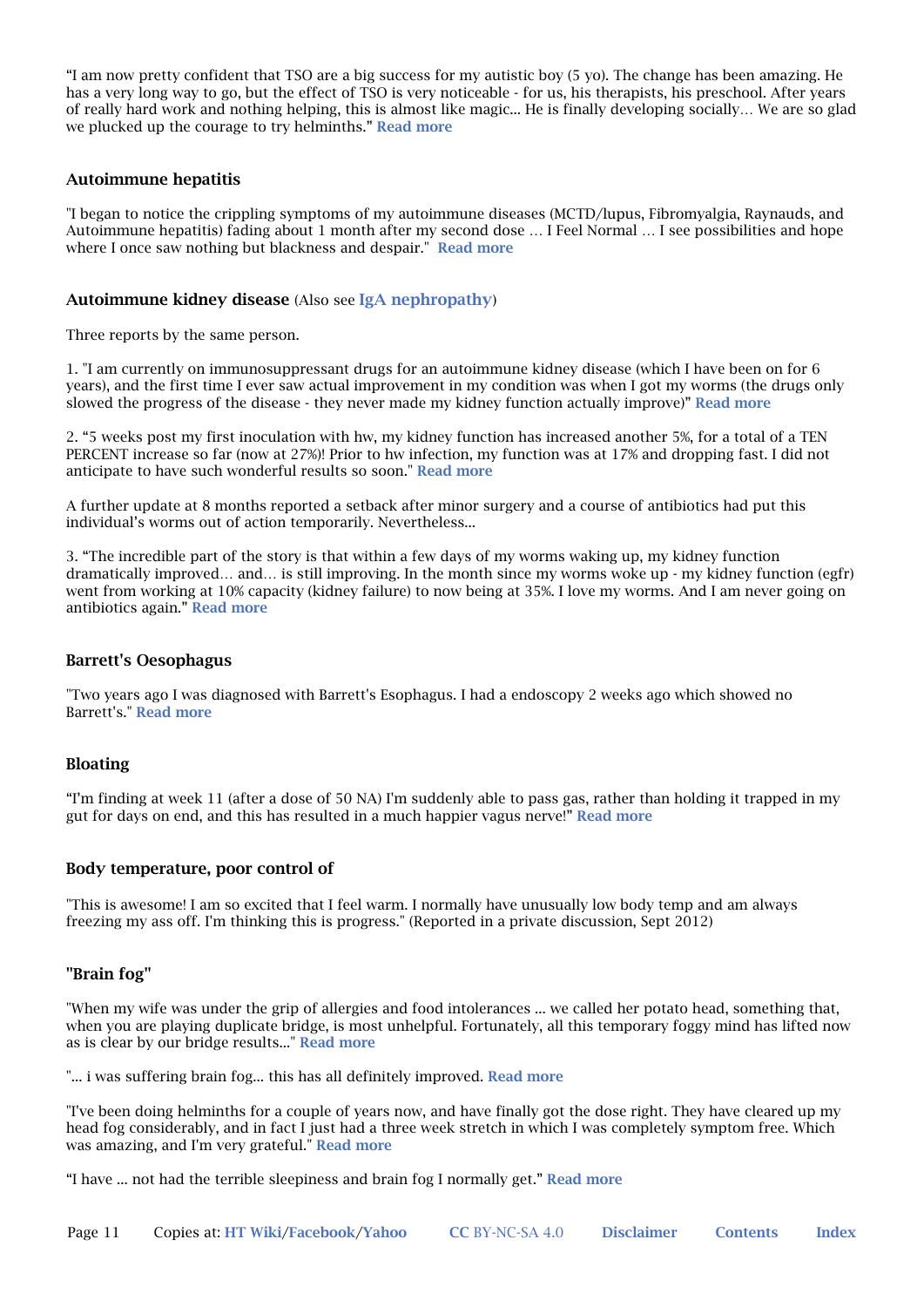"I am now pretty confident that TSO are a big success for my autistic boy (5 yo). The change has been amazing. He has a very long way to go, but the effect of TSO is very noticeable - for us, his therapists, his preschool. After years of really hard work and nothing helping, this is almost like magic... He is finally developing socially… We are so glad we plucked up the courage to try helminths." **Read more**

### Autoimmune hepatitis

"I began to notice the crippling symptoms of my autoimmune diseases (MCTD/lupus, Fibromyalgia, Raynauds, and Autoimmune hepatitis) fading about 1 month after my second dose … I Feel Normal … I see possibilities and hope where I once saw nothing but blackness and despair." **Read more**

### Autoimmune kidney disease (Also see **IgA nephropathy**)

Three reports by the same person.

1. "I am currently on immunosuppressant drugs for an autoimmune kidney disease (which I have been on for 6 years), and the first time I ever saw actual improvement in my condition was when I got my worms (the drugs only slowed the progress of the disease - they never made my kidney function actually improve)" **Read more**

2. "5 weeks post my first inoculation with hw, my kidney function has increased another 5%, for a total of a TEN PERCENT increase so far (now at 27%)! Prior to hw infection, my function was at 17% and dropping fast. I did not anticipate to have such wonderful results so soon." **Read more**

A further update at 8 months reported a setback after minor surgery and a course of antibiotics had put this individual's worms out of action temporarily. Nevertheless...

3. "The incredible part of the story is that within a few days of my worms waking up, my kidney function dramatically improved… and… is still improving. In the month since my worms woke up - my kidney function (egfr) went from working at 10% capacity (kidney failure) to now being at 35%. I love my worms. And I am never going on antibiotics again." **Read more**

### Barrett's Oesophagus

"Two years ago I was diagnosed with Barrett's Esophagus. I had a endoscopy 2 weeks ago which showed no Barrett's." **Read more**

### Bloating

"I'm finding at week 11 (after a dose of 50 NA) I'm suddenly able to pass gas, rather than holding it trapped in my gut for days on end, and this has resulted in a much happier vagus nerve!" **Read more**

### Body temperature, poor control of

"This is awesome! I am so excited that I feel warm. I normally have unusually low body temp and am always freezing my ass off. I'm thinking this is progress." (Reported in a private discussion, Sept 2012)

### "Brain fog"

"When my wife was under the grip of allergies and food intolerances ... we called her potato head, something that, when you are playing duplicate bridge, is most unhelpful. Fortunately, all this temporary foggy mind has lifted now as is clear by our bridge results..." **Read more**

"... i was suffering brain fog... this has all definitely improved. **Read more**

"I've been doing helminths for a couple of years now, and have finally got the dose right. They have cleared up my head fog considerably, and in fact I just had a three week stretch in which I was completely symptom free. Which was amazing, and I'm very grateful." **Read more**

"I have ... not had the terrible sleepiness and brain fog I normally get." **Read more**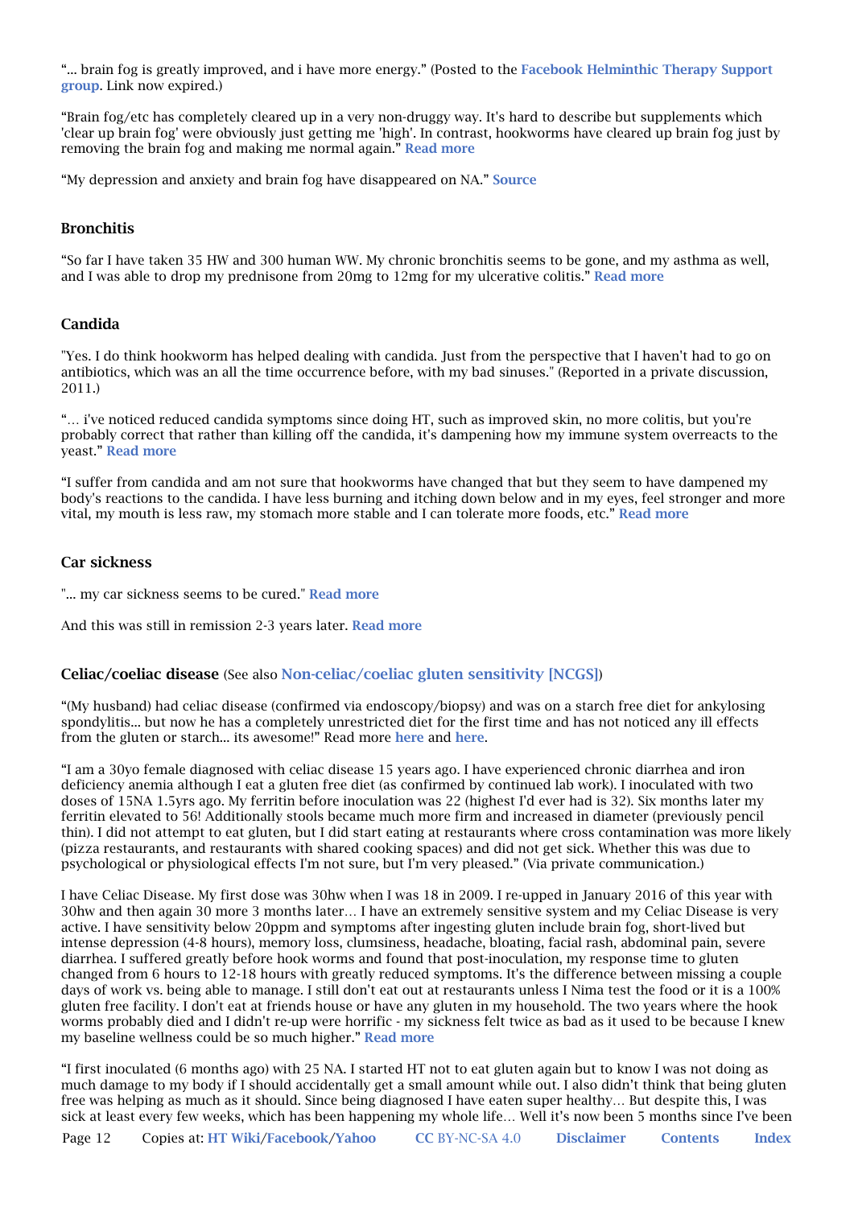"... brain fog is greatly improved, and i have more energy." (Posted to the Facebook Helminthic Therapy Support group. Link now expired.)

"Brain fog/etc has completely cleared up in a very non-druggy way. It's hard to describe but supplements which 'clear up brain fog' were obviously just getting me 'high'. In contrast, hookworms have cleared up brain fog just by removing the brain fog and making me normal again." Read more

"My depression and anxiety and brain fog have disappeared on NA." Source

### Bronchitis

"So far I have taken 35 HW and 300 human WW. My chronic bronchitis seems to be gone, and my asthma as well, and I was able to drop my prednisone from 20mg to 12mg for my ulcerative colitis." Read more

### Candida

"Yes. I do think hookworm has helped dealing with candida. Just from the perspective that I haven't had to go on antibiotics, which was an all the time occurrence before, with my bad sinuses." (Reported in a private discussion, 2011.)

"... i've noticed reduced candida symptoms since doing HT, such as improved skin, no more colitis, but you're probably correct that rather than killing off the candida, it's dampening how my immune system overreacts to the yeast." Read more

"I suffer from candida and am not sure that hookworms have changed that but they seem to have dampened my body's reactions to the candida. I have less burning and itching down below and in my eyes, feel stronger and more vital, my mouth is less raw, my stomach more stable and I can tolerate more foods, etc." Read more

### Car sickness

"... my car sickness seems to be cured." Read more

And this was still in remission 2-3 years later. Read more

### Celiac/coeliac disease (See also Non-celiac/coeliac gluten sensitivity [NCGS])

"(My husband) had celiac disease (confirmed via endoscopy/biopsy) and was on a starch free diet for ankylosing spondylitis... but now he has a completely unrestricted diet for the first time and has not noticed any ill effects from the gluten or starch... its awesome!" Read more here and here.

"I am a 30yo female diagnosed with celiac disease 15 years ago. I have experienced chronic diarrhea and iron deficiency anemia although I eat a gluten free diet (as confirmed by continued lab work). I inoculated with two doses of 15NA 1.5yrs ago. My ferritin before inoculation was 22 (highest I'd ever had is 32). Six months later my ferritin elevated to 56! Additionally stools became much more firm and increased in diameter (previously pencil thin). I did not attempt to eat gluten, but I did start eating at restaurants where cross contamination was more likely (pizza restaurants, and restaurants with shared cooking spaces) and did not get sick. Whether this was due to psychological or physiological effects I'm not sure, but I'm very pleased." (Via private communication.)

I have Celiac Disease. My first dose was 30hw when I was 18 in 2009. I re-upped in January 2016 of this year with 30hw and then again 30 more 3 months later... I have an extremely sensitive system and my Celiac Disease is very active. I have sensitivity below 20ppm and symptoms after ingesting gluten include brain fog, short-lived but intense depression (4-8 hours), memory loss, clumsiness, headache, bloating, facial rash, abdominal pain, severe diarrhea. I suffered greatly before hook worms and found that post-inoculation, my response time to gluten changed from 6 hours to 12-18 hours with greatly reduced symptoms. It's the difference between missing a couple days of work vs. being able to manage. I still don't eat out at restaurants unless I Nima test the food or it is a 100% gluten free facility. I don't eat at friends house or have any gluten in my household. The two years where the hook worms probably died and I didn't re-up were horrific - my sickness felt twice as bad as it used to be because I knew my baseline wellness could be so much higher." Read more

"I first inoculated (6 months ago) with 25 NA. I started HT not to eat gluten again but to know I was not doing as much damage to my body if I should accidentally get a small amount while out. I also didn't think that being gluten free was helping as much as it should. Since being diagnosed I have eaten super healthy... But despite this, I was sick at least every few weeks, which has been happening my whole life... Well it's now been 5 months since I've been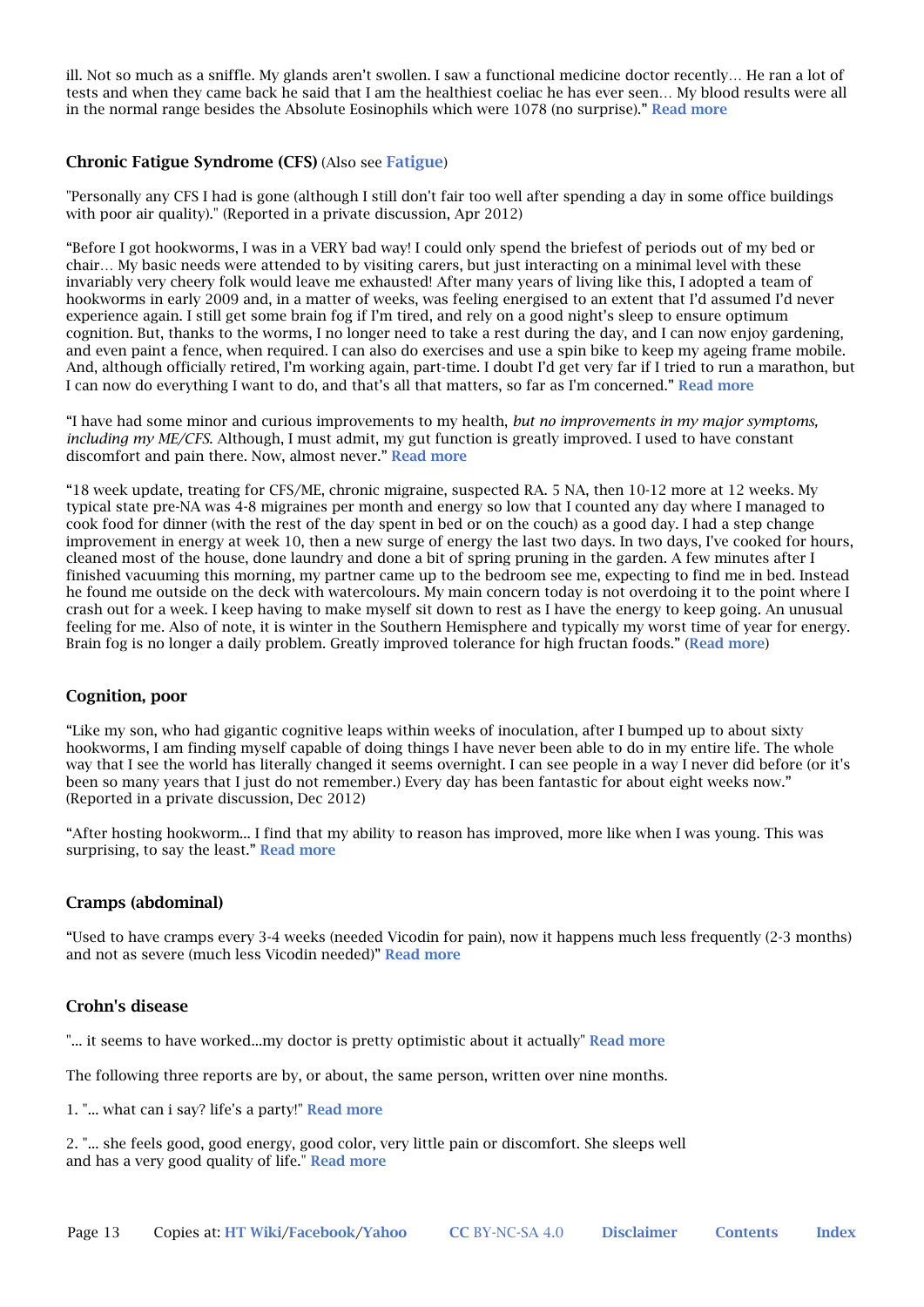ill. Not so much as a sniffle. My glands aren't swollen. I saw a functional medicine doctor recently… He ran a lot of tests and when they came back he said that I am the healthiest coeliac he has ever seen… My blood results were all in the normal range besides the Absolute Eosinophils which were 1078 (no surprise)." **Read more**

### Chronic Fatigue Syndrome (CFS) (Also see Fatigue)

"Personally any CFS I had is gone (although I still don't fair too well after spending a day in some office buildings with poor air quality)." (Reported in a private discussion, Apr 2012)

"Before I got hookworms, I was in a VERY bad way! I could only spend the briefest of periods out of my bed or chair… My basic needs were attended to by visiting carers, but just interacting on a minimal level with these invariably very cheery folk would leave me exhausted! After many years of living like this, I adopted a team of hookworms in early 2009 and, in a matter of weeks, was feeling energised to an extent that I'd assumed I'd never experience again. I still get some brain fog if I'm tired, and rely on a good night's sleep to ensure optimum cognition. But, thanks to the worms, I no longer need to take a rest during the day, and I can now enjoy gardening, and even paint a fence, when required. I can also do exercises and use a spin bike to keep my ageing frame mobile. And, although officially retired, I'm working again, part-time. I doubt I'd get very far if I tried to run a marathon, but I can now do everything I want to do, and that's all that matters, so far as I'm concerned." **Read more**

"I have had some minor and curious improvements to my health, *but no improvements in my major symptoms, including my ME/CFS*. Although, I must admit, my gut function is greatly improved. I used to have constant discomfort and pain there. Now, almost never." **Read more**

"18 week update, treating for CFS/ME, chronic migraine, suspected RA. 5 NA, then 10-12 more at 12 weeks. My typical state pre-NA was 4-8 migraines per month and energy so low that I counted any day where I managed to cook food for dinner (with the rest of the day spent in bed or on the couch) as a good day. I had a step change improvement in energy at week 10, then a new surge of energy the last two days. In two days, I've cooked for hours, cleaned most of the house, done laundry and done a bit of spring pruning in the garden. A few minutes after I finished vacuuming this morning, my partner came up to the bedroom see me, expecting to find me in bed. Instead he found me outside on the deck with watercolours. My main concern today is not overdoing it to the point where I crash out for a week. I keep having to make myself sit down to rest as I have the energy to keep going. An unusual feeling for me. Also of note, it is winter in the Southern Hemisphere and typically my worst time of year for energy. Brain fog is no longer a daily problem. Greatly improved tolerance for high fructan foods." (**Read more**)

### Cognition, poor

"Like my son, who had gigantic cognitive leaps within weeks of inoculation, after I bumped up to about sixty hookworms, I am finding myself capable of doing things I have never been able to do in my entire life. The whole way that I see the world has literally changed it seems overnight. I can see people in a way I never did before (or it's been so many years that I just do not remember.) Every day has been fantastic for about eight weeks now." (Reported in a private discussion, Dec 2012)

"After hosting hookworm... I find that my ability to reason has improved, more like when I was young. This was surprising, to say the least." **Read more**

### Cramps (abdominal)

"Used to have cramps every 3-4 weeks (needed Vicodin for pain), now it happens much less frequently (2-3 months) and not as severe (much less Vicodin needed)" **Read more**

### Crohn's disease

"... it seems to have worked...my doctor is pretty optimistic about it actually" **Read more**

The following three reports are by, or about, the same person, written over nine months.

1. "... what can i say? life's a party!" **Read more**

2. "... she feels good, good energy, good color, very little pain or discomfort. She sleeps well and has a very good quality of life." **Read more**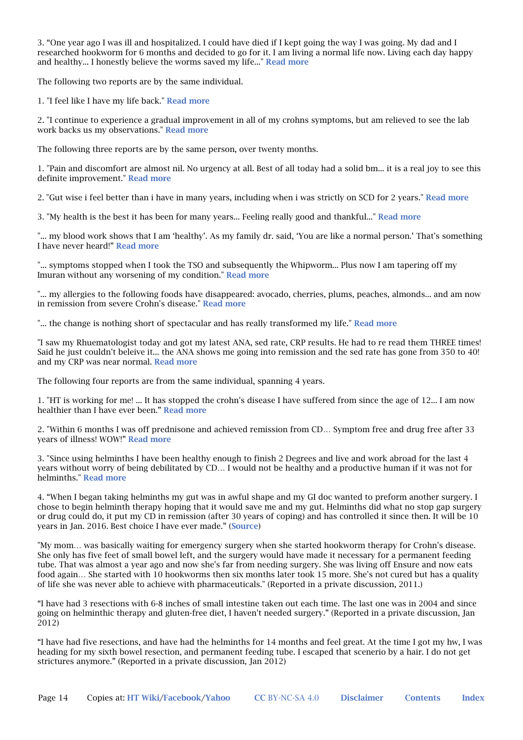3. “One year ago I was ill and hospitalized. I could have died if I kept going the way I was going. My dad and I researched hookworm for 6 months and decided to go for it. I am living a normal life now. Living each day happy and healthy... I honestly believe the worms saved my life..." **Read more**

The following two reports are by the same individual.

1. "I feel like I have my life back." **Read more**

2. "I continue to experience a gradual improvement in all of my crohns symptoms, but am relieved to see the lab work backs us my observations." **Read more**

The following three reports are by the same person, over twenty months.

1. "Pain and discomfort are almost nil. No urgency at all. Best of all today had a solid bm... it is a real joy to see this definite improvement." **Read more**

2. "Gut wise i feel better than i have in many years, including when i was strictly on SCD for 2 years." **Read more**

3. "My health is the best it has been for many years... Feeling really good and thankful..." **Read more**

"... my blood work shows that I am ‘healthy’. As my family dr. said, ‘You are like a normal person.’ That's something I have never heard!" **Read more**

"... symptoms stopped when I took the TSO and subsequently the Whipworm... Plus now I am tapering off my Imuran without any worsening of my condition." **Read more**

"... my allergies to the following foods have disappeared: avocado, cherries, plums, peaches, almonds... and am now in remission from severe Crohn's disease." **Read more**

"... the change is nothing short of spectacular and has really transformed my life." **Read more**

"I saw my Rhuematologist today and got my latest ANA, sed rate, CRP results. He had to re read them THREE times! Said he just couldn't beleive it... the ANA shows me going into remission and the sed rate has gone from 350 to 40! and my CRP was near normal. **Read more**

The following four reports are from the same individual, spanning 4 years.

1. "HT is working for me! ... It has stopped the crohn's disease I have suffered from since the age of 12... I am now healthier than I have ever been.” **Read more**

2. "Within 6 months I was off prednisone and achieved remission from CD… Symptom free and drug free after 33 years of illness! WOW!” **Read more**

3. "Since using helminths I have been healthy enough to finish 2 Degrees and live and work abroad for the last 4 years without worry of being debilitated by CD… I would not be healthy and a productive human if it was not for helminths." **Read more**

4. “When I began taking helminths my gut was in awful shape and my GI doc wanted to preform another surgery. I chose to begin helminth therapy hoping that it would save me and my gut. Helminths did what no stop gap surgery or drug could do, it put my CD in remission (after 30 years of coping) and has controlled it since then. It will be 10 years in Jan. 2016. Best choice I have ever made.” (**Source**)

"My mom… was basically waiting for emergency surgery when she started hookworm therapy for Crohn's disease. She only has five feet of small bowel left, and the surgery would have made it necessary for a permanent feeding tube. That was almost a year ago and now she's far from needing surgery. She was living off Ensure and now eats food again… She started with 10 hookworms then six months later took 15 more. She's not cured but has a quality of life she was never able to achieve with pharmaceuticals." (Reported in a private discussion, 2011.)

“I have had 3 resections with 6-8 inches of small intestine taken out each time. The last one was in 2004 and since going on helminthic therapy and gluten-free diet, I haven't needed surgery.” (Reported in a private discussion, Jan 2012)

“I have had five resections, and have had the helminths for 14 months and feel great. At the time I got my hw, I was heading for my sixth bowel resection, and permanent feeding tube. I escaped that scenerio by a hair. I do not get strictures anymore.” (Reported in a private discussion, Jan 2012)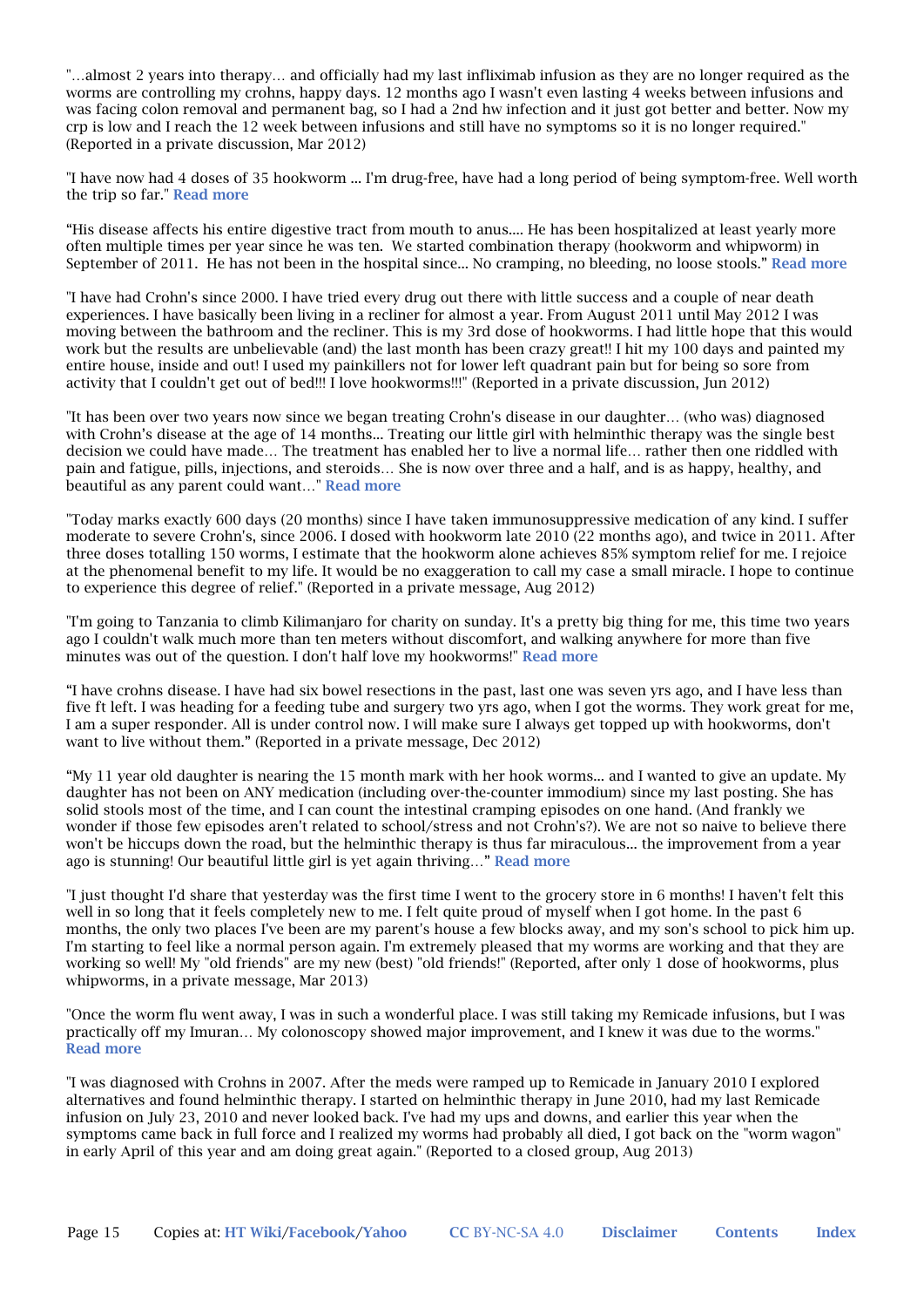"…almost 2 years into therapy… and officially had my last infliximab infusion as they are no longer required as the worms are controlling my crohns, happy days. 12 months ago I wasn't even lasting 4 weeks between infusions and was facing colon removal and permanent bag, so I had a 2nd hw infection and it just got better and better. Now my crp is low and I reach the 12 week between infusions and still have no symptoms so it is no longer required." (Reported in a private discussion, Mar 2012)

"I have now had 4 doses of 35 hookworm ... I'm drug-free, have had a long period of being symptom-free. Well worth the trip so far." **Read more**

"His disease affects his entire digestive tract from mouth to anus.... He has been hospitalized at least yearly more often multiple times per year since he was ten. We started combination therapy (hookworm and whipworm) in September of 2011. He has not been in the hospital since... No cramping, no bleeding, no loose stools." **Read more**

"I have had Crohn's since 2000. I have tried every drug out there with little success and a couple of near death experiences. I have basically been living in a recliner for almost a year. From August 2011 until May 2012 I was moving between the bathroom and the recliner. This is my 3rd dose of hookworms. I had little hope that this would work but the results are unbelievable (and) the last month has been crazy great!! I hit my 100 days and painted my entire house, inside and out! I used my painkillers not for lower left quadrant pain but for being so sore from activity that I couldn't get out of bed!!! I love hookworms!!!" (Reported in a private discussion, Jun 2012)

"It has been over two years now since we began treating Crohn's disease in our daughter… (who was) diagnosed with Crohn's disease at the age of 14 months... Treating our little girl with helminthic therapy was the single best decision we could have made… The treatment has enabled her to live a normal life… rather then one riddled with pain and fatigue, pills, injections, and steroids… She is now over three and a half, and is as happy, healthy, and beautiful as any parent could want…" **Read more**

"Today marks exactly 600 days (20 months) since I have taken immunosuppressive medication of any kind. I suffer moderate to severe Crohn's, since 2006. I dosed with hookworm late 2010 (22 months ago), and twice in 2011. After three doses totalling 150 worms, I estimate that the hookworm alone achieves 85% symptom relief for me. I rejoice at the phenomenal benefit to my life. It would be no exaggeration to call my case a small miracle. I hope to continue to experience this degree of relief." (Reported in a private message, Aug 2012)

"I'm going to Tanzania to climb Kilimanjaro for charity on sunday. It's a pretty big thing for me, this time two years ago I couldn't walk much more than ten meters without discomfort, and walking anywhere for more than five minutes was out of the question. I don't half love my hookworms!" **Read more**

"I have crohns disease. I have had six bowel resections in the past, last one was seven yrs ago, and I have less than five ft left. I was heading for a feeding tube and surgery two yrs ago, when I got the worms. They work great for me, I am a super responder. All is under control now. I will make sure I always get topped up with hookworms, don't want to live without them." (Reported in a private message, Dec 2012)

"My 11 year old daughter is nearing the 15 month mark with her hook worms... and I wanted to give an update. My daughter has not been on ANY medication (including over-the-counter immodium) since my last posting. She has solid stools most of the time, and I can count the intestinal cramping episodes on one hand. (And frankly we wonder if those few episodes aren't related to school/stress and not Crohn's?). We are not so naive to believe there won't be hiccups down the road, but the helminthic therapy is thus far miraculous... the improvement from a year ago is stunning! Our beautiful little girl is yet again thriving…" **Read more**

"I just thought I'd share that yesterday was the first time I went to the grocery store in 6 months! I haven't felt this well in so long that it feels completely new to me. I felt quite proud of myself when I got home. In the past 6 months, the only two places I've been are my parent's house a few blocks away, and my son's school to pick him up. I'm starting to feel like a normal person again. I'm extremely pleased that my worms are working and that they are working so well! My "old friends" are my new (best) "old friends!" (Reported, after only 1 dose of hookworms, plus whipworms, in a private message, Mar 2013)

"Once the worm flu went away, I was in such a wonderful place. I was still taking my Remicade infusions, but I was practically off my Imuran… My colonoscopy showed major improvement, and I knew it was due to the worms." **Read more**

"I was diagnosed with Crohns in 2007. After the meds were ramped up to Remicade in January 2010 I explored alternatives and found helminthic therapy. I started on helminthic therapy in June 2010, had my last Remicade infusion on July 23, 2010 and never looked back. I've had my ups and downs, and earlier this year when the symptoms came back in full force and I realized my worms had probably all died, I got back on the "worm wagon" in early April of this year and am doing great again." (Reported to a closed group, Aug 2013)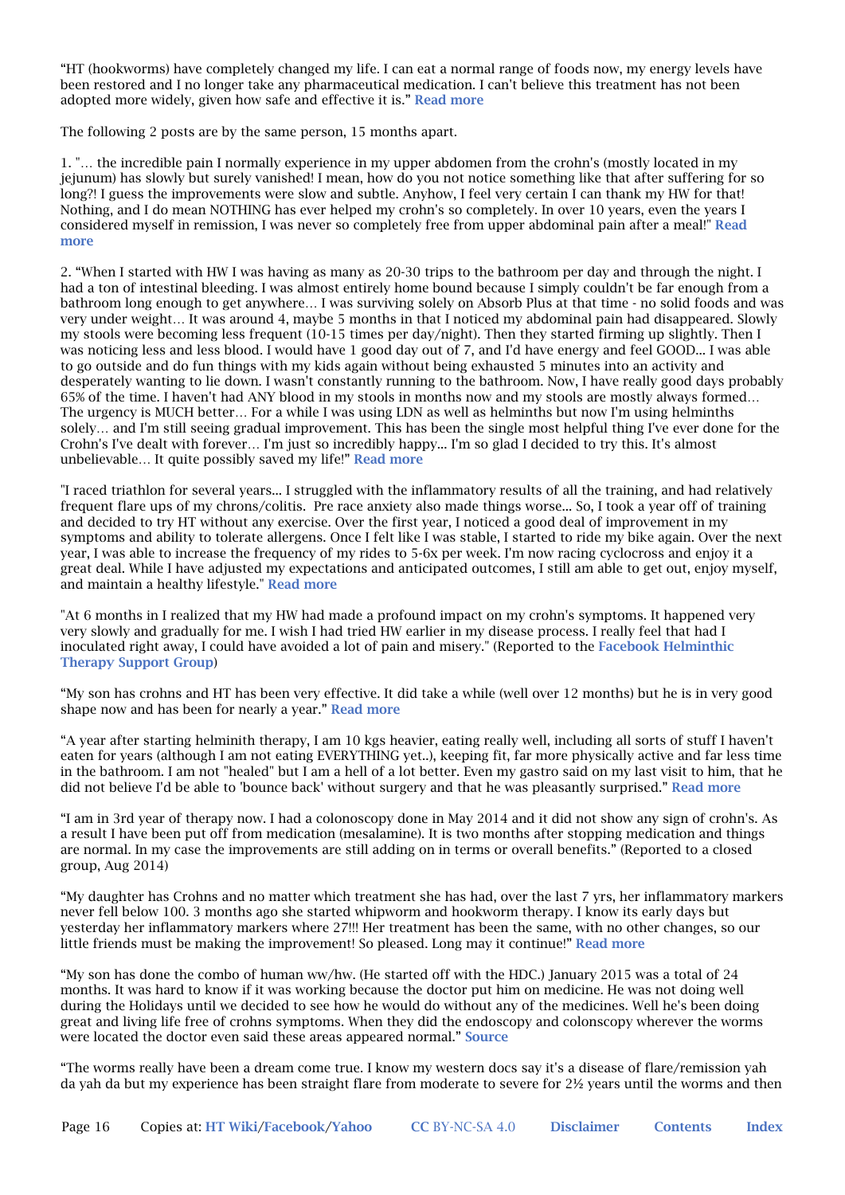"HT (hookworms) have completely changed my life. I can eat a normal range of foods now, my energy levels have been restored and I no longer take any pharmaceutical medication. I can't believe this treatment has not been adopted more widely, given how safe and effective it is." **Read more**

The following 2 posts are by the same person, 15 months apart.

1. "… the incredible pain I normally experience in my upper abdomen from the crohn's (mostly located in my jejunum) has slowly but surely vanished! I mean, how do you not notice something like that after suffering for so long?! I guess the improvements were slow and subtle. Anyhow, I feel very certain I can thank my HW for that! Nothing, and I do mean NOTHING has ever helped my crohn's so completely. In over 10 years, even the years I considered myself in remission, I was never so completely free from upper abdominal pain after a meal!" **Read more**

2. "When I started with HW I was having as many as 20-30 trips to the bathroom per day and through the night. I had a ton of intestinal bleeding. I was almost entirely home bound because I simply couldn't be far enough from a bathroom long enough to get anywhere… I was surviving solely on Absorb Plus at that time - no solid foods and was very under weight… It was around 4, maybe 5 months in that I noticed my abdominal pain had disappeared. Slowly my stools were becoming less frequent (10-15 times per day/night). Then they started firming up slightly. Then I was noticing less and less blood. I would have 1 good day out of 7, and I'd have energy and feel GOOD... I was able to go outside and do fun things with my kids again without being exhausted 5 minutes into an activity and desperately wanting to lie down. I wasn't constantly running to the bathroom. Now, I have really good days probably 65% of the time. I haven't had ANY blood in my stools in months now and my stools are mostly always formed… The urgency is MUCH better… For a while I was using LDN as well as helminths but now I'm using helminths solely… and I'm still seeing gradual improvement. This has been the single most helpful thing I've ever done for the Crohn's I've dealt with forever… I'm just so incredibly happy... I'm so glad I decided to try this. It's almost unbelievable… It quite possibly saved my life!" **Read more**

"I raced triathlon for several years... I struggled with the inflammatory results of all the training, and had relatively frequent flare ups of my chrons/colitis. Pre race anxiety also made things worse... So, I took a year off of training and decided to try HT without any exercise. Over the first year, I noticed a good deal of improvement in my symptoms and ability to tolerate allergens. Once I felt like I was stable, I started to ride my bike again. Over the next year, I was able to increase the frequency of my rides to 5-6x per week. I'm now racing cyclocross and enjoy it a great deal. While I have adjusted my expectations and anticipated outcomes, I still am able to get out, enjoy myself, and maintain a healthy lifestyle." **Read more**

"At 6 months in I realized that my HW had made a profound impact on my crohn's symptoms. It happened very very slowly and gradually for me. I wish I had tried HW earlier in my disease process. I really feel that had I inoculated right away, I could have avoided a lot of pain and misery." (Reported to the **Facebook Helminthic Therapy Support Group**)

"My son has crohns and HT has been very effective. It did take a while (well over 12 months) but he is in very good shape now and has been for nearly a year." **Read more**

"A year after starting helminith therapy, I am 10 kgs heavier, eating really well, including all sorts of stuff I haven't eaten for years (although I am not eating EVERYTHING yet..), keeping fit, far more physically active and far less time in the bathroom. I am not "healed" but I am a hell of a lot better. Even my gastro said on my last visit to him, that he did not believe I'd be able to 'bounce back' without surgery and that he was pleasantly surprised." **Read more**

"I am in 3rd year of therapy now. I had a colonoscopy done in May 2014 and it did not show any sign of crohn's. As a result I have been put off from medication (mesalamine). It is two months after stopping medication and things are normal. In my case the improvements are still adding on in terms or overall benefits." (Reported to a closed group, Aug 2014)

"My daughter has Crohns and no matter which treatment she has had, over the last 7 yrs, her inflammatory markers never fell below 100. 3 months ago she started whipworm and hookworm therapy. I know its early days but yesterday her inflammatory markers where 27!!! Her treatment has been the same, with no other changes, so our little friends must be making the improvement! So pleased. Long may it continue!" **Read more**

"My son has done the combo of human ww/hw. (He started off with the HDC.) January 2015 was a total of 24 months. It was hard to know if it was working because the doctor put him on medicine. He was not doing well during the Holidays until we decided to see how he would do without any of the medicines. Well he's been doing great and living life free of crohns symptoms. When they did the endoscopy and colonscopy wherever the worms were located the doctor even said these areas appeared normal." **Source**

"The worms really have been a dream come true. I know my western docs say it's a disease of flare/remission yah da yah da but my experience has been straight flare from moderate to severe for 2½ years until the worms and then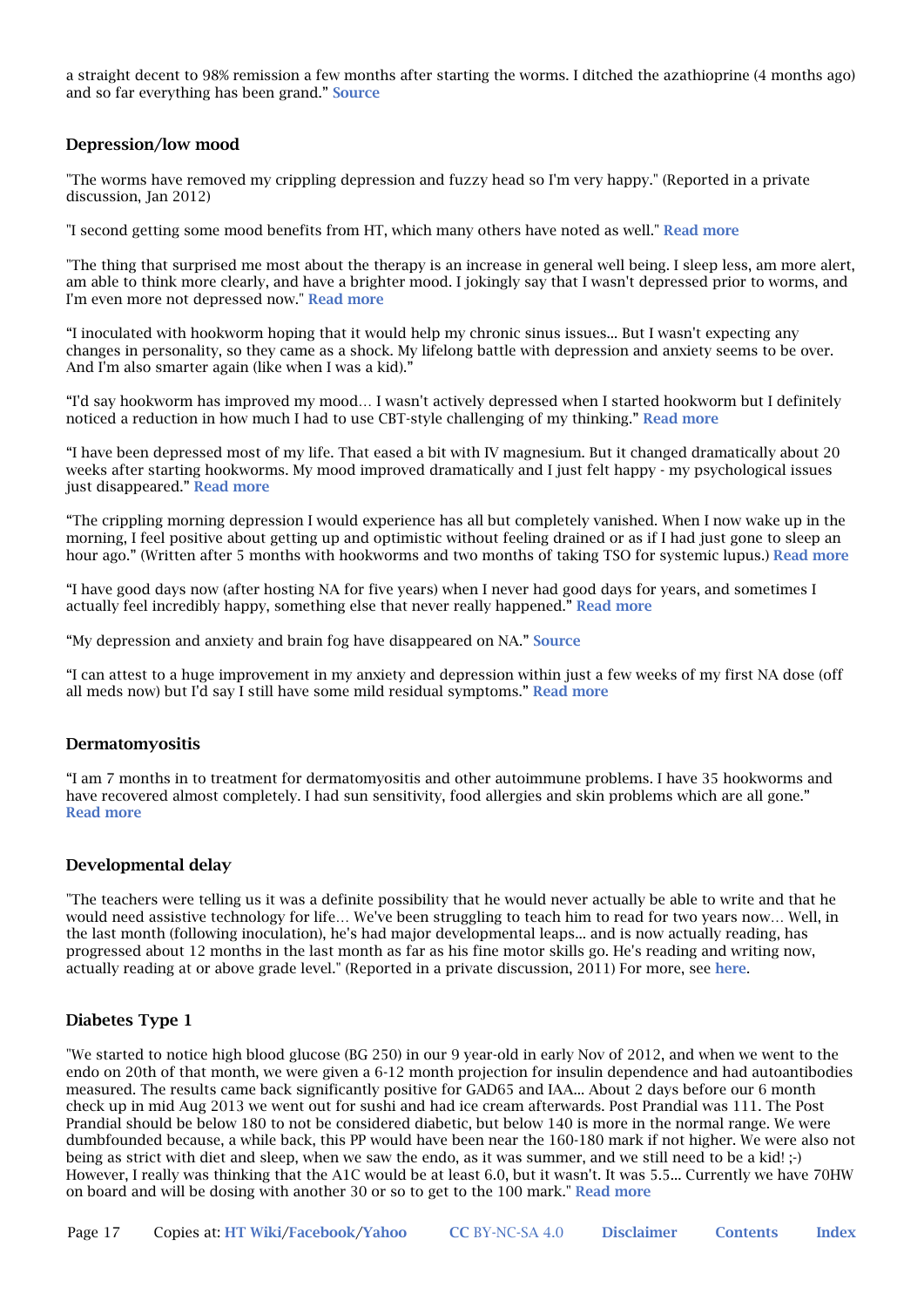a straight decent to 98% remission a few months after starting the worms. I ditched the azathioprine (4 months ago) and so far everything has been grand." Source

### Depression/low mood

"The worms have removed my crippling depression and fuzzy head so I'm very happy." (Reported in a private discussion, Jan 2012)

"I second getting some mood benefits from HT, which many others have noted as well." Read more

"The thing that surprised me most about the therapy is an increase in general well being. I sleep less, am more alert, am able to think more clearly, and have a brighter mood. I jokingly say that I wasn't depressed prior to worms, and I'm even more not depressed now." Read more

“I inoculated with hookworm hoping that it would help my chronic sinus issues... But I wasn't expecting any changes in personality, so they came as a shock. My lifelong battle with depression and anxiety seems to be over. And I'm also smarter again (like when I was a kid).”

“I'd say hookworm has improved my mood… I wasn't actively depressed when I started hookworm but I definitely noticed a reduction in how much I had to use CBT-style challenging of my thinking.” Read more

“I have been depressed most of my life. That eased a bit with IV magnesium. But it changed dramatically about 20 weeks after starting hookworms. My mood improved dramatically and I just felt happy - my psychological issues just disappeared.” Read more

“The crippling morning depression I would experience has all but completely vanished. When I now wake up in the morning, I feel positive about getting up and optimistic without feeling drained or as if I had just gone to sleep an hour ago.” (Written after 5 months with hookworms and two months of taking TSO for systemic lupus.) Read more

“I have good days now (after hosting NA for five years) when I never had good days for years, and sometimes I actually feel incredibly happy, something else that never really happened.” Read more

“My depression and anxiety and brain fog have disappeared on NA.” Source

“I can attest to a huge improvement in my anxiety and depression within just a few weeks of my first NA dose (off all meds now) but I'd say I still have some mild residual symptoms.” Read more

### Dermatomyositis

“I am 7 months in to treatment for dermatomyositis and other autoimmune problems. I have 35 hookworms and have recovered almost completely. I had sun sensitivity, food allergies and skin problems which are all gone.” Read more

### Developmental delay

"The teachers were telling us it was a definite possibility that he would never actually be able to write and that he would need assistive technology for life… We've been struggling to teach him to read for two years now… Well, in the last month (following inoculation), he's had major developmental leaps... and is now actually reading, has progressed about 12 months in the last month as far as his fine motor skills go. He's reading and writing now, actually reading at or above grade level." (Reported in a private discussion, 2011) For more, see here.

### Diabetes Type 1

"We started to notice high blood glucose (BG 250) in our 9 year-old in early Nov of 2012, and when we went to the endo on 20th of that month, we were given a 6-12 month projection for insulin dependence and had autoantibodies measured. The results came back significantly positive for GAD65 and IAA... About 2 days before our 6 month check up in mid Aug 2013 we went out for sushi and had ice cream afterwards. Post Prandial was 111. The Post Prandial should be below 180 to not be considered diabetic, but below 140 is more in the normal range. We were dumbfounded because, a while back, this PP would have been near the 160-180 mark if not higher. We were also not being as strict with diet and sleep, when we saw the endo, as it was summer, and we still need to be a kid! ;-) However, I really was thinking that the A1C would be at least 6.0, but it wasn't. It was 5.5... Currently we have 70HW on board and will be dosing with another 30 or so to get to the 100 mark." Read more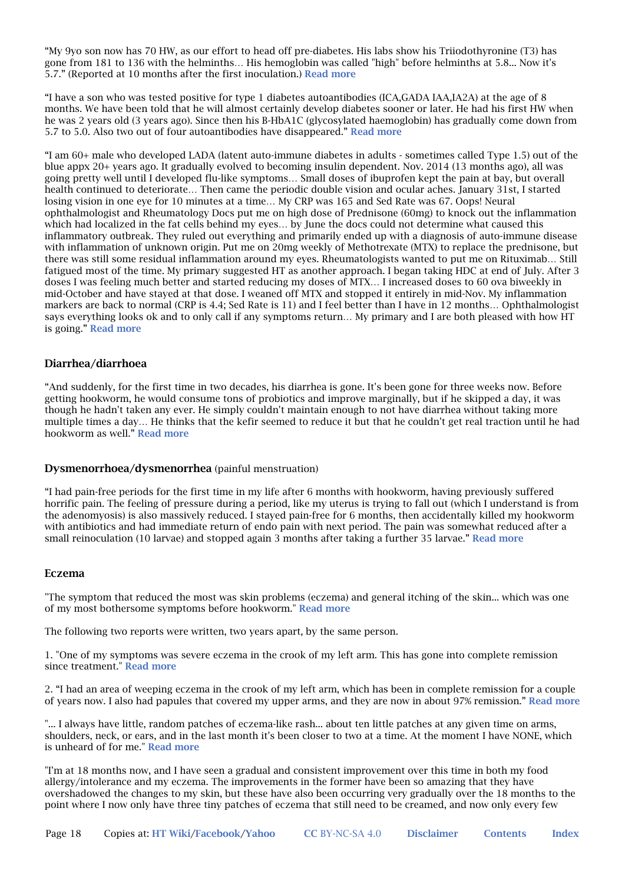“My 9yo son now has 70 HW, as our effort to head off pre-diabetes. His labs show his Triiodothyronine (T3) has gone from 181 to 136 with the helminths… His hemoglobin was called "high" before helminths at 5.8... Now it's 5.7.” (Reported at 10 months after the first inoculation.) **Read more**

“I have a son who was tested positive for type 1 diabetes autoantibodies (ICA,GADA IAA,IA2A) at the age of 8 months. We have been told that he will almost certainly develop diabetes sooner or later. He had his first HW when he was 2 years old (3 years ago). Since then his B-HbA1C (glycosylated haemoglobin) has gradually come down from 5.7 to 5.0. Also two out of four autoantibodies have disappeared.” **Read more**

“I am 60+ male who developed LADA (latent auto-immune diabetes in adults - sometimes called Type 1.5) out of the blue appx 20+ years ago. It gradually evolved to becoming insulin dependent. Nov. 2014 (13 months ago), all was going pretty well until I developed flu-like symptoms… Small doses of ibuprofen kept the pain at bay, but overall health continued to deteriorate… Then came the periodic double vision and ocular aches. January 31st, I started losing vision in one eye for 10 minutes at a time… My CRP was 165 and Sed Rate was 67. Oops! Neural ophthalmologist and Rheumatology Docs put me on high dose of Prednisone (60mg) to knock out the inflammation which had localized in the fat cells behind my eyes… by June the docs could not determine what caused this inflammatory outbreak. They ruled out everything and primarily ended up with a diagnosis of auto-immune disease with inflammation of unknown origin. Put me on 20mg weekly of Methotrexate (MTX) to replace the prednisone, but there was still some residual inflammation around my eyes. Rheumatologists wanted to put me on Rituximab… Still fatigued most of the time. My primary suggested HT as another approach. I began taking HDC at end of July. After 3 doses I was feeling much better and started reducing my doses of MTX… I increased doses to 60 ova biweekly in mid-October and have stayed at that dose. I weaned off MTX and stopped it entirely in mid-Nov. My inflammation markers are back to normal (CRP is 4.4; Sed Rate is 11) and I feel better than I have in 12 months… Ophthalmologist says everything looks ok and to only call if any symptoms return… My primary and I are both pleased with how HT is going.” **Read more**

### Diarrhea/diarrhoea

“And suddenly, for the first time in two decades, his diarrhea is gone. It's been gone for three weeks now. Before getting hookworm, he would consume tons of probiotics and improve marginally, but if he skipped a day, it was though he hadn't taken any ever. He simply couldn't maintain enough to not have diarrhea without taking more multiple times a day… He thinks that the kefir seemed to reduce it but that he couldn't get real traction until he had hookworm as well.” **Read more**

### Dysmenorrhoea/dysmenorrhea (painful menstruation)

“I had pain-free periods for the first time in my life after 6 months with hookworm, having previously suffered horrific pain. The feeling of pressure during a period, like my uterus is trying to fall out (which I understand is from the adenomyosis) is also massively reduced. I stayed pain-free for 6 months, then accidentally killed my hookworm with antibiotics and had immediate return of endo pain with next period. The pain was somewhat reduced after a small reinoculation (10 larvae) and stopped again 3 months after taking a further 35 larvae.” **Read more**

### Eczema

"The symptom that reduced the most was skin problems (eczema) and general itching of the skin... which was one of my most bothersome symptoms before hookworm." **Read more**

The following two reports were written, two years apart, by the same person.

1. "One of my symptoms was severe eczema in the crook of my left arm. This has gone into complete remission since treatment." **Read more**

2. “I had an area of weeping eczema in the crook of my left arm, which has been in complete remission for a couple of years now. I also had papules that covered my upper arms, and they are now in about 97% remission.” **Read more**

"... I always have little, random patches of eczema-like rash... about ten little patches at any given time on arms, shoulders, neck, or ears, and in the last month it's been closer to two at a time. At the moment I have NONE, which is unheard of for me." **Read more**

"I'm at 18 months now, and I have seen a gradual and consistent improvement over this time in both my food allergy/intolerance and my eczema. The improvements in the former have been so amazing that they have overshadowed the changes to my skin, but these have also been occurring very gradually over the 18 months to the point where I now only have three tiny patches of eczema that still need to be creamed, and now only every few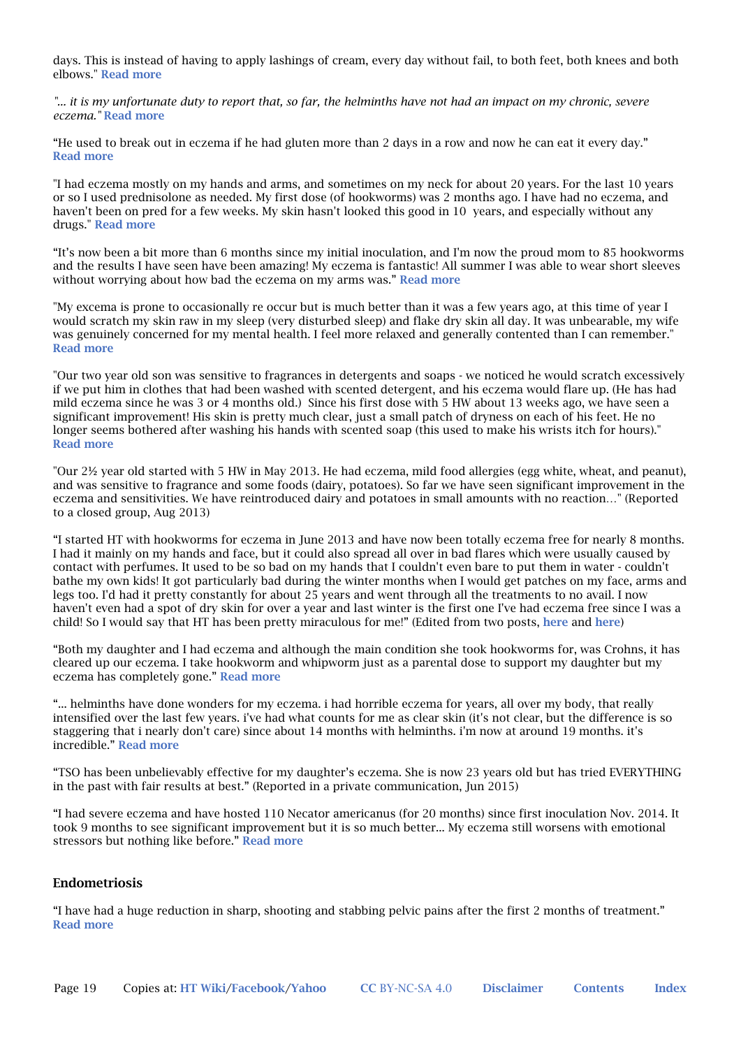days. This is instead of having to apply lashings of cream, every day without fail, to both feet, both knees and both elbows." **Read more**

*"... it is my unfortunate duty to report that, so far, the helminths have not had an impact on my chronic, severe eczema."* **Read more**

“He used to break out in eczema if he had gluten more than 2 days in a row and now he can eat it every day.” **Read more**

"I had eczema mostly on my hands and arms, and sometimes on my neck for about 20 years. For the last 10 years or so I used prednisolone as needed. My first dose (of hookworms) was 2 months ago. I have had no eczema, and haven't been on pred for a few weeks. My skin hasn't looked this good in 10 years, and especially without any drugs." **Read more**

“It’s now been a bit more than 6 months since my initial inoculation, and I'm now the proud mom to 85 hookworms and the results I have seen have been amazing! My eczema is fantastic! All summer I was able to wear short sleeves without worrying about how bad the eczema on my arms was.” **Read more**

"My excema is prone to occasionally re occur but is much better than it was a few years ago, at this time of year I would scratch my skin raw in my sleep (very disturbed sleep) and flake dry skin all day. It was unbearable, my wife was genuinely concerned for my mental health. I feel more relaxed and generally contented than I can remember." **Read more**

"Our two year old son was sensitive to fragrances in detergents and soaps - we noticed he would scratch excessively if we put him in clothes that had been washed with scented detergent, and his eczema would flare up. (He has had mild eczema since he was 3 or 4 months old.) Since his first dose with 5 HW about 13 weeks ago, we have seen a significant improvement! His skin is pretty much clear, just a small patch of dryness on each of his feet. He no longer seems bothered after washing his hands with scented soap (this used to make his wrists itch for hours)." **Read more**

"Our 2½ year old started with 5 HW in May 2013. He had eczema, mild food allergies (egg white, wheat, and peanut), and was sensitive to fragrance and some foods (dairy, potatoes). So far we have seen significant improvement in the eczema and sensitivities. We have reintroduced dairy and potatoes in small amounts with no reaction…" (Reported to a closed group, Aug 2013)

“I started HT with hookworms for eczema in June 2013 and have now been totally eczema free for nearly 8 months. I had it mainly on my hands and face, but it could also spread all over in bad flares which were usually caused by contact with perfumes. It used to be so bad on my hands that I couldn't even bare to put them in water - couldn't bathe my own kids! It got particularly bad during the winter months when I would get patches on my face, arms and legs too. I'd had it pretty constantly for about 25 years and went through all the treatments to no avail. I now haven't even had a spot of dry skin for over a year and last winter is the first one I've had eczema free since I was a child! So I would say that HT has been pretty miraculous for me!” (Edited from two posts, **here** and **here**)

“Both my daughter and I had eczema and although the main condition she took hookworms for, was Crohns, it has cleared up our eczema. I take hookworm and whipworm just as a parental dose to support my daughter but my eczema has completely gone.” **Read more**

“... helminths have done wonders for my eczema. i had horrible eczema for years, all over my body, that really intensified over the last few years. i've had what counts for me as clear skin (it's not clear, but the difference is so staggering that i nearly don't care) since about 14 months with helminths. i'm now at around 19 months. it's incredible.” **Read more**

“TSO has been unbelievably effective for my daughter’s eczema. She is now 23 years old but has tried EVERYTHING in the past with fair results at best.” (Reported in a private communication, Jun 2015)

“I had severe eczema and have hosted 110 Necator americanus (for 20 months) since first inoculation Nov. 2014. It took 9 months to see significant improvement but it is so much better... My eczema still worsens with emotional stressors but nothing like before.” **Read more**

### Endometriosis

“I have had a huge reduction in sharp, shooting and stabbing pelvic pains after the first 2 months of treatment.” **Read more**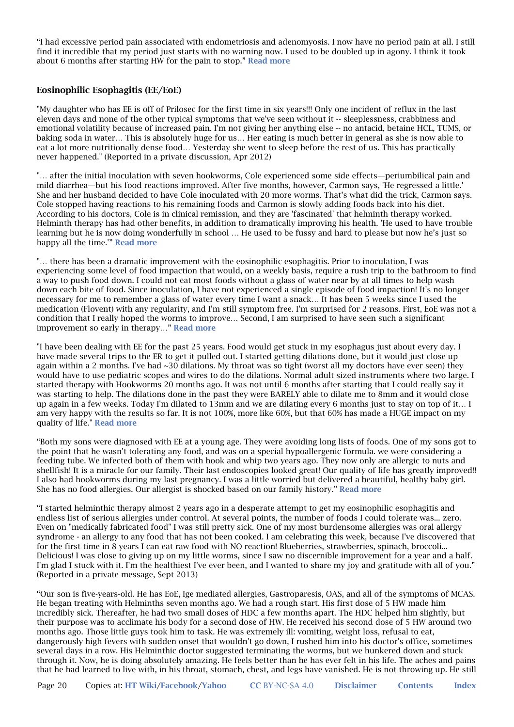"I had excessive period pain associated with endometriosis and adenomyosis. I now have no period pain at all. I still find it incredible that my period just starts with no warning now. I used to be doubled up in agony. I think it took about 6 months after starting HW for the pain to stop." **Read more**

### Eosinophilic Esophagitis (EE/EoE)

"My daughter who has EE is off of Prilosec for the first time in six years!!! Only one incident of reflux in the last eleven days and none of the other typical symptoms that we've seen without it -- sleeplessness, crabbiness and emotional volatility because of increased pain. I'm not giving her anything else -- no antacid, betaine HCL, TUMS, or baking soda in water… This is absolutely huge for us… Her eating is much better in general as she is now able to eat a lot more nutritionally dense food… Yesterday she went to sleep before the rest of us. This has practically never happened." (Reported in a private discussion, Apr 2012)

"… after the initial inoculation with seven hookworms, Cole experienced some side effects—periumbilical pain and mild diarrhea—but his food reactions improved. After five months, however, Carmon says, 'He regressed a little.' She and her husband decided to have Cole inoculated with 20 more worms. That's what did the trick, Carmon says. Cole stopped having reactions to his remaining foods and Carmon is slowly adding foods back into his diet. According to his doctors, Cole is in clinical remission, and they are 'fascinated' that helminth therapy worked. Helminth therapy has had other benefits, in addition to dramatically improving his health. 'He used to have trouble learning but he is now doing wonderfully in school … He used to be fussy and hard to please but now he's just so happy all the time.'" **Read more**

"… there has been a dramatic improvement with the eosinophilic esophagitis. Prior to inoculation, I was experiencing some level of food impaction that would, on a weekly basis, require a rush trip to the bathroom to find a way to push food down. I could not eat most foods without a glass of water near by at all times to help wash down each bite of food. Since inoculation, I have not experienced a single episode of food impaction! It's no longer necessary for me to remember a glass of water every time I want a snack… It has been 5 weeks since I used the medication (Flovent) with any regularity, and I'm still symptom free. I'm surprised for 2 reasons. First, EoE was not a condition that I really hoped the worms to improve… Second, I am surprised to have seen such a significant improvement so early in therapy…" **Read more**

"I have been dealing with EE for the past 25 years. Food would get stuck in my esophagus just about every day. I have made several trips to the ER to get it pulled out. I started getting dilations done, but it would just close up again within a 2 months. I've had ~30 dilations. My throat was so tight (worst all my doctors have ever seen) they would have to use pediatric scopes and wires to do the dilations. Normal adult sized instruments where two large. I started therapy with Hookworms 20 months ago. It was not until 6 months after starting that I could really say it was starting to help. The dilations done in the past they were BARELY able to dilate me to 8mm and it would close up again in a few weeks. Today I'm dilated to 13mm and we are dilating every 6 months just to stay on top of it… I am very happy with the results so far. It is not 100%, more like 60%, but that 60% has made a HUGE impact on my quality of life." **Read more**

"Both my sons were diagnosed with EE at a young age. They were avoiding long lists of foods. One of my sons got to the point that he wasn't tolerating any food, and was on a special hypoallergenic formula. we were considering a feeding tube. We infected both of them with hook and whip two years ago. They now only are allergic to nuts and shellfish! It is a miracle for our family. Their last endoscopies looked great! Our quality of life has greatly improved!! I also had hookworms during my last pregnancy. I was a little worried but delivered a beautiful, healthy baby girl. She has no food allergies. Our allergist is shocked based on our family history." **Read more**

"I started helminthic therapy almost 2 years ago in a desperate attempt to get my eosinophilic esophagitis and endless list of serious allergies under control. At several points, the number of foods I could tolerate was... zero. Even on "medically fabricated food" I was still pretty sick. One of my most burdensome allergies was oral allergy syndrome - an allergy to any food that has not been cooked. I am celebrating this week, because I've discovered that for the first time in 8 years I can eat raw food with NO reaction! Blueberries, strawberries, spinach, broccoli... Delicious! I was close to giving up on my little worms, since I saw no discernible improvement for a year and a half. I'm glad I stuck with it. I'm the healthiest I've ever been, and I wanted to share my joy and gratitude with all of you." (Reported in a private message, Sept 2013)

"Our son is five-years-old. He has EoE, Ige mediated allergies, Gastroparesis, OAS, and all of the symptoms of MCAS. He began treating with Helminths seven months ago. We had a rough start. His first dose of 5 HW made him incredibly sick. Thereafter, he had two small doses of HDC a few months apart. The HDC helped him slightly, but their purpose was to acclimate his body for a second dose of HW. He received his second dose of 5 HW around two months ago. Those little guys took him to task. He was extremely ill: vomiting, weight loss, refusal to eat, dangerously high fevers with sudden onset that wouldn't go down, I rushed him into his doctor's office, sometimes several days in a row. His Helminthic doctor suggested terminating the worms, but we hunkered down and stuck through it. Now, he is doing absolutely amazing. He feels better than he has ever felt in his life. The aches and pains that he had learned to live with, in his throat, stomach, chest, and legs have vanished. He is not throwing up. He still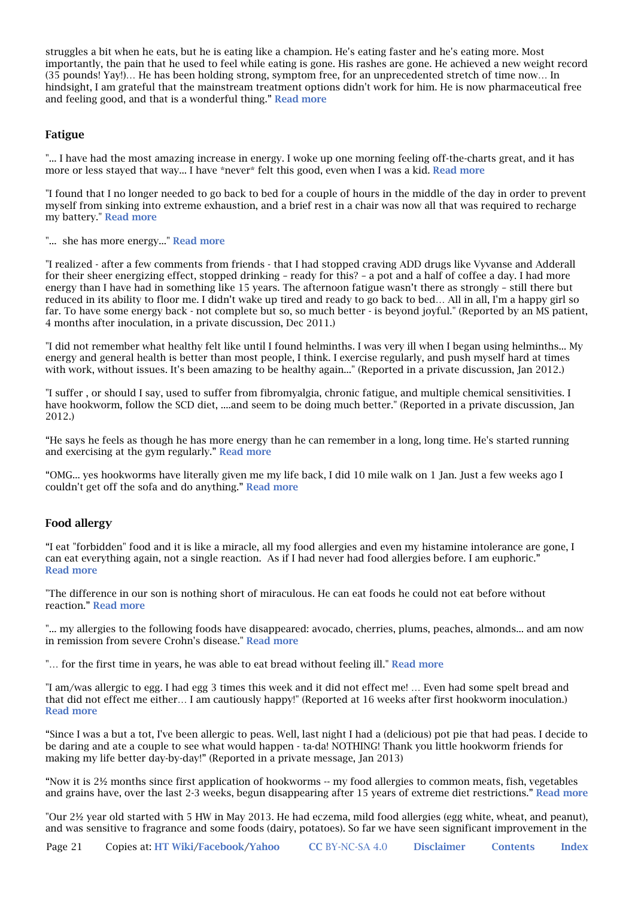struggles a bit when he eats, but he is eating like a champion. He's eating faster and he's eating more. Most importantly, the pain that he used to feel while eating is gone. His rashes are gone. He achieved a new weight record (35 pounds! Yay!)… He has been holding strong, symptom free, for an unprecedented stretch of time now… In hindsight, I am grateful that the mainstream treatment options didn't work for him. He is now pharmaceutical free and feeling good, and that is a wonderful thing." **Read more**

### Fatigue

"... I have had the most amazing increase in energy. I woke up one morning feeling off-the-charts great, and it has more or less stayed that way... I have *never* felt this good, even when I was a kid. **Read more**

"I found that I no longer needed to go back to bed for a couple of hours in the middle of the day in order to prevent myself from sinking into extreme exhaustion, and a brief rest in a chair was now all that was required to recharge my battery." **Read more**

"... she has more energy..." **Read more**

"I realized - after a few comments from friends - that I had stopped craving ADD drugs like Vyvanse and Adderall for their sheer energizing effect, stopped drinking – ready for this? – a pot and a half of coffee a day. I had more energy than I have had in something like 15 years. The afternoon fatigue wasn't there as strongly – still there but reduced in its ability to floor me. I didn't wake up tired and ready to go back to bed… All in all, I'm a happy girl so far. To have some energy back - not complete but so, so much better - is beyond joyful." (Reported by an MS patient, 4 months after inoculation, in a private discussion, Dec 2011.)

"I did not remember what healthy felt like until I found helminths. I was very ill when I began using helminths... My energy and general health is better than most people, I think. I exercise regularly, and push myself hard at times with work, without issues. It's been amazing to be healthy again..." (Reported in a private discussion, Jan 2012.)

"I suffer , or should I say, used to suffer from fibromyalgia, chronic fatigue, and multiple chemical sensitivities. I have hookworm, follow the SCD diet, ....and seem to be doing much better." (Reported in a private discussion, Jan 2012.)

"He says he feels as though he has more energy than he can remember in a long, long time. He's started running and exercising at the gym regularly." **Read more**

"OMG... yes hookworms have literally given me my life back, I did 10 mile walk on 1 Jan. Just a few weeks ago I couldn't get off the sofa and do anything." **Read more**

### Food allergy

"I eat "forbidden" food and it is like a miracle, all my food allergies and even my histamine intolerance are gone, I can eat everything again, not a single reaction. As if I had never had food allergies before. I am euphoric." **Read more**

"The difference in our son is nothing short of miraculous. He can eat foods he could not eat before without reaction." **Read more**

"... my allergies to the following foods have disappeared: avocado, cherries, plums, peaches, almonds... and am now in remission from severe Crohn's disease." **Read more**

"… for the first time in years, he was able to eat bread without feeling ill." **Read more**

"I am/was allergic to egg. I had egg 3 times this week and it did not effect me! … Even had some spelt bread and that did not effect me either… I am cautiously happy!" (Reported at 16 weeks after first hookworm inoculation.) **Read more**

"Since I was a but a tot, I've been allergic to peas. Well, last night I had a (delicious) pot pie that had peas. I decide to be daring and ate a couple to see what would happen - ta-da! NOTHING! Thank you little hookworm friends for making my life better day-by-day!" (Reported in a private message, Jan 2013)

"Now it is 2½ months since first application of hookworms -- my food allergies to common meats, fish, vegetables and grains have, over the last 2-3 weeks, begun disappearing after 15 years of extreme diet restrictions." **Read more**

"Our 2½ year old started with 5 HW in May 2013. He had eczema, mild food allergies (egg white, wheat, and peanut), and was sensitive to fragrance and some foods (dairy, potatoes). So far we have seen significant improvement in the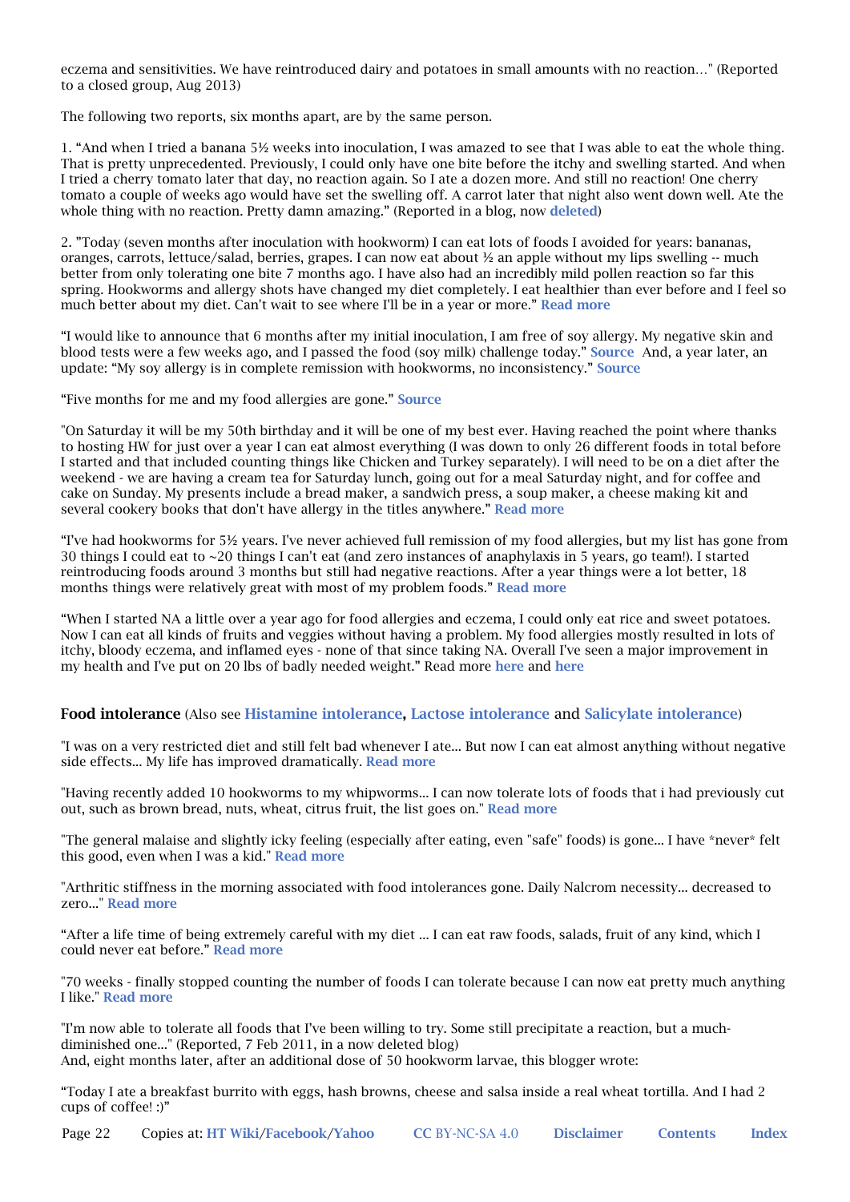eczema and sensitivities. We have reintroduced dairy and potatoes in small amounts with no reaction…" (Reported to a closed group, Aug 2013)

The following two reports, six months apart, are by the same person.

1. “And when I tried a banana 5½ weeks into inoculation, I was amazed to see that I was able to eat the whole thing. That is pretty unprecedented. Previously, I could only have one bite before the itchy and swelling started. And when I tried a cherry tomato later that day, no reaction again. So I ate a dozen more. And still no reaction! One cherry tomato a couple of weeks ago would have set the swelling off. A carrot later that night also went down well. Ate the whole thing with no reaction. Pretty damn amazing.” (Reported in a blog, now deleted)

2. "Today (seven months after inoculation with hookworm) I can eat lots of foods I avoided for years: bananas, oranges, carrots, lettuce/salad, berries, grapes. I can now eat about ½ an apple without my lips swelling -- much better from only tolerating one bite 7 months ago. I have also had an incredibly mild pollen reaction so far this spring. Hookworms and allergy shots have changed my diet completely. I eat healthier than ever before and I feel so much better about my diet. Can't wait to see where I'll be in a year or more.” Read more

“I would like to announce that 6 months after my initial inoculation, I am free of soy allergy. My negative skin and blood tests were a few weeks ago, and I passed the food (soy milk) challenge today.” Source And, a year later, an update: “My soy allergy is in complete remission with hookworms, no inconsistency.” Source

“Five months for me and my food allergies are gone.” Source

"On Saturday it will be my 50th birthday and it will be one of my best ever. Having reached the point where thanks to hosting HW for just over a year I can eat almost everything (I was down to only 26 different foods in total before I started and that included counting things like Chicken and Turkey separately). I will need to be on a diet after the weekend - we are having a cream tea for Saturday lunch, going out for a meal Saturday night, and for coffee and cake on Sunday. My presents include a bread maker, a sandwich press, a soup maker, a cheese making kit and several cookery books that don't have allergy in the titles anywhere." Read more

“I've had hookworms for 5½ years. I've never achieved full remission of my food allergies, but my list has gone from 30 things I could eat to ~20 things I can't eat (and zero instances of anaphylaxis in 5 years, go team!). I started reintroducing foods around 3 months but still had negative reactions. After a year things were a lot better, 18 months things were relatively great with most of my problem foods.” Read more

“When I started NA a little over a year ago for food allergies and eczema, I could only eat rice and sweet potatoes. Now I can eat all kinds of fruits and veggies without having a problem. My food allergies mostly resulted in lots of itchy, bloody eczema, and inflamed eyes - none of that since taking NA. Overall I've seen a major improvement in my health and I've put on 20 lbs of badly needed weight.” Read more here and here

**Food intolerance** (Also see **Histamine intolerance**, **Lactose intolerance** and **Salicylate intolerance**)

"I was on a very restricted diet and still felt bad whenever I ate... But now I can eat almost anything without negative side effects... My life has improved dramatically. Read more

"Having recently added 10 hookworms to my whipworms... I can now tolerate lots of foods that i had previously cut out, such as brown bread, nuts, wheat, citrus fruit, the list goes on." Read more

"The general malaise and slightly icky feeling (especially after eating, even "safe" foods) is gone... I have *never* felt this good, even when I was a kid." Read more

"Arthritic stiffness in the morning associated with food intolerances gone. Daily Nalcrom necessity... decreased to zero..." Read more

“After a life time of being extremely careful with my diet ... I can eat raw foods, salads, fruit of any kind, which I could never eat before.” Read more

"70 weeks - finally stopped counting the number of foods I can tolerate because I can now eat pretty much anything I like." Read more

"I'm now able to tolerate all foods that I've been willing to try. Some still precipitate a reaction, but a much-diminished one..." (Reported, 7 Feb 2011, in a now deleted blog)
And, eight months later, after an additional dose of 50 hookworm larvae, this blogger wrote:

“Today I ate a breakfast burrito with eggs, hash browns, cheese and salsa inside a real wheat tortilla. And I had 2 cups of coffee! :)”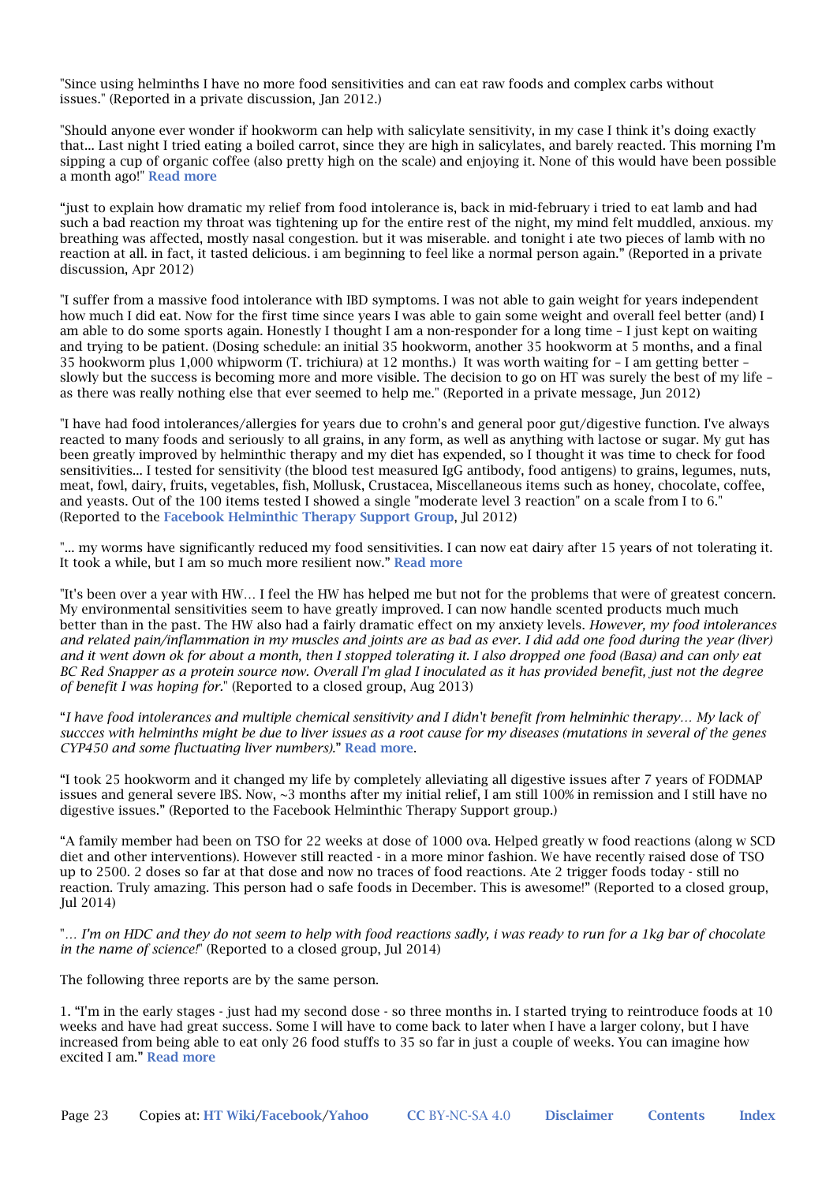"Since using helminths I have no more food sensitivities and can eat raw foods and complex carbs without issues." (Reported in a private discussion, Jan 2012.)

"Should anyone ever wonder if hookworm can help with salicylate sensitivity, in my case I think it's doing exactly that... Last night I tried eating a boiled carrot, since they are high in salicylates, and barely reacted. This morning I'm sipping a cup of organic coffee (also pretty high on the scale) and enjoying it. None of this would have been possible a month ago!" **Read more**

"just to explain how dramatic my relief from food intolerance is, back in mid-february i tried to eat lamb and had such a bad reaction my throat was tightening up for the entire rest of the night, my mind felt muddled, anxious. my breathing was affected, mostly nasal congestion. but it was miserable. and tonight i ate two pieces of lamb with no reaction at all. in fact, it tasted delicious. i am beginning to feel like a normal person again." (Reported in a private discussion, Apr 2012)

"I suffer from a massive food intolerance with IBD symptoms. I was not able to gain weight for years independent how much I did eat. Now for the first time since years I was able to gain some weight and overall feel better (and) I am able to do some sports again. Honestly I thought I am a non-responder for a long time – I just kept on waiting and trying to be patient. (Dosing schedule: an initial 35 hookworm, another 35 hookworm at 5 months, and a final 35 hookworm plus 1,000 whipworm (T. trichiura) at 12 months.) It was worth waiting for – I am getting better – slowly but the success is becoming more and more visible. The decision to go on HT was surely the best of my life – as there was really nothing else that ever seemed to help me." (Reported in a private message, Jun 2012)

"I have had food intolerances/allergies for years due to crohn's and general poor gut/digestive function. I've always reacted to many foods and seriously to all grains, in any form, as well as anything with lactose or sugar. My gut has been greatly improved by helminthic therapy and my diet has expended, so I thought it was time to check for food sensitivities... I tested for sensitivity (the blood test measured IgG antibody, food antigens) to grains, legumes, nuts, meat, fowl, dairy, fruits, vegetables, fish, Mollusk, Crustacea, Miscellaneous items such as honey, chocolate, coffee, and yeasts. Out of the 100 items tested I showed a single "moderate level 3 reaction" on a scale from I to 6." (Reported to the **Facebook Helminthic Therapy Support Group**, Jul 2012)

"... my worms have significantly reduced my food sensitivities. I can now eat dairy after 15 years of not tolerating it. It took a while, but I am so much more resilient now." **Read more**

"It's been over a year with HW… I feel the HW has helped me but not for the problems that were of greatest concern. My environmental sensitivities seem to have greatly improved. I can now handle scented products much much better than in the past. The HW also had a fairly dramatic effect on my anxiety levels. *However, my food intolerances and related pain/inflammation in my muscles and joints are as bad as ever. I did add one food during the year (liver) and it went down ok for about a month, then I stopped tolerating it. I also dropped one food (Basa) and can only eat BC Red Snapper as a protein source now. Overall I'm glad I inoculated as it has provided benefit, just not the degree of benefit I was hoping for.*" (Reported to a closed group, Aug 2013)

"*I have food intolerances and multiple chemical sensitivity and I didn't benefit from helminhic therapy… My lack of succces with helminths might be due to liver issues as a root cause for my diseases (mutations in several of the genes CYP450 and some fluctuating liver numbers).*" **Read more**.

"I took 25 hookworm and it changed my life by completely alleviating all digestive issues after 7 years of FODMAP issues and general severe IBS. Now, ~3 months after my initial relief, I am still 100% in remission and I still have no digestive issues." (Reported to the Facebook Helminthic Therapy Support group.)

"A family member had been on TSO for 22 weeks at dose of 1000 ova. Helped greatly w food reactions (along w SCD diet and other interventions). However still reacted - in a more minor fashion. We have recently raised dose of TSO up to 2500. 2 doses so far at that dose and now no traces of food reactions. Ate 2 trigger foods today - still no reaction. Truly amazing. This person had o safe foods in December. This is awesome!" (Reported to a closed group, Jul 2014)

"*… I'm on HDC and they do not seem to help with food reactions sadly, i was ready to run for a 1kg bar of chocolate in the name of science!*" (Reported to a closed group, Jul 2014)

The following three reports are by the same person.

1. "I'm in the early stages - just had my second dose - so three months in. I started trying to reintroduce foods at 10 weeks and have had great success. Some I will have to come back to later when I have a larger colony, but I have increased from being able to eat only 26 food stuffs to 35 so far in just a couple of weeks. You can imagine how excited I am." **Read more**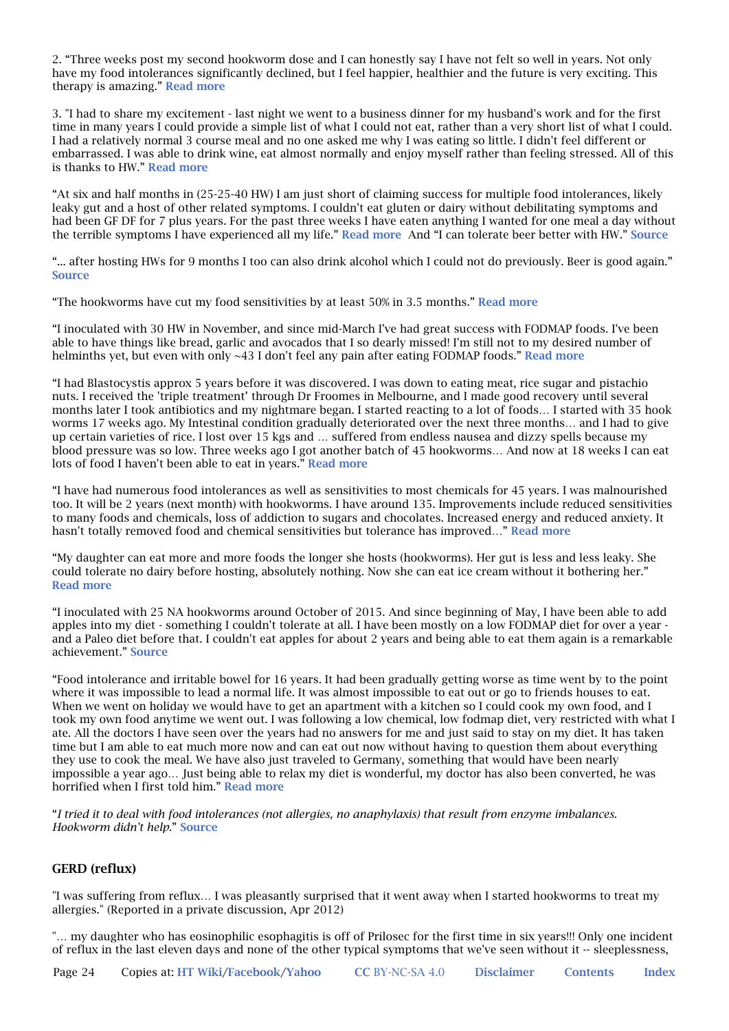2. “Three weeks post my second hookworm dose and I can honestly say I have not felt so well in years. Not only have my food intolerances significantly declined, but I feel happier, healthier and the future is very exciting. This therapy is amazing.” **Read more**

3. "I had to share my excitement - last night we went to a business dinner for my husband's work and for the first time in many years I could provide a simple list of what I could not eat, rather than a very short list of what I could. I had a relatively normal 3 course meal and no one asked me why I was eating so little. I didn't feel different or embarrassed. I was able to drink wine, eat almost normally and enjoy myself rather than feeling stressed. All of this is thanks to HW." **Read more**

“At six and half months in (25-25-40 HW) I am just short of claiming success for multiple food intolerances, likely leaky gut and a host of other related symptoms. I couldn't eat gluten or dairy without debilitating symptoms and had been GF DF for 7 plus years. For the past three weeks I have eaten anything I wanted for one meal a day without the terrible symptoms I have experienced all my life.” **Read more** And “I can tolerate beer better with HW.” **Source**

“... after hosting HWs for 9 months I too can also drink alcohol which I could not do previously. Beer is good again.” **Source**

“The hookworms have cut my food sensitivities by at least 50% in 3.5 months.” **Read more**

“I inoculated with 30 HW in November, and since mid-March I've had great success with FODMAP foods. I've been able to have things like bread, garlic and avocados that I so dearly missed! I'm still not to my desired number of helminths yet, but even with only ~43 I don't feel any pain after eating FODMAP foods.” **Read more**

“I had Blastocystis approx 5 years before it was discovered. I was down to eating meat, rice sugar and pistachio nuts. I received the 'triple treatment' through Dr Froomes in Melbourne, and I made good recovery until several months later I took antibiotics and my nightmare began. I started reacting to a lot of foods… I started with 35 hook worms 17 weeks ago. My Intestinal condition gradually deteriorated over the next three months… and I had to give up certain varieties of rice. I lost over 15 kgs and … suffered from endless nausea and dizzy spells because my blood pressure was so low. Three weeks ago I got another batch of 45 hookworms… And now at 18 weeks I can eat lots of food I haven't been able to eat in years.” **Read more**

“I have had numerous food intolerances as well as sensitivities to most chemicals for 45 years. I was malnourished too. It will be 2 years (next month) with hookworms. I have around 135. Improvements include reduced sensitivities to many foods and chemicals, loss of addiction to sugars and chocolates. Increased energy and reduced anxiety. It hasn't totally removed food and chemical sensitivities but tolerance has improved…” **Read more**

“My daughter can eat more and more foods the longer she hosts (hookworms). Her gut is less and less leaky. She could tolerate no dairy before hosting, absolutely nothing. Now she can eat ice cream without it bothering her.” **Read more**

“I inoculated with 25 NA hookworms around October of 2015. And since beginning of May, I have been able to add apples into my diet - something I couldn't tolerate at all. I have been mostly on a low FODMAP diet for over a year - and a Paleo diet before that. I couldn't eat apples for about 2 years and being able to eat them again is a remarkable achievement.” **Source**

“Food intolerance and irritable bowel for 16 years. It had been gradually getting worse as time went by to the point where it was impossible to lead a normal life. It was almost impossible to eat out or go to friends houses to eat. When we went on holiday we would have to get an apartment with a kitchen so I could cook my own food, and I took my own food anytime we went out. I was following a low chemical, low fodmap diet, very restricted with what I ate. All the doctors I have seen over the years had no answers for me and just said to stay on my diet. It has taken time but I am able to eat much more now and can eat out now without having to question them about everything they use to cook the meal. We have also just traveled to Germany, something that would have been nearly impossible a year ago… Just being able to relax my diet is wonderful, my doctor has also been converted, he was horrified when I first told him.” **Read more**

“*I tried it to deal with food intolerances (not allergies, no anaphylaxis) that result from enzyme imbalances. Hookworm didn't help.*” **Source**

### GERD (reflux)

"I was suffering from reflux… I was pleasantly surprised that it went away when I started hookworms to treat my allergies." (Reported in a private discussion, Apr 2012)

"… my daughter who has eosinophilic esophagitis is off of Prilosec for the first time in six years!!! Only one incident of reflux in the last eleven days and none of the other typical symptoms that we've seen without it -- sleeplessness,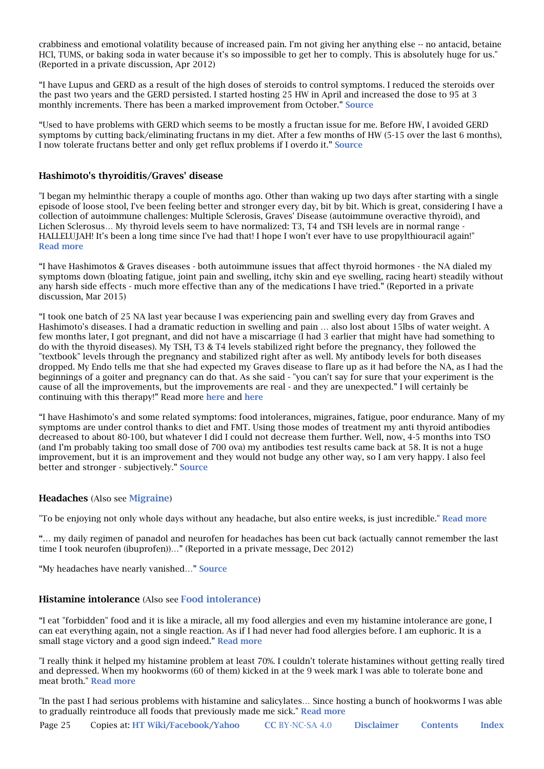crabbiness and emotional volatility because of increased pain. I'm not giving her anything else -- no antacid, betaine HCl, TUMS, or baking soda in water because it's so impossible to get her to comply. This is absolutely huge for us." (Reported in a private discussion, Apr 2012)

"I have Lupus and GERD as a result of the high doses of steroids to control symptoms. I reduced the steroids over the past two years and the GERD persisted. I started hosting 25 HW in April and increased the dose to 95 at 3 monthly increments. There has been a marked improvement from October." **Source**

"Used to have problems with GERD which seems to be mostly a fructan issue for me. Before HW, I avoided GERD symptoms by cutting back/eliminating fructans in my diet. After a few months of HW (5-15 over the last 6 months), I now tolerate fructans better and only get reflux problems if I overdo it." **Source**

### Hashimoto's thyroiditis/Graves' disease

"I began my helminthic therapy a couple of months ago. Other than waking up two days after starting with a single episode of loose stool, I've been feeling better and stronger every day, bit by bit. Which is great, considering I have a collection of autoimmune challenges: Multiple Sclerosis, Graves' Disease (autoimmune overactive thyroid), and Lichen Sclerosus… My thyroid levels seem to have normalized: T3, T4 and TSH levels are in normal range - HALLELUJAH! It's been a long time since I've had that! I hope I won't ever have to use propylthiouracil again!" **Read more**

"I have Hashimotos & Graves diseases - both autoimmune issues that affect thyroid hormones - the NA dialed my symptoms down (bloating fatigue, joint pain and swelling, itchy skin and eye swelling, racing heart) steadily without any harsh side effects - much more effective than any of the medications I have tried." (Reported in a private discussion, Mar 2015)

"I took one batch of 25 NA last year because I was experiencing pain and swelling every day from Graves and Hashimoto's diseases. I had a dramatic reduction in swelling and pain … also lost about 15lbs of water weight. A few months later, I got pregnant, and did not have a miscarriage (I had 3 earlier that might have had something to do with the thyroid diseases). My TSH, T3 & T4 levels stabilized right before the pregnancy, they followed the "textbook" levels through the pregnancy and stabilized right after as well. My antibody levels for both diseases dropped. My Endo tells me that she had expected my Graves disease to flare up as it had before the NA, as I had the beginnings of a goiter and pregnancy can do that. As she said - "you can't say for sure that your experiment is the cause of all the improvements, but the improvements are real - and they are unexpected." I will certainly be continuing with this therapy!" Read more **here** and **here**

"I have Hashimoto's and some related symptoms: food intolerances, migraines, fatigue, poor endurance. Many of my symptoms are under control thanks to diet and FMT. Using those modes of treatment my anti thyroid antibodies decreased to about 80-100, but whatever I did I could not decrease them further. Well, now, 4-5 months into TSO (and I'm probably taking too small dose of 700 ova) my antibodies test results came back at 58. It is not a huge improvement, but it is an improvement and they would not budge any other way, so I am very happy. I also feel better and stronger - subjectively." **Source**

### Headaches (Also see **Migraine**)

"To be enjoying not only whole days without any headache, but also entire weeks, is just incredible." **Read more**

"… my daily regimen of panadol and neurofen for headaches has been cut back (actually cannot remember the last time I took neurofen (ibuprofen))…" (Reported in a private message, Dec 2012)

"My headaches have nearly vanished…" **Source**

### Histamine intolerance (Also see **Food intolerance**)

"I eat "forbidden" food and it is like a miracle, all my food allergies and even my histamine intolerance are gone, I can eat everything again, not a single reaction. As if I had never had food allergies before. I am euphoric. It is a small stage victory and a good sign indeed." **Read more**

"I really think it helped my histamine problem at least 70%. I couldn't tolerate histamines without getting really tired and depressed. When my hookworms (60 of them) kicked in at the 9 week mark I was able to tolerate bone and meat broth." **Read more**

"In the past I had serious problems with histamine and salicylates… Since hosting a bunch of hookworms I was able to gradually reintroduce all foods that previously made me sick." **Read more**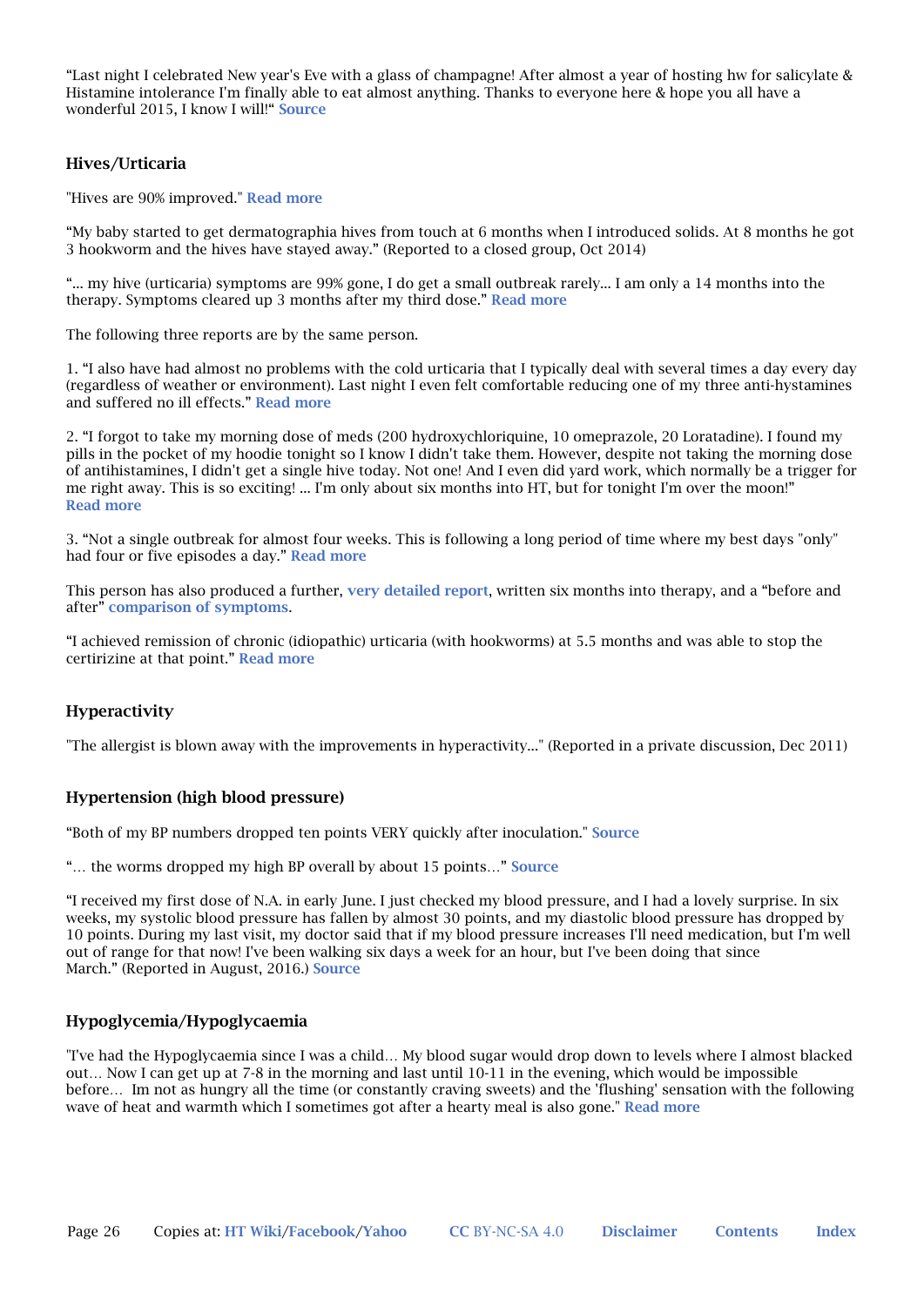“Last night I celebrated New year's Eve with a glass of champagne! After almost a year of hosting hw for salicylate & Histamine intolerance I'm finally able to eat almost anything. Thanks to everyone here & hope you all have a wonderful 2015, I know I will!“ **Source**

### Hives/Urticaria

"Hives are 90% improved." **Read more**

“My baby started to get dermatographia hives from touch at 6 months when I introduced solids. At 8 months he got 3 hookworm and the hives have stayed away.” (Reported to a closed group, Oct 2014)

“... my hive (urticaria) symptoms are 99% gone, I do get a small outbreak rarely... I am only a 14 months into the therapy. Symptoms cleared up 3 months after my third dose.” **Read more**

The following three reports are by the same person.

1. “I also have had almost no problems with the cold urticaria that I typically deal with several times a day every day (regardless of weather or environment). Last night I even felt comfortable reducing one of my three anti-hystamines and suffered no ill effects.” **Read more**

2. “I forgot to take my morning dose of meds (200 hydroxychloriquine, 10 omeprazole, 20 Loratadine). I found my pills in the pocket of my hoodie tonight so I know I didn't take them. However, despite not taking the morning dose of antihistamines, I didn't get a single hive today. Not one! And I even did yard work, which normally be a trigger for me right away. This is so exciting! ... I'm only about six months into HT, but for tonight I'm over the moon!” **Read more**

3. “Not a single outbreak for almost four weeks. This is following a long period of time where my best days "only" had four or five episodes a day.” **Read more**

This person has also produced a further, **very detailed report**, written six months into therapy, and a “before and after” **comparison of symptoms**.

“I achieved remission of chronic (idiopathic) urticaria (with hookworms) at 5.5 months and was able to stop the certirizine at that point.” **Read more**

### Hyperactivity

"The allergist is blown away with the improvements in hyperactivity..." (Reported in a private discussion, Dec 2011)

### Hypertension (high blood pressure)

“Both of my BP numbers dropped ten points VERY quickly after inoculation." **Source**

“… the worms dropped my high BP overall by about 15 points…” **Source**

“I received my first dose of N.A. in early June. I just checked my blood pressure, and I had a lovely surprise. In six weeks, my systolic blood pressure has fallen by almost 30 points, and my diastolic blood pressure has dropped by 10 points. During my last visit, my doctor said that if my blood pressure increases I'll need medication, but I'm well out of range for that now! I've been walking six days a week for an hour, but I've been doing that since March.” (Reported in August, 2016.) **Source**

### Hypoglycemia/Hypoglycaemia

"I've had the Hypoglycaemia since I was a child… My blood sugar would drop down to levels where I almost blacked out… Now I can get up at 7-8 in the morning and last until 10-11 in the evening, which would be impossible before… Im not as hungry all the time (or constantly craving sweets) and the 'flushing' sensation with the following wave of heat and warmth which I sometimes got after a hearty meal is also gone." **Read more**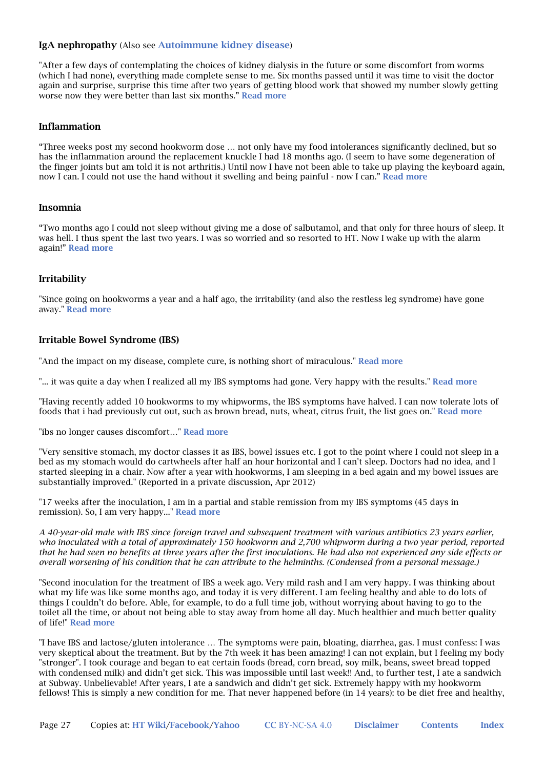### IgA nephropathy (Also see **Autoimmune kidney disease**)

"After a few days of contemplating the choices of kidney dialysis in the future or some discomfort from worms (which I had none), everything made complete sense to me. Six months passed until it was time to visit the doctor again and surprise, surprise this time after two years of getting blood work that showed my number slowly getting worse now they were better than last six months." **Read more**

### Inflammation

"Three weeks post my second hookworm dose … not only have my food intolerances significantly declined, but so has the inflammation around the replacement knuckle I had 18 months ago. (I seem to have some degeneration of the finger joints but am told it is not arthritis.) Until now I have not been able to take up playing the keyboard again, now I can. I could not use the hand without it swelling and being painful - now I can." **Read more**

### Insomnia

"Two months ago I could not sleep without giving me a dose of salbutamol, and that only for three hours of sleep. It was hell. I thus spent the last two years. I was so worried and so resorted to HT. Now I wake up with the alarm again!" **Read more**

### Irritability

"Since going on hookworms a year and a half ago, the irritability (and also the restless leg syndrome) have gone away." **Read more**

### Irritable Bowel Syndrome (IBS)

"And the impact on my disease, complete cure, is nothing short of miraculous." **Read more**

"... it was quite a day when I realized all my IBS symptoms had gone. Very happy with the results." **Read more**

"Having recently added 10 hookworms to my whipworms, the IBS symptoms have halved. I can now tolerate lots of foods that i had previously cut out, such as brown bread, nuts, wheat, citrus fruit, the list goes on." **Read more**

"ibs no longer causes discomfort…" **Read more**

"Very sensitive stomach, my doctor classes it as IBS, bowel issues etc. I got to the point where I could not sleep in a bed as my stomach would do cartwheels after half an hour horizontal and I can't sleep. Doctors had no idea, and I started sleeping in a chair. Now after a year with hookworms, I am sleeping in a bed again and my bowel issues are substantially improved." (Reported in a private discussion, Apr 2012)

"17 weeks after the inoculation, I am in a partial and stable remission from my IBS symptoms (45 days in remission). So, I am very happy..." **Read more**

*A 40-year-old male with IBS since foreign travel and subsequent treatment with various antibiotics 23 years earlier, who inoculated with a total of approximately 150 hookworm and 2,700 whipworm during a two year period, reported that he had seen no benefits at three years after the first inoculations. He had also not experienced any side effects or overall worsening of his condition that he can attribute to the helminths. (Condensed from a personal message.)*

"Second inoculation for the treatment of IBS a week ago. Very mild rash and I am very happy. I was thinking about what my life was like some months ago, and today it is very different. I am feeling healthy and able to do lots of things I couldn't do before. Able, for example, to do a full time job, without worrying about having to go to the toilet all the time, or about not being able to stay away from home all day. Much healthier and much better quality of life!" **Read more**

"I have IBS and lactose/gluten intolerance … The symptoms were pain, bloating, diarrhea, gas. I must confess: I was very skeptical about the treatment. But by the 7th week it has been amazing! I can not explain, but I feeling my body "stronger". I took courage and began to eat certain foods (bread, corn bread, soy milk, beans, sweet bread topped with condensed milk) and didn't get sick. This was impossible until last week!! And, to further test, I ate a sandwich at Subway. Unbelievable! After years, I ate a sandwich and didn't get sick. Extremely happy with my hookworm fellows! This is simply a new condition for me. That never happened before (in 14 years): to be diet free and healthy,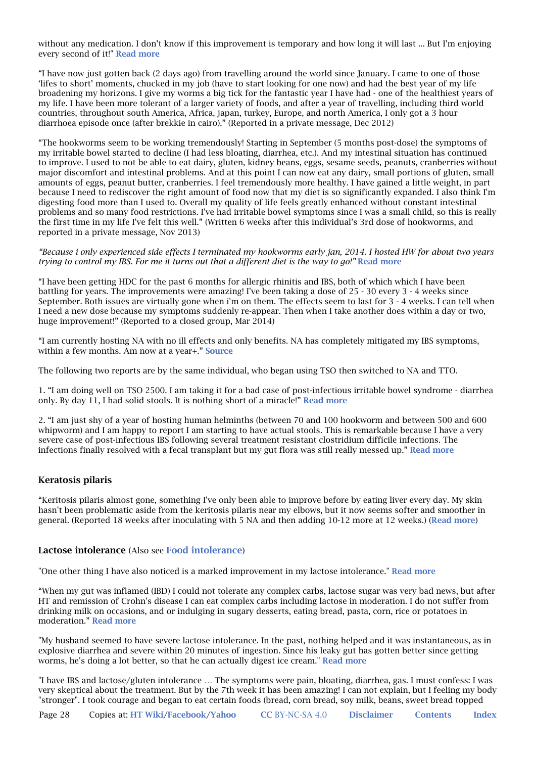without any medication. I don't know if this improvement is temporary and how long it will last ... But I'm enjoying every second of it!" **Read more**

"I have now just gotten back (2 days ago) from travelling around the world since January. I came to one of those 'lifes to short' moments, chucked in my job (have to start looking for one now) and had the best year of my life broadening my horizons. I give my worms a big tick for the fantastic year I have had - one of the healthiest years of my life. I have been more tolerant of a larger variety of foods, and after a year of travelling, including third world countries, throughout south America, Africa, japan, turkey, Europe, and north America, I only got a 3 hour diarrhoea episode once (after brekkie in cairo)." (Reported in a private message, Dec 2012)

"The hookworms seem to be working tremendously! Starting in September (5 months post-dose) the symptoms of my irritable bowel started to decline (I had less bloating, diarrhea, etc.). And my intestinal situation has continued to improve. I used to not be able to eat dairy, gluten, kidney beans, eggs, sesame seeds, peanuts, cranberries without major discomfort and intestinal problems. And at this point I can now eat any dairy, small portions of gluten, small amounts of eggs, peanut butter, cranberries. I feel tremendously more healthy. I have gained a little weight, in part because I need to rediscover the right amount of food now that my diet is so significantly expanded. I also think I'm digesting food more than I used to. Overall my quality of life feels greatly enhanced without constant intestinal problems and so many food restrictions. I've had irritable bowel symptoms since I was a small child, so this is really the first time in my life I've felt this well." (Written 6 weeks after this individual's 3rd dose of hookworms, and reported in a private message, Nov 2013)

*"Because i only experienced side effects I terminated my hookworms early jan, 2014. I hosted HW for about two years trying to control my IBS. For me it turns out that a different diet is the way to go!"* **Read more**

"I have been getting HDC for the past 6 months for allergic rhinitis and IBS, both of which which I have been battling for years. The improvements were amazing! I've been taking a dose of 25 - 30 every 3 - 4 weeks since September. Both issues are virtually gone when i'm on them. The effects seem to last for 3 - 4 weeks. I can tell when I need a new dose because my symptoms suddenly re-appear. Then when I take another does within a day or two, huge improvement!" (Reported to a closed group, Mar 2014)

"I am currently hosting NA with no ill effects and only benefits. NA has completely mitigated my IBS symptoms, within a few months. Am now at a year+." **Source**

The following two reports are by the same individual, who began using TSO then switched to NA and TTO.

1. "I am doing well on TSO 2500. I am taking it for a bad case of post-infectious irritable bowel syndrome - diarrhea only. By day 11, I had solid stools. It is nothing short of a miracle!" **Read more**

2. "I am just shy of a year of hosting human helminths (between 70 and 100 hookworm and between 500 and 600 whipworm) and I am happy to report I am starting to have actual stools. This is remarkable because I have a very severe case of post-infectious IBS following several treatment resistant clostridium difficile infections. The infections finally resolved with a fecal transplant but my gut flora was still really messed up." **Read more**

### Keratosis pilaris

"Keritosis pilaris almost gone, something I've only been able to improve before by eating liver every day. My skin hasn't been problematic aside from the keritosis pilaris near my elbows, but it now seems softer and smoother in general. (Reported 18 weeks after inoculating with 5 NA and then adding 10-12 more at 12 weeks.) (**Read more**)

### Lactose intolerance (Also see **Food intolerance**)

"One other thing I have also noticed is a marked improvement in my lactose intolerance." **Read more**

"When my gut was inflamed (IBD) I could not tolerate any complex carbs, lactose sugar was very bad news, but after HT and remission of Crohn's disease I can eat complex carbs including lactose in moderation. I do not suffer from drinking milk on occasions, and or indulging in sugary desserts, eating bread, pasta, corn, rice or potatoes in moderation." **Read more**

"My husband seemed to have severe lactose intolerance. In the past, nothing helped and it was instantaneous, as in explosive diarrhea and severe within 20 minutes of ingestion. Since his leaky gut has gotten better since getting worms, he's doing a lot better, so that he can actually digest ice cream." **Read more**

"I have IBS and lactose/gluten intolerance … The symptoms were pain, bloating, diarrhea, gas. I must confess: I was very skeptical about the treatment. But by the 7th week it has been amazing! I can not explain, but I feeling my body "stronger". I took courage and began to eat certain foods (bread, corn bread, soy milk, beans, sweet bread topped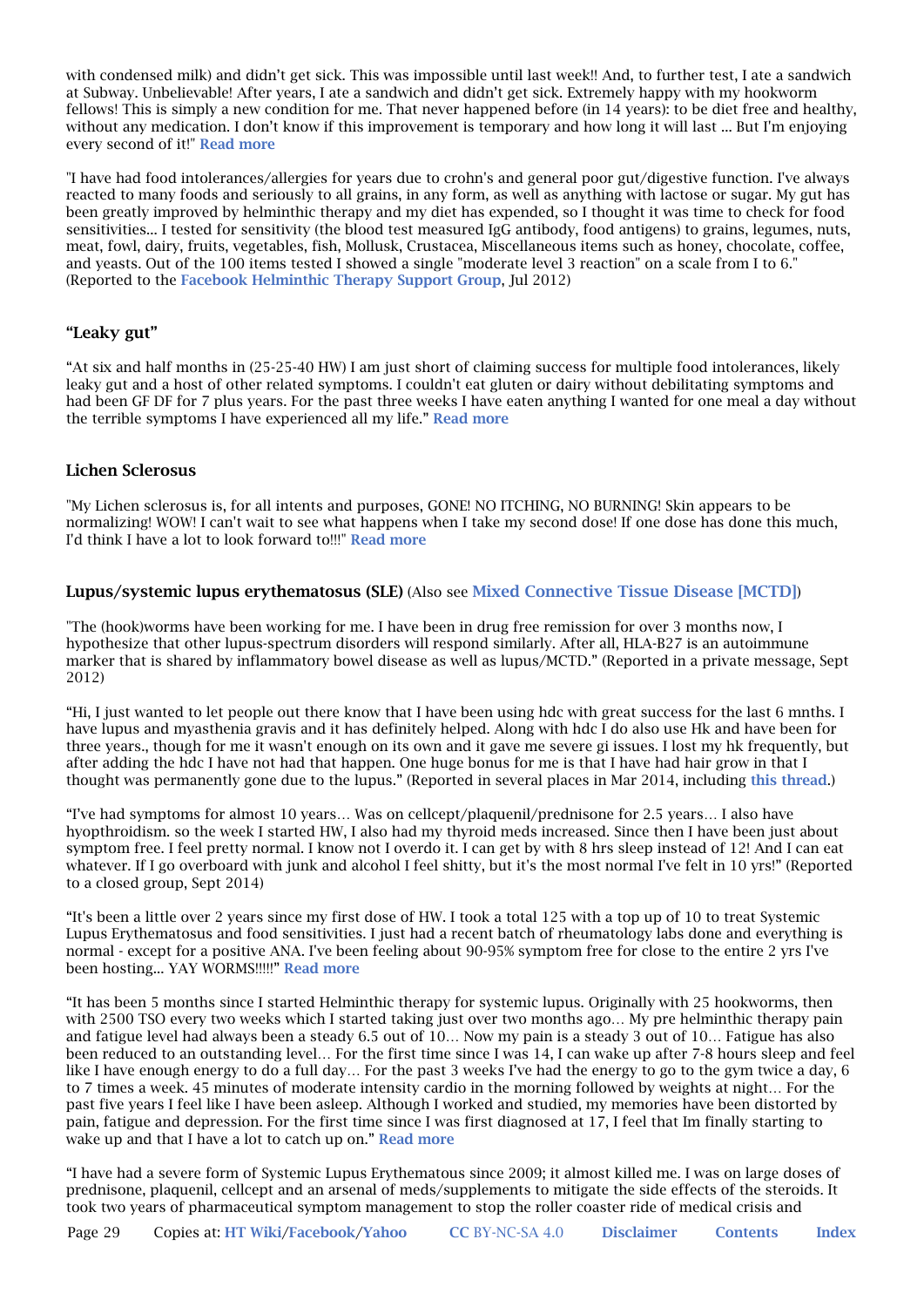with condensed milk) and didn't get sick. This was impossible until last week!! And, to further test, I ate a sandwich at Subway. Unbelievable! After years, I ate a sandwich and didn't get sick. Extremely happy with my hookworm fellows! This is simply a new condition for me. That never happened before (in 14 years): to be diet free and healthy, without any medication. I don't know if this improvement is temporary and how long it will last ... But I'm enjoying every second of it!" **Read more**

"I have had food intolerances/allergies for years due to crohn's and general poor gut/digestive function. I've always reacted to many foods and seriously to all grains, in any form, as well as anything with lactose or sugar. My gut has been greatly improved by helminthic therapy and my diet has expended, so I thought it was time to check for food sensitivities... I tested for sensitivity (the blood test measured IgG antibody, food antigens) to grains, legumes, nuts, meat, fowl, dairy, fruits, vegetables, fish, Mollusk, Crustacea, Miscellaneous items such as honey, chocolate, coffee, and yeasts. Out of the 100 items tested I showed a single "moderate level 3 reaction" on a scale from 1 to 6." (Reported to the **Facebook Helminthic Therapy Support Group**, Jul 2012)

### "Leaky gut"

"At six and half months in (25-25-40 HW) I am just short of claiming success for multiple food intolerances, likely leaky gut and a host of other related symptoms. I couldn't eat gluten or dairy without debilitating symptoms and had been GF DF for 7 plus years. For the past three weeks I have eaten anything I wanted for one meal a day without the terrible symptoms I have experienced all my life." **Read more**

### Lichen Sclerosus

"My Lichen sclerosus is, for all intents and purposes, GONE! NO ITCHING, NO BURNING! Skin appears to be normalizing! WOW! I can't wait to see what happens when I take my second dose! If one dose has done this much, I'd think I have a lot to look forward to!!!" **Read more**

### Lupus/systemic lupus erythematosus (SLE) (Also see **Mixed Connective Tissue Disease [MCTD]**)

"The (hook)worms have been working for me. I have been in drug free remission for over 3 months now, I hypothesize that other lupus-spectrum disorders will respond similarly. After all, HLA-B27 is an autoimmune marker that is shared by inflammatory bowel disease as well as lupus/MCTD." (Reported in a private message, Sept 2012)

"Hi, I just wanted to let people out there know that I have been using hdc with great success for the last 6 mnths. I have lupus and myasthenia gravis and it has definitely helped. Along with hdc I do also use Hk and have been for three years., though for me it wasn't enough on its own and it gave me severe gi issues. I lost my hk frequently, but after adding the hdc I have not had that happen. One huge bonus for me is that I have had hair grow in that I thought was permanently gone due to the lupus." (Reported in several places in Mar 2014, including **this thread**.)

"I've had symptoms for almost 10 years… Was on cellcept/plaquenil/prednisone for 2.5 years… I also have hyopthroidism. so the week I started HW, I also had my thyroid meds increased. Since then I have been just about symptom free. I feel pretty normal. I know not I overdo it. I can get by with 8 hrs sleep instead of 12! And I can eat whatever. If I go overboard with junk and alcohol I feel shitty, but it's the most normal I've felt in 10 yrs!" (Reported to a closed group, Sept 2014)

"It's been a little over 2 years since my first dose of HW. I took a total 125 with a top up of 10 to treat Systemic Lupus Erythematosus and food sensitivities. I just had a recent batch of rheumatology labs done and everything is normal - except for a positive ANA. I've been feeling about 90-95% symptom free for close to the entire 2 yrs I've been hosting... YAY WORMS!!!!!" **Read more**

"It has been 5 months since I started Helminthic therapy for systemic lupus. Originally with 25 hookworms, then with 2500 TSO every two weeks which I started taking just over two months ago… My pre helminthic therapy pain and fatigue level had always been a steady 6.5 out of 10… Now my pain is a steady 3 out of 10… Fatigue has also been reduced to an outstanding level… For the first time since I was 14, I can wake up after 7-8 hours sleep and feel like I have enough energy to do a full day… For the past 3 weeks I've had the energy to go to the gym twice a day, 6 to 7 times a week. 45 minutes of moderate intensity cardio in the morning followed by weights at night… For the past five years I feel like I have been asleep. Although I worked and studied, my memories have been distorted by pain, fatigue and depression. For the first time since I was first diagnosed at 17, I feel that Im finally starting to wake up and that I have a lot to catch up on." **Read more**

"I have had a severe form of Systemic Lupus Erythematous since 2009; it almost killed me. I was on large doses of prednisone, plaquenil, cellcept and an arsenal of meds/supplements to mitigate the side effects of the steroids. It took two years of pharmaceutical symptom management to stop the roller coaster ride of medical crisis and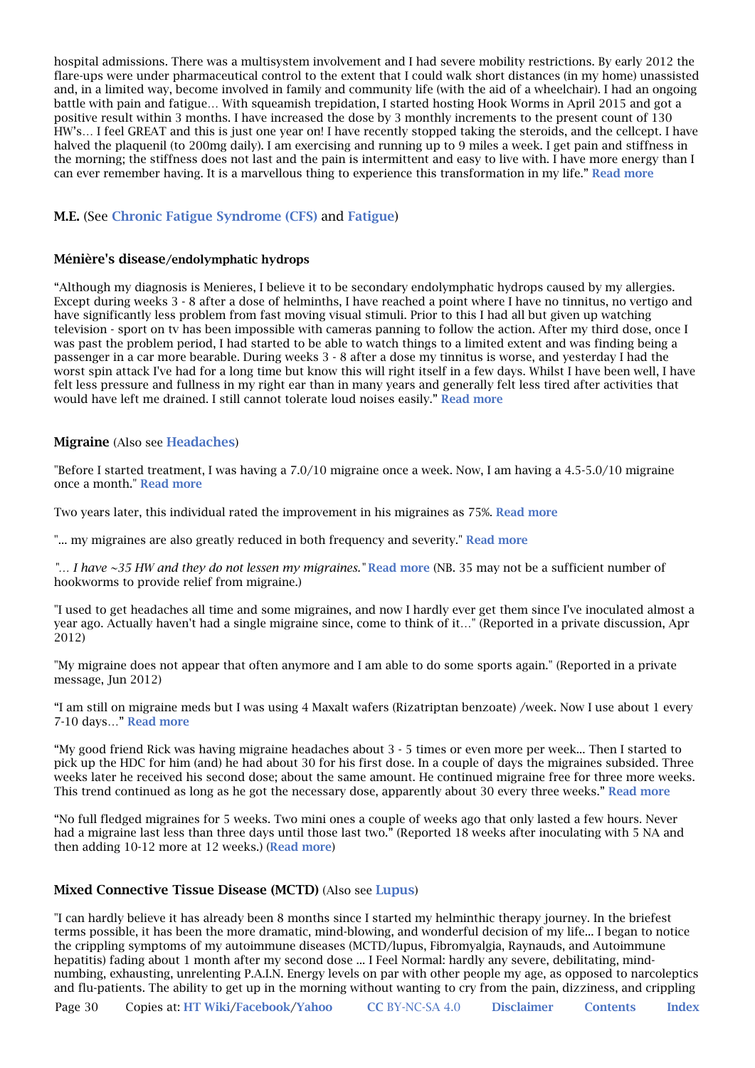hospital admissions. There was a multisystem involvement and I had severe mobility restrictions. By early 2012 the flare-ups were under pharmaceutical control to the extent that I could walk short distances (in my home) unassisted and, in a limited way, become involved in family and community life (with the aid of a wheelchair). I had an ongoing battle with pain and fatigue… With squeamish trepidation, I started hosting Hook Worms in April 2015 and got a positive result within 3 months. I have increased the dose by 3 monthly increments to the present count of 130 HW's… I feel GREAT and this is just one year on! I have recently stopped taking the steroids, and the cellcept. I have halved the plaquenil (to 200mg daily). I am exercising and running up to 9 miles a week. I get pain and stiffness in the morning; the stiffness does not last and the pain is intermittent and easy to live with. I have more energy than I can ever remember having. It is a marvellous thing to experience this transformation in my life." **Read more**

### M.E. (See Chronic Fatigue Syndrome (CFS) and Fatigue)

### Ménière's disease/endolymphatic hydrops

"Although my diagnosis is Menieres, I believe it to be secondary endolymphatic hydrops caused by my allergies. Except during weeks 3 - 8 after a dose of helminths, I have reached a point where I have no tinnitus, no vertigo and have significantly less problem from fast moving visual stimuli. Prior to this I had all but given up watching television - sport on tv has been impossible with cameras panning to follow the action. After my third dose, once I was past the problem period, I had started to be able to watch things to a limited extent and was finding being a passenger in a car more bearable. During weeks 3 - 8 after a dose my tinnitus is worse, and yesterday I had the worst spin attack I've had for a long time but know this will right itself in a few days. Whilst I have been well, I have felt less pressure and fullness in my right ear than in many years and generally felt less tired after activities that would have left me drained. I still cannot tolerate loud noises easily." **Read more**

### Migraine (Also see Headaches)

"Before I started treatment, I was having a 7.0/10 migraine once a week. Now, I am having a 4.5-5.0/10 migraine once a month." **Read more**

Two years later, this individual rated the improvement in his migraines as 75%. **Read more**

"... my migraines are also greatly reduced in both frequency and severity." **Read more**

*"… I have ~35 HW and they do not lessen my migraines."* **Read more** (NB. 35 may not be a sufficient number of hookworms to provide relief from migraine.)

"I used to get headaches all time and some migraines, and now I hardly ever get them since I've inoculated almost a year ago. Actually haven't had a single migraine since, come to think of it…" (Reported in a private discussion, Apr 2012)

"My migraine does not appear that often anymore and I am able to do some sports again." (Reported in a private message, Jun 2012)

"I am still on migraine meds but I was using 4 Maxalt wafers (Rizatriptan benzoate) /week. Now I use about 1 every 7-10 days…" **Read more**

"My good friend Rick was having migraine headaches about 3 - 5 times or even more per week... Then I started to pick up the HDC for him (and) he had about 30 for his first dose. In a couple of days the migraines subsided. Three weeks later he received his second dose; about the same amount. He continued migraine free for three more weeks. This trend continued as long as he got the necessary dose, apparently about 30 every three weeks." **Read more**

"No full fledged migraines for 5 weeks. Two mini ones a couple of weeks ago that only lasted a few hours. Never had a migraine last less than three days until those last two." (Reported 18 weeks after inoculating with 5 NA and then adding 10-12 more at 12 weeks.) (**Read more**)

### Mixed Connective Tissue Disease (MCTD) (Also see Lupus)

"I can hardly believe it has already been 8 months since I started my helminthic therapy journey. In the briefest terms possible, it has been the more dramatic, mind-blowing, and wonderful decision of my life... I began to notice the crippling symptoms of my autoimmune diseases (MCTD/lupus, Fibromyalgia, Raynauds, and Autoimmune hepatitis) fading about 1 month after my second dose ... I Feel Normal: hardly any severe, debilitating, mind-numbing, exhausting, unrelenting P.A.I.N. Energy levels on par with other people my age, as opposed to narcoleptics and flu-patients. The ability to get up in the morning without wanting to cry from the pain, dizziness, and crippling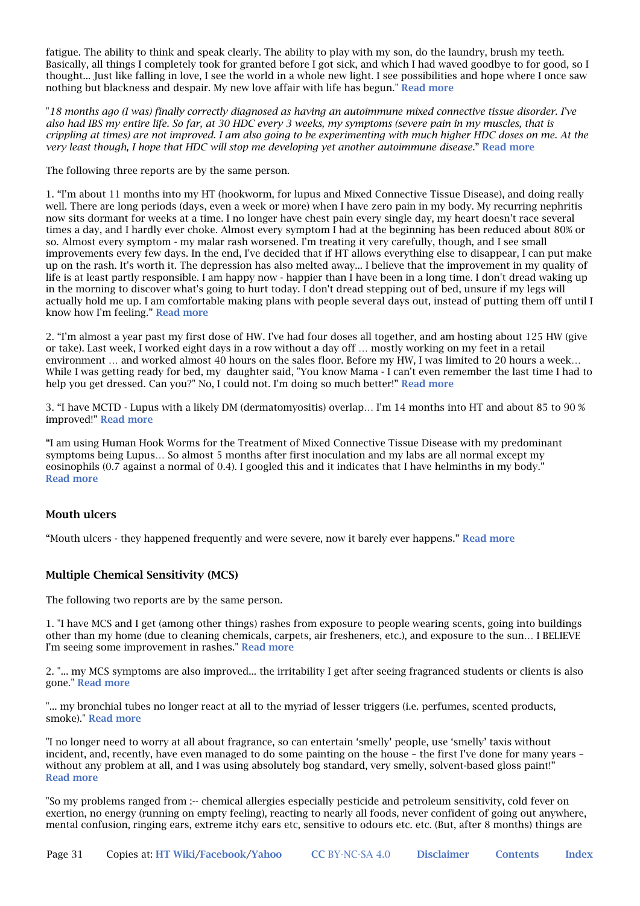fatigue. The ability to think and speak clearly. The ability to play with my son, do the laundry, brush my teeth. Basically, all things I completely took for granted before I got sick, and which I had waved goodbye to for good, so I thought... Just like falling in love, I see the world in a whole new light. I see possibilities and hope where I once saw nothing but blackness and despair. My new love affair with life has begun." **Read more**

"*18 months ago (I was) finally correctly diagnosed as having an autoimmune mixed connective tissue disorder. I've also had IBS my entire life. So far, at 30 HDC every 3 weeks, my symptoms (severe pain in my muscles, that is crippling at times) are not improved. I am also going to be experimenting with much higher HDC doses on me. At the very least though, I hope that HDC will stop me developing yet another autoimmune disease.*" **Read more**

The following three reports are by the same person.

1. "I'm about 11 months into my HT (hookworm, for lupus and Mixed Connective Tissue Disease), and doing really well. There are long periods (days, even a week or more) when I have zero pain in my body. My recurring nephritis now sits dormant for weeks at a time. I no longer have chest pain every single day, my heart doesn't race several times a day, and I hardly ever choke. Almost every symptom I had at the beginning has been reduced about 80% or so. Almost every symptom - my malar rash worsened. I'm treating it very carefully, though, and I see small improvements every few days. In the end, I've decided that if HT allows everything else to disappear, I can put make up on the rash. It's worth it. The depression has also melted away... I believe that the improvement in my quality of life is at least partly responsible. I am happy now - happier than I have been in a long time. I don't dread waking up in the morning to discover what's going to hurt today. I don't dread stepping out of bed, unsure if my legs will actually hold me up. I am comfortable making plans with people several days out, instead of putting them off until I know how I'm feeling." **Read more**

2. "I'm almost a year past my first dose of HW. I've had four doses all together, and am hosting about 125 HW (give or take). Last week, I worked eight days in a row without a day off … mostly working on my feet in a retail environment … and worked almost 40 hours on the sales floor. Before my HW, I was limited to 20 hours a week… While I was getting ready for bed, my daughter said, "You know Mama - I can't even remember the last time I had to help you get dressed. Can you?" No, I could not. I'm doing so much better!" **Read more**

3. "I have MCTD - Lupus with a likely DM (dermatomyositis) overlap… I'm 14 months into HT and about 85 to 90 % improved!" **Read more**

"I am using Human Hook Worms for the Treatment of Mixed Connective Tissue Disease with my predominant symptoms being Lupus… So almost 5 months after first inoculation and my labs are all normal except my eosinophils (0.7 against a normal of 0.4). I googled this and it indicates that I have helminths in my body." **Read more**

### Mouth ulcers

"Mouth ulcers - they happened frequently and were severe, now it barely ever happens." **Read more**

### Multiple Chemical Sensitivity (MCS)

The following two reports are by the same person.

1. "I have MCS and I get (among other things) rashes from exposure to people wearing scents, going into buildings other than my home (due to cleaning chemicals, carpets, air fresheners, etc.), and exposure to the sun… I BELIEVE I'm seeing some improvement in rashes." **Read more**

2. "... my MCS symptoms are also improved... the irritability I get after seeing fragranced students or clients is also gone." **Read more**

"... my bronchial tubes no longer react at all to the myriad of lesser triggers (i.e. perfumes, scented products, smoke)." **Read more**

"I no longer need to worry at all about fragrance, so can entertain 'smelly' people, use 'smelly' taxis without incident, and, recently, have even managed to do some painting on the house – the first I've done for many years – without any problem at all, and I was using absolutely bog standard, very smelly, solvent-based gloss paint!" **Read more**

"So my problems ranged from :-- chemical allergies especially pesticide and petroleum sensitivity, cold fever on exertion, no energy (running on empty feeling), reacting to nearly all foods, never confident of going out anywhere, mental confusion, ringing ears, extreme itchy ears etc, sensitive to odours etc. etc. (But, after 8 months) things are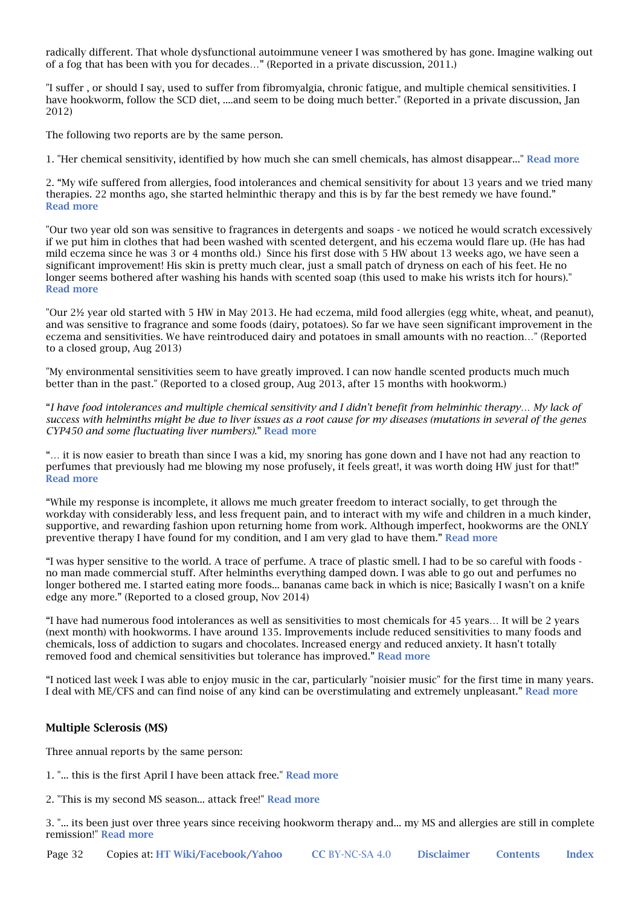radically different. That whole dysfunctional autoimmune veneer I was smothered by has gone. Imagine walking out of a fog that has been with you for decades…" (Reported in a private discussion, 2011.)

"I suffer , or should I say, used to suffer from fibromyalgia, chronic fatigue, and multiple chemical sensitivities. I have hookworm, follow the SCD diet, ....and seem to be doing much better." (Reported in a private discussion, Jan 2012)

The following two reports are by the same person.

1. "Her chemical sensitivity, identified by how much she can smell chemicals, has almost disappear..." **Read more**

2. "My wife suffered from allergies, food intolerances and chemical sensitivity for about 13 years and we tried many therapies. 22 months ago, she started helminthic therapy and this is by far the best remedy we have found." **Read more**

"Our two year old son was sensitive to fragrances in detergents and soaps - we noticed he would scratch excessively if we put him in clothes that had been washed with scented detergent, and his eczema would flare up. (He has had mild eczema since he was 3 or 4 months old.) Since his first dose with 5 HW about 13 weeks ago, we have seen a significant improvement! His skin is pretty much clear, just a small patch of dryness on each of his feet. He no longer seems bothered after washing his hands with scented soap (this used to make his wrists itch for hours)." **Read more**

"Our 2½ year old started with 5 HW in May 2013. He had eczema, mild food allergies (egg white, wheat, and peanut), and was sensitive to fragrance and some foods (dairy, potatoes). So far we have seen significant improvement in the eczema and sensitivities. We have reintroduced dairy and potatoes in small amounts with no reaction…" (Reported to a closed group, Aug 2013)

"My environmental sensitivities seem to have greatly improved. I can now handle scented products much much better than in the past." (Reported to a closed group, Aug 2013, after 15 months with hookworm.)

"*I have food intolerances and multiple chemical sensitivity and I didn't benefit from helminhic therapy… My lack of success with helminths might be due to liver issues as a root cause for my diseases (mutations in several of the genes CYP450 and some fluctuating liver numbers).*" **Read more**

"… it is now easier to breath than since I was a kid, my snoring has gone down and I have not had any reaction to perfumes that previously had me blowing my nose profusely, it feels great!, it was worth doing HW just for that!" **Read more**

"While my response is incomplete, it allows me much greater freedom to interact socially, to get through the workday with considerably less, and less frequent pain, and to interact with my wife and children in a much kinder, supportive, and rewarding fashion upon returning home from work. Although imperfect, hookworms are the ONLY preventive therapy I have found for my condition, and I am very glad to have them." **Read more**

"I was hyper sensitive to the world. A trace of perfume. A trace of plastic smell. I had to be so careful with foods - no man made commercial stuff. After helminths everything damped down. I was able to go out and perfumes no longer bothered me. I started eating more foods... bananas came back in which is nice; Basically I wasn't on a knife edge any more." (Reported to a closed group, Nov 2014)

"I have had numerous food intolerances as well as sensitivities to most chemicals for 45 years… It will be 2 years (next month) with hookworms. I have around 135. Improvements include reduced sensitivities to many foods and chemicals, loss of addiction to sugars and chocolates. Increased energy and reduced anxiety. It hasn't totally removed food and chemical sensitivities but tolerance has improved." **Read more**

"I noticed last week I was able to enjoy music in the car, particularly "noisier music" for the first time in many years. I deal with ME/CFS and can find noise of any kind can be overstimulating and extremely unpleasant." **Read more**

### Multiple Sclerosis (MS)

Three annual reports by the same person:

1. "... this is the first April I have been attack free." **Read more**

2. "This is my second MS season... attack free!" **Read more**

3. "... its been just over three years since receiving hookworm therapy and... my MS and allergies are still in complete remission!" **Read more**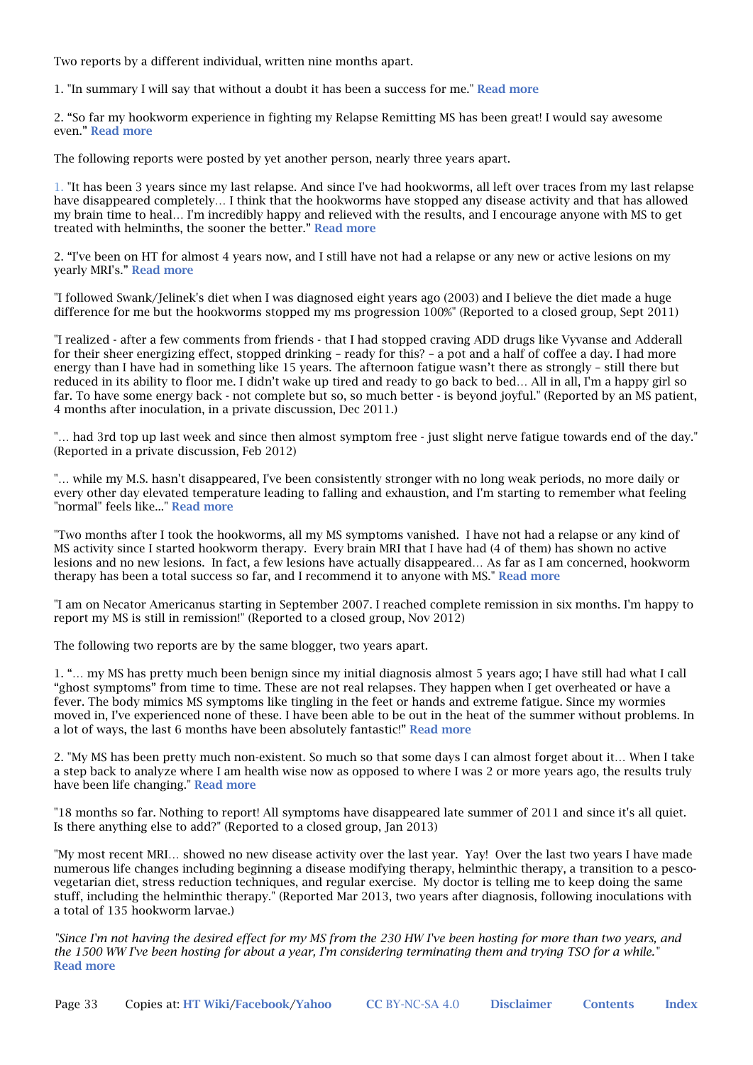Two reports by a different individual, written nine months apart.

1. "In summary I will say that without a doubt it has been a success for me." **Read more**

2. “So far my hookworm experience in fighting my Relapse Remitting MS has been great! I would say awesome even.” **Read more**

The following reports were posted by yet another person, nearly three years apart.

1. "It has been 3 years since my last relapse. And since I've had hookworms, all left over traces from my last relapse have disappeared completely… I think that the hookworms have stopped any disease activity and that has allowed my brain time to heal… I'm incredibly happy and relieved with the results, and I encourage anyone with MS to get treated with helminths, the sooner the better." **Read more**

2. “I've been on HT for almost 4 years now, and I still have not had a relapse or any new or active lesions on my yearly MRI's.” **Read more**

"I followed Swank/Jelinek's diet when I was diagnosed eight years ago (2003) and I believe the diet made a huge difference for me but the hookworms stopped my ms progression 100%" (Reported to a closed group, Sept 2011)

"I realized - after a few comments from friends - that I had stopped craving ADD drugs like Vyvanse and Adderall for their sheer energizing effect, stopped drinking – ready for this? – a pot and a half of coffee a day. I had more energy than I have had in something like 15 years. The afternoon fatigue wasn't there as strongly – still there but reduced in its ability to floor me. I didn't wake up tired and ready to go back to bed… All in all, I'm a happy girl so far. To have some energy back - not complete but so, so much better - is beyond joyful." (Reported by an MS patient, 4 months after inoculation, in a private discussion, Dec 2011.)

"… had 3rd top up last week and since then almost symptom free - just slight nerve fatigue towards end of the day." (Reported in a private discussion, Feb 2012)

"… while my M.S. hasn't disappeared, I've been consistently stronger with no long weak periods, no more daily or every other day elevated temperature leading to falling and exhaustion, and I'm starting to remember what feeling "normal" feels like..." **Read more**

"Two months after I took the hookworms, all my MS symptoms vanished. I have not had a relapse or any kind of MS activity since I started hookworm therapy. Every brain MRI that I have had (4 of them) has shown no active lesions and no new lesions. In fact, a few lesions have actually disappeared… As far as I am concerned, hookworm therapy has been a total success so far, and I recommend it to anyone with MS." **Read more**

"I am on Necator Americanus starting in September 2007. I reached complete remission in six months. I'm happy to report my MS is still in remission!" (Reported to a closed group, Nov 2012)

The following two reports are by the same blogger, two years apart.

1. “… my MS has pretty much been benign since my initial diagnosis almost 5 years ago; I have still had what I call “ghost symptoms” from time to time. These are not real relapses. They happen when I get overheated or have a fever. The body mimics MS symptoms like tingling in the feet or hands and extreme fatigue. Since my wormies moved in, I've experienced none of these. I have been able to be out in the heat of the summer without problems. In a lot of ways, the last 6 months have been absolutely fantastic!” **Read more**

2. "My MS has been pretty much non-existent. So much so that some days I can almost forget about it… When I take a step back to analyze where I am health wise now as opposed to where I was 2 or more years ago, the results truly have been life changing." **Read more**

"18 months so far. Nothing to report! All symptoms have disappeared late summer of 2011 and since it's all quiet. Is there anything else to add?" (Reported to a closed group, Jan 2013)

"My most recent MRI… showed no new disease activity over the last year. Yay! Over the last two years I have made numerous life changes including beginning a disease modifying therapy, helminthic therapy, a transition to a pesco-vegetarian diet, stress reduction techniques, and regular exercise. My doctor is telling me to keep doing the same stuff, including the helminthic therapy." (Reported Mar 2013, two years after diagnosis, following inoculations with a total of 135 hookworm larvae.)

*"Since I'm not having the desired effect for my MS from the 230 HW I've been hosting for more than two years, and the 1500 WW I've been hosting for about a year, I'm considering terminating them and trying TSO for a while."* **Read more**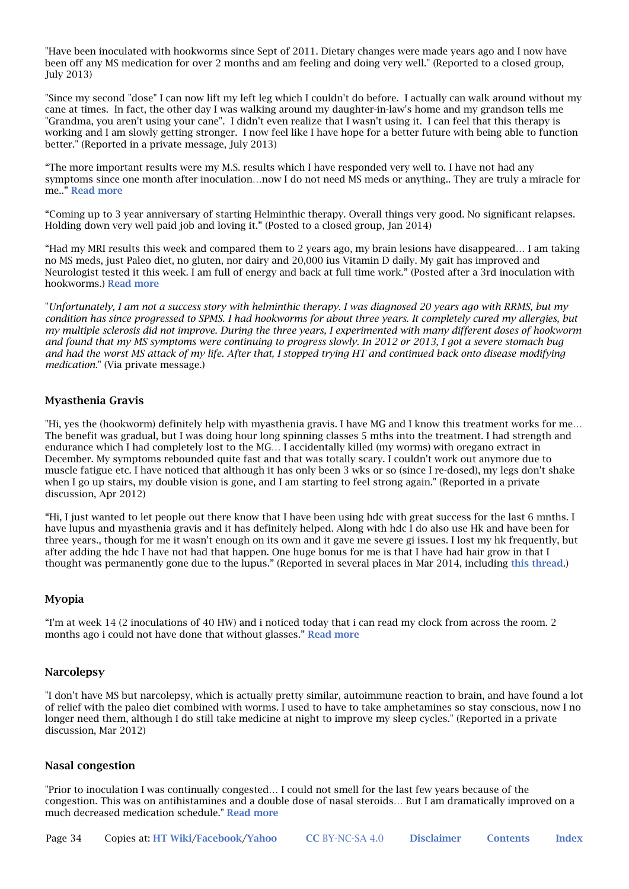"Have been inoculated with hookworms since Sept of 2011. Dietary changes were made years ago and I now have been off any MS medication for over 2 months and am feeling and doing very well." (Reported to a closed group, July 2013)

"Since my second "dose" I can now lift my left leg which I couldn't do before. I actually can walk around without my cane at times. In fact, the other day I was walking around my daughter-in-law's home and my grandson tells me "Grandma, you aren't using your cane". I didn't even realize that I wasn't using it. I can feel that this therapy is working and I am slowly getting stronger. I now feel like I have hope for a better future with being able to function better." (Reported in a private message, July 2013)

"The more important results were my M.S. results which I have responded very well to. I have not had any symptoms since one month after inoculation…now I do not need MS meds or anything.. They are truly a miracle for me.." **Read more**

"Coming up to 3 year anniversary of starting Helminthic therapy. Overall things very good. No significant relapses. Holding down very well paid job and loving it." (Posted to a closed group, Jan 2014)

"Had my MRI results this week and compared them to 2 years ago, my brain lesions have disappeared… I am taking no MS meds, just Paleo diet, no gluten, nor dairy and 20,000 ius Vitamin D daily. My gait has improved and Neurologist tested it this week. I am full of energy and back at full time work." (Posted after a 3rd inoculation with hookworms.) **Read more**

"*Unfortunately, I am not a success story with helminthic therapy. I was diagnosed 20 years ago with RRMS, but my condition has since progressed to SPMS. I had hookworms for about three years. It completely cured my allergies, but my multiple sclerosis did not improve. During the three years, I experimented with many different doses of hookworm and found that my MS symptoms were continuing to progress slowly. In 2012 or 2013, I got a severe stomach bug and had the worst MS attack of my life. After that, I stopped trying HT and continued back onto disease modifying medication.*" (Via private message.)

### Myasthenia Gravis

"Hi, yes the (hookworm) definitely help with myasthenia gravis. I have MG and I know this treatment works for me… The benefit was gradual, but I was doing hour long spinning classes 5 mths into the treatment. I had strength and endurance which I had completely lost to the MG… I accidentally killed (my worms) with oregano extract in December. My symptoms rebounded quite fast and that was totally scary. I couldn't work out anymore due to muscle fatigue etc. I have noticed that although it has only been 3 wks or so (since I re-dosed), my legs don't shake when I go up stairs, my double vision is gone, and I am starting to feel strong again." (Reported in a private discussion, Apr 2012)

"Hi, I just wanted to let people out there know that I have been using hdc with great success for the last 6 mnths. I have lupus and myasthenia gravis and it has definitely helped. Along with hdc I do also use Hk and have been for three years., though for me it wasn't enough on its own and it gave me severe gi issues. I lost my hk frequently, but after adding the hdc I have not had that happen. One huge bonus for me is that I have had hair grow in that I thought was permanently gone due to the lupus." (Reported in several places in Mar 2014, including **this thread**.)

### Myopia

"I'm at week 14 (2 inoculations of 40 HW) and i noticed today that i can read my clock from across the room. 2 months ago i could not have done that without glasses." **Read more**

### Narcolepsy

"I don't have MS but narcolepsy, which is actually pretty similar, autoimmune reaction to brain, and have found a lot of relief with the paleo diet combined with worms. I used to have to take amphetamines so stay conscious, now I no longer need them, although I do still take medicine at night to improve my sleep cycles." (Reported in a private discussion, Mar 2012)

### Nasal congestion

"Prior to inoculation I was continually congested… I could not smell for the last few years because of the congestion. This was on antihistamines and a double dose of nasal steroids… But I am dramatically improved on a much decreased medication schedule." **Read more**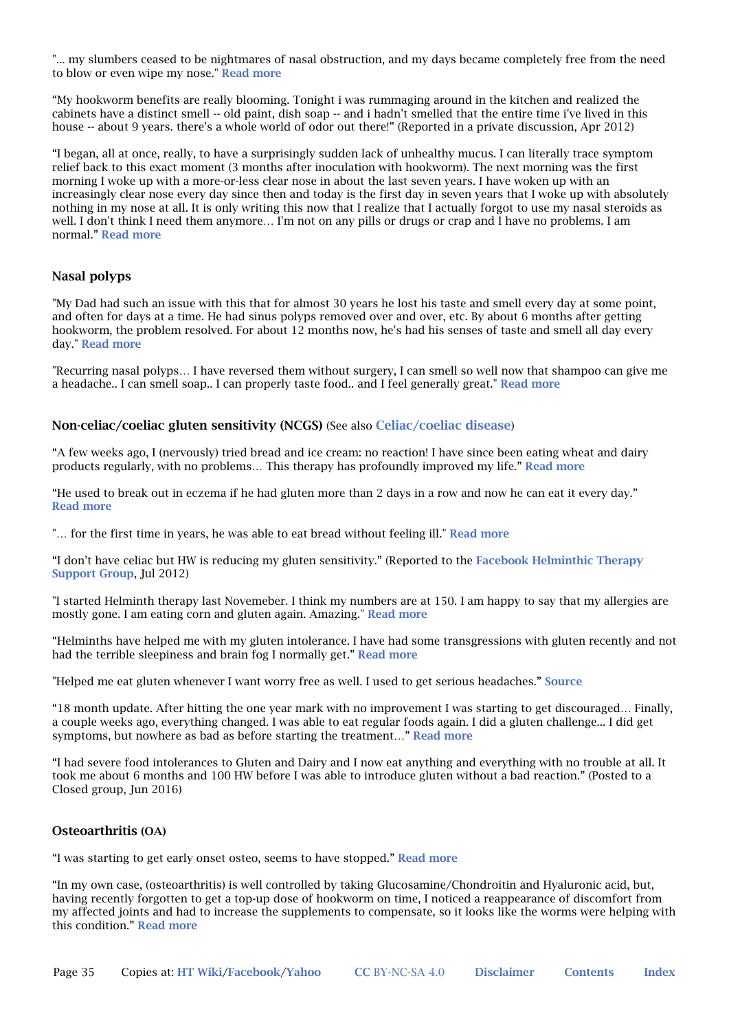"... my slumbers ceased to be nightmares of nasal obstruction, and my days became completely free from the need to blow or even wipe my nose." **Read more**

"My hookworm benefits are really blooming. Tonight i was rummaging around in the kitchen and realized the cabinets have a distinct smell -- old paint, dish soap -- and i hadn't smelled that the entire time i've lived in this house -- about 9 years. there's a whole world of odor out there!" (Reported in a private discussion, Apr 2012)

"I began, all at once, really, to have a surprisingly sudden lack of unhealthy mucus. I can literally trace symptom relief back to this exact moment (3 months after inoculation with hookworm). The next morning was the first morning I woke up with a more-or-less clear nose in about the last seven years. I have woken up with an increasingly clear nose every day since then and today is the first day in seven years that I woke up with absolutely nothing in my nose at all. It is only writing this now that I realize that I actually forgot to use my nasal steroids as well. I don't think I need them anymore… I'm not on any pills or drugs or crap and I have no problems. I am normal." **Read more**

### Nasal polyps

"My Dad had such an issue with this that for almost 30 years he lost his taste and smell every day at some point, and often for days at a time. He had sinus polyps removed over and over, etc. By about 6 months after getting hookworm, the problem resolved. For about 12 months now, he's had his senses of taste and smell all day every day." **Read more**

"Recurring nasal polyps… I have reversed them without surgery, I can smell so well now that shampoo can give me a headache.. I can smell soap.. I can properly taste food.. and I feel generally great." **Read more**

### Non-celiac/coeliac gluten sensitivity (NCGS) (See also **Celiac/coeliac disease**)

"A few weeks ago, I (nervously) tried bread and ice cream: no reaction! I have since been eating wheat and dairy products regularly, with no problems… This therapy has profoundly improved my life." **Read more**

"He used to break out in eczema if he had gluten more than 2 days in a row and now he can eat it every day." **Read more**

"… for the first time in years, he was able to eat bread without feeling ill." **Read more**

"I don't have celiac but HW is reducing my gluten sensitivity." (Reported to the **Facebook Helminthic Therapy Support Group**, Jul 2012)

"I started Helminth therapy last Novemeber. I think my numbers are at 150. I am happy to say that my allergies are mostly gone. I am eating corn and gluten again. Amazing." **Read more**

"Helminths have helped me with my gluten intolerance. I have had some transgressions with gluten recently and not had the terrible sleepiness and brain fog I normally get." **Read more**

"Helped me eat gluten whenever I want worry free as well. I used to get serious headaches." **Source**

"18 month update. After hitting the one year mark with no improvement I was starting to get discouraged… Finally, a couple weeks ago, everything changed. I was able to eat regular foods again. I did a gluten challenge... I did get symptoms, but nowhere as bad as before starting the treatment…" **Read more**

"I had severe food intolerances to Gluten and Dairy and I now eat anything and everything with no trouble at all. It took me about 6 months and 100 HW before I was able to introduce gluten without a bad reaction." (Posted to a Closed group, Jun 2016)

### Osteoarthritis (OA)

"I was starting to get early onset osteo, seems to have stopped." **Read more**

"In my own case, (osteoarthritis) is well controlled by taking Glucosamine/Chondroitin and Hyaluronic acid, but, having recently forgotten to get a top-up dose of hookworm on time, I noticed a reappearance of discomfort from my affected joints and had to increase the supplements to compensate, so it looks like the worms were helping with this condition." **Read more**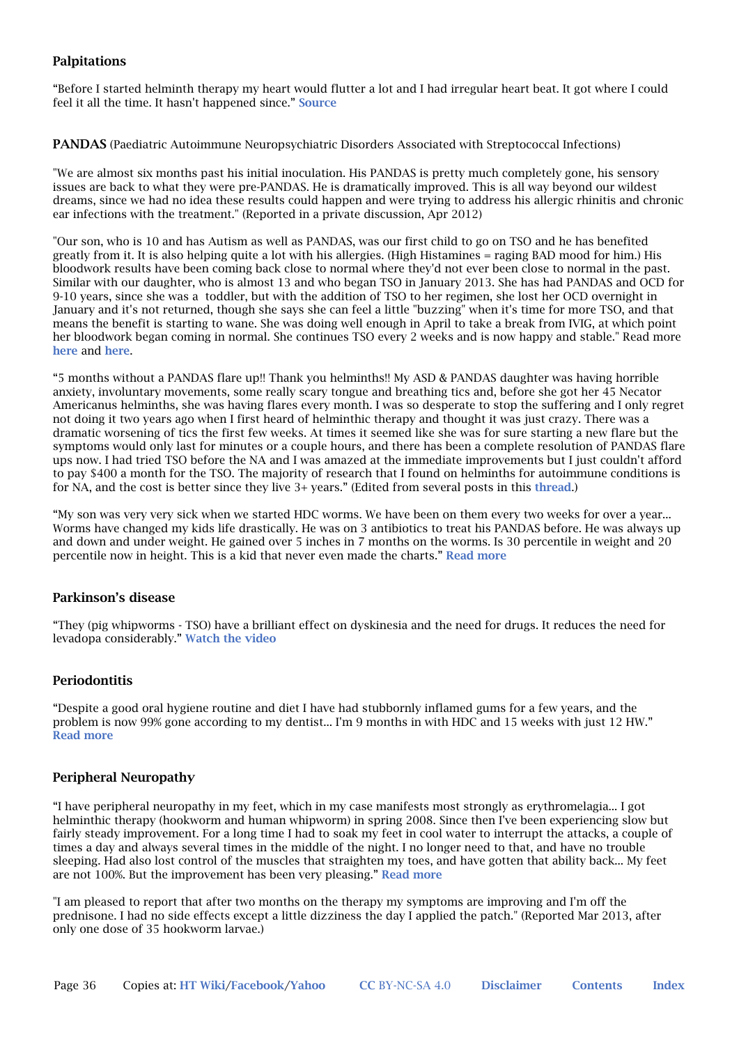### Palpitations

"Before I started helminth therapy my heart would flutter a lot and I had irregular heart beat. It got where I could feel it all the time. It hasn't happened since." **Source**

**PANDAS** (Paediatric Autoimmune Neuropsychiatric Disorders Associated with Streptococcal Infections)

"We are almost six months past his initial inoculation. His PANDAS is pretty much completely gone, his sensory issues are back to what they were pre-PANDAS. He is dramatically improved. This is all way beyond our wildest dreams, since we had no idea these results could happen and were trying to address his allergic rhinitis and chronic ear infections with the treatment." (Reported in a private discussion, Apr 2012)

"Our son, who is 10 and has Autism as well as PANDAS, was our first child to go on TSO and he has benefited greatly from it. It is also helping quite a lot with his allergies. (High Histamines = raging BAD mood for him.) His bloodwork results have been coming back close to normal where they'd not ever been close to normal in the past. Similar with our daughter, who is almost 13 and who began TSO in January 2013. She has had PANDAS and OCD for 9-10 years, since she was a toddler, but with the addition of TSO to her regimen, she lost her OCD overnight in January and it's not returned, though she says she can feel a little "buzzing" when it's time for more TSO, and that means the benefit is starting to wane. She was doing well enough in April to take a break from IVIG, at which point her bloodwork began coming in normal. She continues TSO every 2 weeks and is now happy and stable." Read more **here** and **here**.

"5 months without a PANDAS flare up!! Thank you helminths!! My ASD & PANDAS daughter was having horrible anxiety, involuntary movements, some really scary tongue and breathing tics and, before she got her 45 Necator Americanus helminths, she was having flares every month. I was so desperate to stop the suffering and I only regret not doing it two years ago when I first heard of helminthic therapy and thought it was just crazy. There was a dramatic worsening of tics the first few weeks. At times it seemed like she was for sure starting a new flare but the symptoms would only last for minutes or a couple hours, and there has been a complete resolution of PANDAS flare ups now. I had tried TSO before the NA and I was amazed at the immediate improvements but I just couldn't afford to pay $400 a month for the TSO. The majority of research that I found on helminths for autoimmune conditions is for NA, and the cost is better since they live 3+ years." (Edited from several posts in this **thread**.)

"My son was very very sick when we started HDC worms. We have been on them every two weeks for over a year... Worms have changed my kids life drastically. He was on 3 antibiotics to treat his PANDAS before. He was always up and down and under weight. He gained over 5 inches in 7 months on the worms. Is 30 percentile in weight and 20 percentile now in height. This is a kid that never even made the charts." **Read more**

### Parkinson's disease

"They (pig whipworms - TSO) have a brilliant effect on dyskinesia and the need for drugs. It reduces the need for levadopa considerably." **Watch the video**

### Periodontitis

"Despite a good oral hygiene routine and diet I have had stubbornly inflamed gums for a few years, and the problem is now 99% gone according to my dentist... I'm 9 months in with HDC and 15 weeks with just 12 HW." **Read more**

### Peripheral Neuropathy

"I have peripheral neuropathy in my feet, which in my case manifests most strongly as erythromelagia... I got helminthic therapy (hookworm and human whipworm) in spring 2008. Since then I've been experiencing slow but fairly steady improvement. For a long time I had to soak my feet in cool water to interrupt the attacks, a couple of times a day and always several times in the middle of the night. I no longer need to that, and have no trouble sleeping. Had also lost control of the muscles that straighten my toes, and have gotten that ability back... My feet are not 100%. But the improvement has been very pleasing." **Read more**

"I am pleased to report that after two months on the therapy my symptoms are improving and I'm off the prednisone. I had no side effects except a little dizziness the day I applied the patch." (Reported Mar 2013, after only one dose of 35 hookworm larvae.)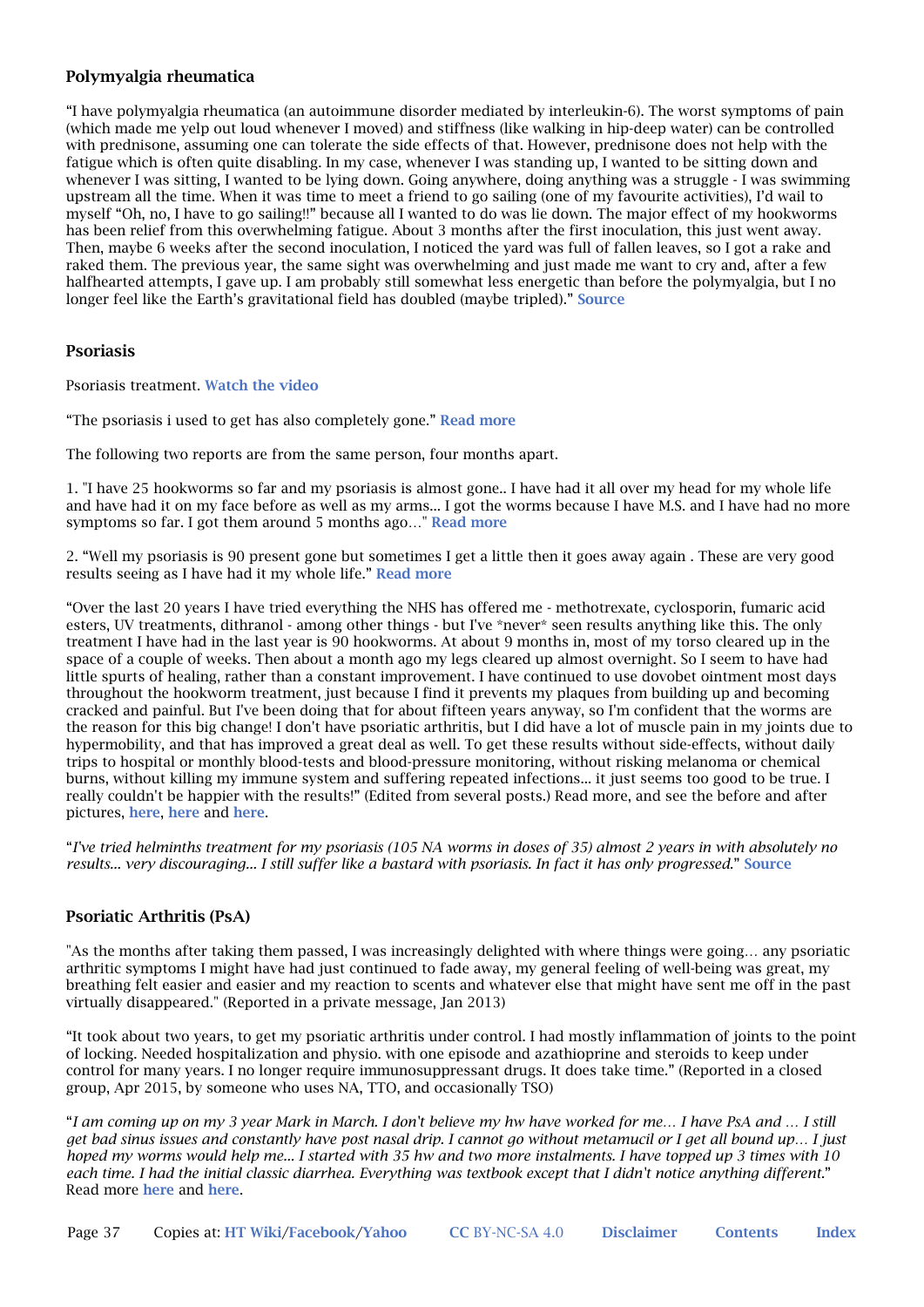### Polymyalgia rheumatica

"I have polymyalgia rheumatica (an autoimmune disorder mediated by interleukin-6). The worst symptoms of pain (which made me yelp out loud whenever I moved) and stiffness (like walking in hip-deep water) can be controlled with prednisone, assuming one can tolerate the side effects of that. However, prednisone does not help with the fatigue which is often quite disabling. In my case, whenever I was standing up, I wanted to be sitting down and whenever I was sitting, I wanted to be lying down. Going anywhere, doing anything was a struggle - I was swimming upstream all the time. When it was time to meet a friend to go sailing (one of my favourite activities), I'd wail to myself "Oh, no, I have to go sailing!!" because all I wanted to do was lie down. The major effect of my hookworms has been relief from this overwhelming fatigue. About 3 months after the first inoculation, this just went away. Then, maybe 6 weeks after the second inoculation, I noticed the yard was full of fallen leaves, so I got a rake and raked them. The previous year, the same sight was overwhelming and just made me want to cry and, after a few halfhearted attempts, I gave up. I am probably still somewhat less energetic than before the polymyalgia, but I no longer feel like the Earth's gravitational field has doubled (maybe tripled)." **Source**

### Psoriasis

Psoriasis treatment. **Watch the video**

"The psoriasis i used to get has also completely gone." **Read more**

The following two reports are from the same person, four months apart.

1. "I have 25 hookworms so far and my psoriasis is almost gone.. I have had it all over my head for my whole life and have had it on my face before as well as my arms... I got the worms because I have M.S. and I have had no more symptoms so far. I got them around 5 months ago…" **Read more**

2. "Well my psoriasis is 90 present gone but sometimes I get a little then it goes away again . These are very good results seeing as I have had it my whole life." **Read more**

"Over the last 20 years I have tried everything the NHS has offered me - methotrexate, cyclosporin, fumaric acid esters, UV treatments, dithranol - among other things - but I've *never* seen results anything like this. The only treatment I have had in the last year is 90 hookworms. At about 9 months in, most of my torso cleared up in the space of a couple of weeks. Then about a month ago my legs cleared up almost overnight. So I seem to have had little spurts of healing, rather than a constant improvement. I have continued to use dovobet ointment most days throughout the hookworm treatment, just because I find it prevents my plaques from building up and becoming cracked and painful. But I've been doing that for about fifteen years anyway, so I'm confident that the worms are the reason for this big change! I don't have psoriatic arthritis, but I did have a lot of muscle pain in my joints due to hypermobility, and that has improved a great deal as well. To get these results without side-effects, without daily trips to hospital or monthly blood-tests and blood-pressure monitoring, without risking melanoma or chemical burns, without killing my immune system and suffering repeated infections... it just seems too good to be true. I really couldn't be happier with the results!" (Edited from several posts.) Read more, and see the before and after pictures, **here**, **here** and **here**.

"*I've tried helminths treatment for my psoriasis (105 NA worms in doses of 35) almost 2 years in with absolutely no results... very discouraging... I still suffer like a bastard with psoriasis. In fact it has only progressed.*" **Source**

### Psoriatic Arthritis (PsA)

"As the months after taking them passed, I was increasingly delighted with where things were going… any psoriatic arthritic symptoms I might have had just continued to fade away, my general feeling of well-being was great, my breathing felt easier and easier and my reaction to scents and whatever else that might have sent me off in the past virtually disappeared." (Reported in a private message, Jan 2013)

"It took about two years, to get my psoriatic arthritis under control. I had mostly inflammation of joints to the point of locking. Needed hospitalization and physio. with one episode and azathioprine and steroids to keep under control for many years. I no longer require immunosuppressant drugs. It does take time." (Reported in a closed group, Apr 2015, by someone who uses NA, TTO, and occasionally TSO)

"*I am coming up on my 3 year Mark in March. I don't believe my hw have worked for me… I have PsA and … I still get bad sinus issues and constantly have post nasal drip. I cannot go without metamucil or I get all bound up… I just hoped my worms would help me... I started with 35 hw and two more instalments. I have topped up 3 times with 10 each time. I had the initial classic diarrhea. Everything was textbook except that I didn't notice anything different.*" Read more **here** and **here**.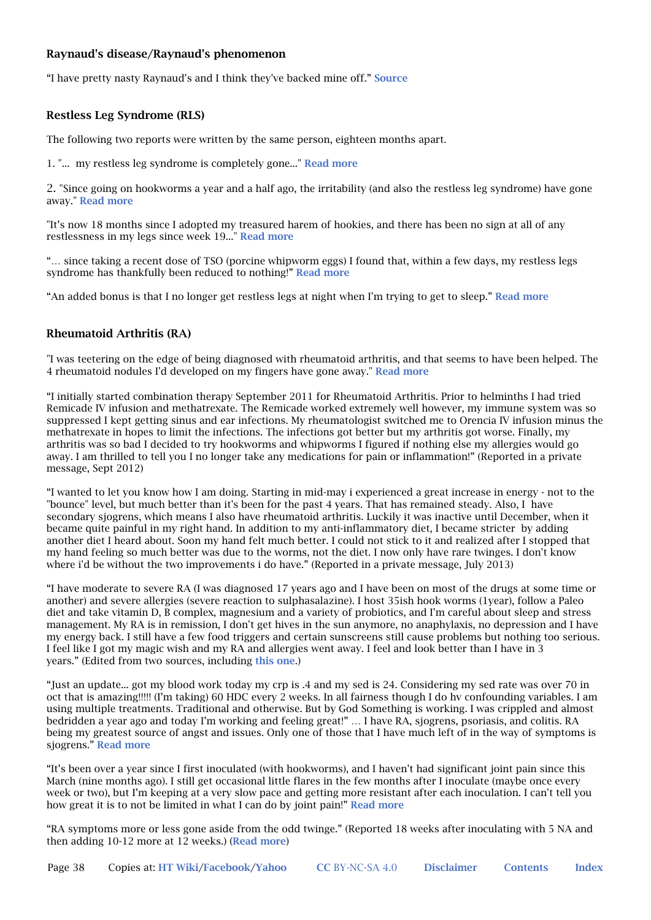### Raynaud's disease/Raynaud's phenomenon

“I have pretty nasty Raynaud's and I think they've backed mine off.” **Source**

### Restless Leg Syndrome (RLS)

The following two reports were written by the same person, eighteen months apart.

1. "... my restless leg syndrome is completely gone..." **Read more**

2. "Since going on hookworms a year and a half ago, the irritability (and also the restless leg syndrome) have gone away." **Read more**

"It’s now 18 months since I adopted my treasured harem of hookies, and there has been no sign at all of any restlessness in my legs since week 19..." **Read more**

“… since taking a recent dose of TSO (porcine whipworm eggs) I found that, within a few days, my restless legs syndrome has thankfully been reduced to nothing!” **Read more**

“An added bonus is that I no longer get restless legs at night when I'm trying to get to sleep.” **Read more**

### Rheumatoid Arthritis (RA)

"I was teetering on the edge of being diagnosed with rheumatoid arthritis, and that seems to have been helped. The 4 rheumatoid nodules I'd developed on my fingers have gone away." **Read more**

“I initially started combination therapy September 2011 for Rheumatoid Arthritis. Prior to helminths I had tried Remicade IV infusion and methatrexate. The Remicade worked extremely well however, my immune system was so suppressed I kept getting sinus and ear infections. My rheumatologist switched me to Orencia IV infusion minus the methatrexate in hopes to limit the infections. The infections got better but my arthritis got worse. Finally, my arthritis was so bad I decided to try hookworms and whipworms I figured if nothing else my allergies would go away. I am thrilled to tell you I no longer take any medications for pain or inflammation!” (Reported in a private message, Sept 2012)

“I wanted to let you know how I am doing. Starting in mid-may i experienced a great increase in energy - not to the "bounce" level, but much better than it's been for the past 4 years. That has remained steady. Also, I have secondary sjogrens, which means I also have rheumatoid arthritis. Luckily it was inactive until December, when it became quite painful in my right hand. In addition to my anti-inflammatory diet, I became stricter by adding another diet I heard about. Soon my hand felt much better. I could not stick to it and realized after I stopped that my hand feeling so much better was due to the worms, not the diet. I now only have rare twinges. I don't know where i'd be without the two improvements i do have.” (Reported in a private message, July 2013)

“I have moderate to severe RA (I was diagnosed 17 years ago and I have been on most of the drugs at some time or another) and severe allergies (severe reaction to sulphasalazine). I host 35ish hook worms (1year), follow a Paleo diet and take vitamin D, B complex, magnesium and a variety of probiotics, and I'm careful about sleep and stress management. My RA is in remission, I don't get hives in the sun anymore, no anaphylaxis, no depression and I have my energy back. I still have a few food triggers and certain sunscreens still cause problems but nothing too serious. I feel like I got my magic wish and my RA and allergies went away. I feel and look better than I have in 3 years.” (Edited from two sources, including **this one**.)

“Just an update... got my blood work today my crp is .4 and my sed is 24. Considering my sed rate was over 70 in oct that is amazing!!!!! (I’m taking) 60 HDC every 2 weeks. In all fairness though I do hv confounding variables. I am using multiple treatments. Traditional and otherwise. But by God Something is working. I was crippled and almost bedridden a year ago and today I'm working and feeling great!” … I have RA, sjogrens, psoriasis, and colitis. RA being my greatest source of angst and issues. Only one of those that I have much left of in the way of symptoms is sjogrens.” **Read more**

“It’s been over a year since I first inoculated (with hookworms), and I haven't had significant joint pain since this March (nine months ago). I still get occasional little flares in the few months after I inoculate (maybe once every week or two), but I’m keeping at a very slow pace and getting more resistant after each inoculation. I can't tell you how great it is to not be limited in what I can do by joint pain!” **Read more**

“RA symptoms more or less gone aside from the odd twinge.” (Reported 18 weeks after inoculating with 5 NA and then adding 10-12 more at 12 weeks.) (**Read more**)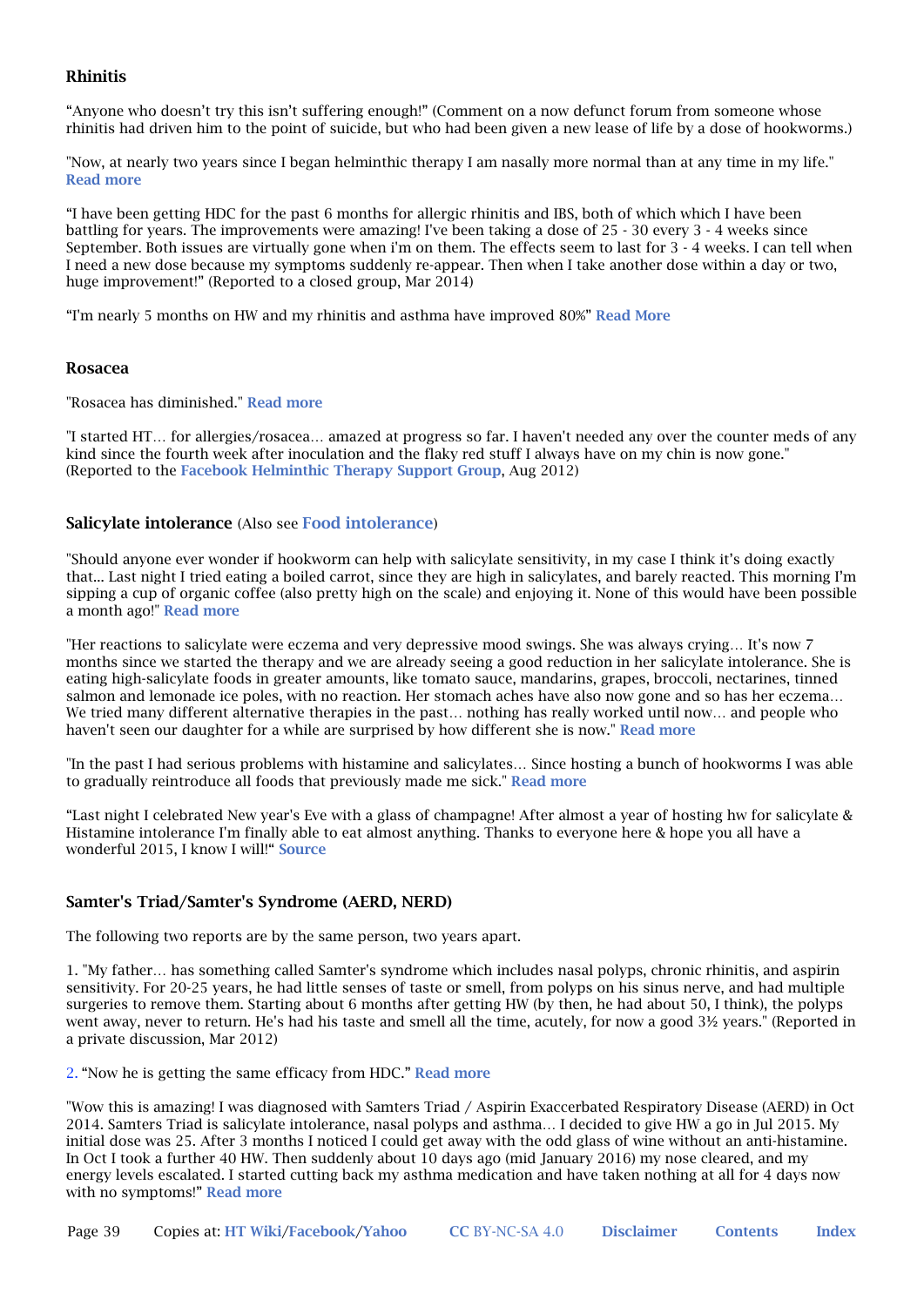### Rhinitis

"Anyone who doesn't try this isn't suffering enough!" (Comment on a now defunct forum from someone whose rhinitis had driven him to the point of suicide, but who had been given a new lease of life by a dose of hookworms.)

"Now, at nearly two years since I began helminthic therapy I am nasally more normal than at any time in my life." **Read more**

"I have been getting HDC for the past 6 months for allergic rhinitis and IBS, both of which which I have been battling for years. The improvements were amazing! I've been taking a dose of 25 - 30 every 3 - 4 weeks since September. Both issues are virtually gone when i'm on them. The effects seem to last for 3 - 4 weeks. I can tell when I need a new dose because my symptoms suddenly re-appear. Then when I take another dose within a day or two, huge improvement!" (Reported to a closed group, Mar 2014)

"I'm nearly 5 months on HW and my rhinitis and asthma have improved 80%" **Read More**

### Rosacea

"Rosacea has diminished." **Read more**

"I started HT… for allergies/rosacea… amazed at progress so far. I haven't needed any over the counter meds of any kind since the fourth week after inoculation and the flaky red stuff I always have on my chin is now gone." (Reported to the **Facebook Helminthic Therapy Support Group**, Aug 2012)

### Salicylate intolerance (Also see Food intolerance)

"Should anyone ever wonder if hookworm can help with salicylate sensitivity, in my case I think it's doing exactly that... Last night I tried eating a boiled carrot, since they are high in salicylates, and barely reacted. This morning I'm sipping a cup of organic coffee (also pretty high on the scale) and enjoying it. None of this would have been possible a month ago!" **Read more**

"Her reactions to salicylate were eczema and very depressive mood swings. She was always crying… It's now 7 months since we started the therapy and we are already seeing a good reduction in her salicylate intolerance. She is eating high-salicylate foods in greater amounts, like tomato sauce, mandarins, grapes, broccoli, nectarines, tinned salmon and lemonade ice poles, with no reaction. Her stomach aches have also now gone and so has her eczema… We tried many different alternative therapies in the past… nothing has really worked until now… and people who haven't seen our daughter for a while are surprised by how different she is now." **Read more**

"In the past I had serious problems with histamine and salicylates… Since hosting a bunch of hookworms I was able to gradually reintroduce all foods that previously made me sick." **Read more**

"Last night I celebrated New year's Eve with a glass of champagne! After almost a year of hosting hw for salicylate & Histamine intolerance I'm finally able to eat almost anything. Thanks to everyone here & hope you all have a wonderful 2015, I know I will!" **Source**

### Samter's Triad/Samter's Syndrome (AERD, NERD)

The following two reports are by the same person, two years apart.

1. "My father… has something called Samter's syndrome which includes nasal polyps, chronic rhinitis, and aspirin sensitivity. For 20-25 years, he had little senses of taste or smell, from polyps on his sinus nerve, and had multiple surgeries to remove them. Starting about 6 months after getting HW (by then, he had about 50, I think), the polyps went away, never to return. He's had his taste and smell all the time, acutely, for now a good 3½ years." (Reported in a private discussion, Mar 2012)

2. "Now he is getting the same efficacy from HDC." **Read more**

"Wow this is amazing! I was diagnosed with Samters Triad / Aspirin Exaccerbated Respiratory Disease (AERD) in Oct 2014. Samters Triad is salicylate intolerance, nasal polyps and asthma… I decided to give HW a go in Jul 2015. My initial dose was 25. After 3 months I noticed I could get away with the odd glass of wine without an anti-histamine. In Oct I took a further 40 HW. Then suddenly about 10 days ago (mid January 2016) my nose cleared, and my energy levels escalated. I started cutting back my asthma medication and have taken nothing at all for 4 days now with no symptoms!" **Read more**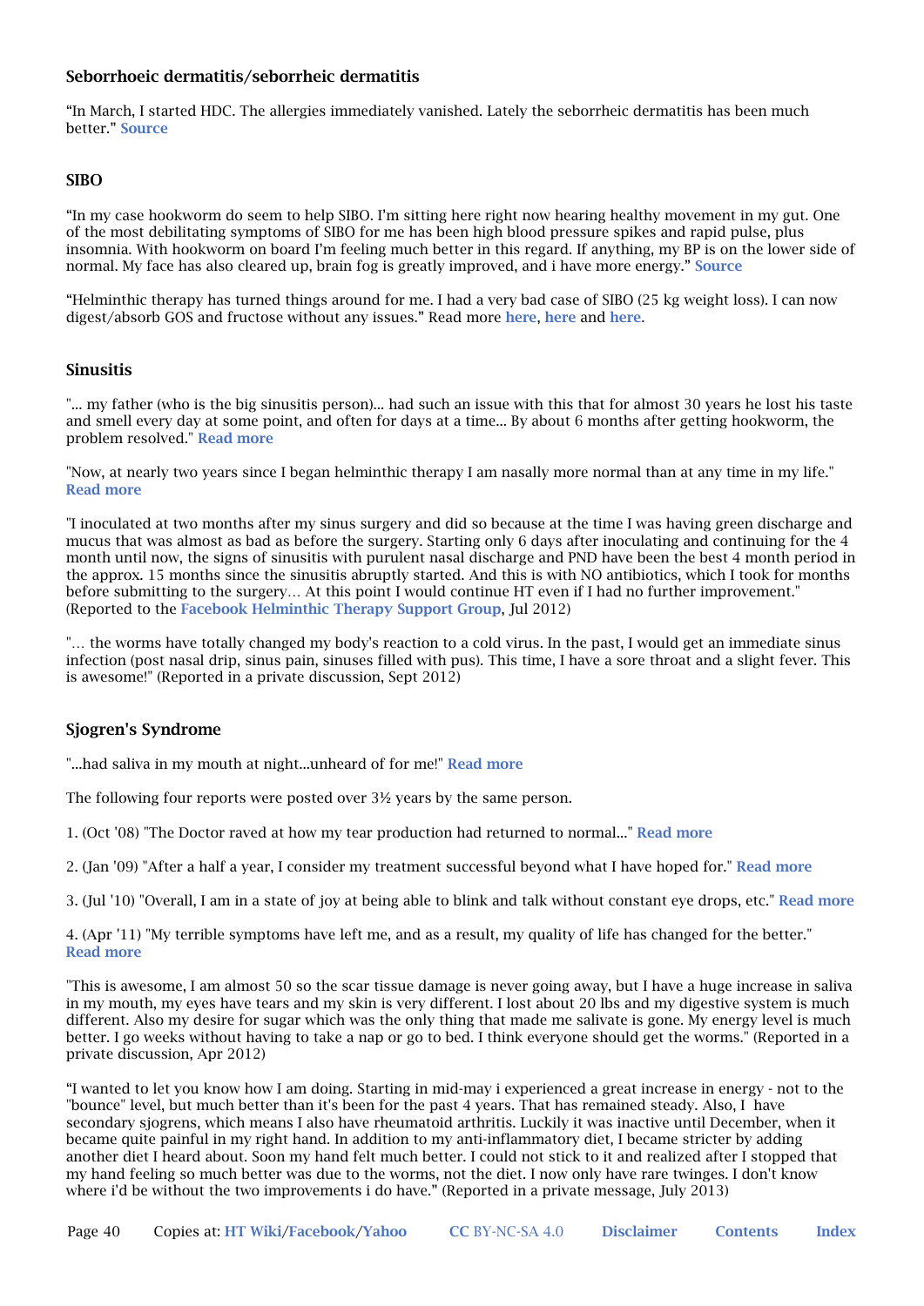### Seborrhoeic dermatitis/seborrheic dermatitis

“In March, I started HDC. The allergies immediately vanished. Lately the seborrheic dermatitis has been much better.” **Source**

### SIBO

“In my case hookworm do seem to help SIBO. I’m sitting here right now hearing healthy movement in my gut. One of the most debilitating symptoms of SIBO for me has been high blood pressure spikes and rapid pulse, plus insomnia. With hookworm on board I’m feeling much better in this regard. If anything, my BP is on the lower side of normal. My face has also cleared up, brain fog is greatly improved, and i have more energy.” **Source**

“Helminthic therapy has turned things around for me. I had a very bad case of SIBO (25 kg weight loss). I can now digest/absorb GOS and fructose without any issues.” Read more **here**, **here** and **here**.

### Sinusitis

"... my father (who is the big sinusitis person)... had such an issue with this that for almost 30 years he lost his taste and smell every day at some point, and often for days at a time... By about 6 months after getting hookworm, the problem resolved." **Read more**

"Now, at nearly two years since I began helminthic therapy I am nasally more normal than at any time in my life." **Read more**

"I inoculated at two months after my sinus surgery and did so because at the time I was having green discharge and mucus that was almost as bad as before the surgery. Starting only 6 days after inoculating and continuing for the 4 month until now, the signs of sinusitis with purulent nasal discharge and PND have been the best 4 month period in the approx. 15 months since the sinusitis abruptly started. And this is with NO antibiotics, which I took for months before submitting to the surgery… At this point I would continue HT even if I had no further improvement." (Reported to the **Facebook Helminthic Therapy Support Group**, Jul 2012)

"… the worms have totally changed my body's reaction to a cold virus. In the past, I would get an immediate sinus infection (post nasal drip, sinus pain, sinuses filled with pus). This time, I have a sore throat and a slight fever. This is awesome!" (Reported in a private discussion, Sept 2012)

### Sjogren's Syndrome

"...had saliva in my mouth at night...unheard of for me!" **Read more**

The following four reports were posted over 3½ years by the same person.

1. (Oct '08) "The Doctor raved at how my tear production had returned to normal..." **Read more**

2. (Jan '09) "After a half a year, I consider my treatment successful beyond what I have hoped for." **Read more**

3. (Jul '10) "Overall, I am in a state of joy at being able to blink and talk without constant eye drops, etc." **Read more**

4. (Apr '11) "My terrible symptoms have left me, and as a result, my quality of life has changed for the better." **Read more**

"This is awesome, I am almost 50 so the scar tissue damage is never going away, but I have a huge increase in saliva in my mouth, my eyes have tears and my skin is very different. I lost about 20 lbs and my digestive system is much different. Also my desire for sugar which was the only thing that made me salivate is gone. My energy level is much better. I go weeks without having to take a nap or go to bed. I think everyone should get the worms." (Reported in a private discussion, Apr 2012)

“I wanted to let you know how I am doing. Starting in mid-may i experienced a great increase in energy - not to the "bounce" level, but much better than it's been for the past 4 years. That has remained steady. Also, I have secondary sjogrens, which means I also have rheumatoid arthritis. Luckily it was inactive until December, when it became quite painful in my right hand. In addition to my anti-inflammatory diet, I became stricter by adding another diet I heard about. Soon my hand felt much better. I could not stick to it and realized after I stopped that my hand feeling so much better was due to the worms, not the diet. I now only have rare twinges. I don't know where i'd be without the two improvements i do have.” (Reported in a private message, July 2013)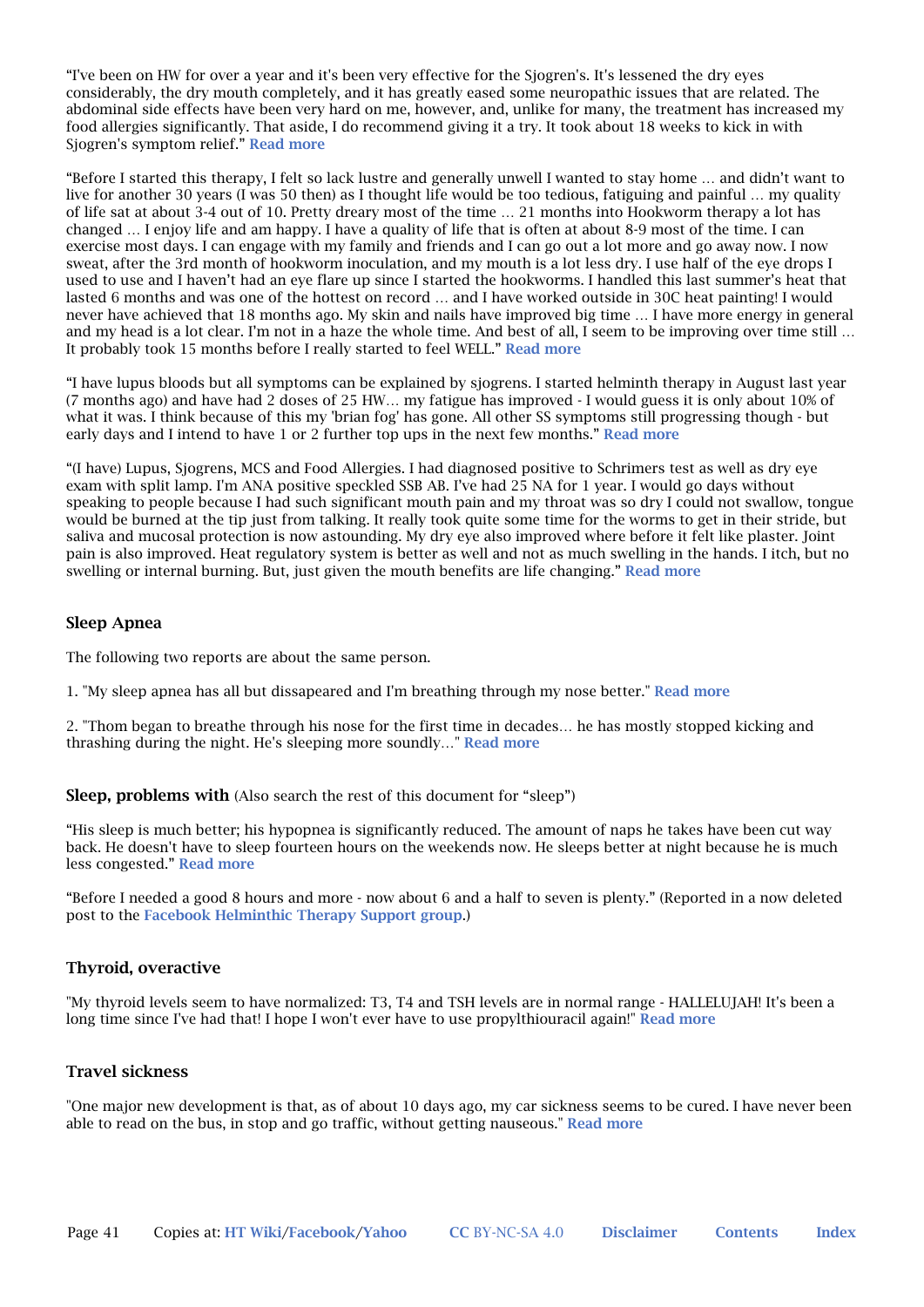"I've been on HW for over a year and it's been very effective for the Sjogren's. It's lessened the dry eyes considerably, the dry mouth completely, and it has greatly eased some neuropathic issues that are related. The abdominal side effects have been very hard on me, however, and, unlike for many, the treatment has increased my food allergies significantly. That aside, I do recommend giving it a try. It took about 18 weeks to kick in with Sjogren's symptom relief." Read more

"Before I started this therapy, I felt so lack lustre and generally unwell I wanted to stay home … and didn't want to live for another 30 years (I was 50 then) as I thought life would be too tedious, fatiguing and painful … my quality of life sat at about 3-4 out of 10. Pretty dreary most of the time … 21 months into Hookworm therapy a lot has changed … I enjoy life and am happy. I have a quality of life that is often at about 8-9 most of the time. I can exercise most days. I can engage with my family and friends and I can go out a lot more and go away now. I now sweat, after the 3rd month of hookworm inoculation, and my mouth is a lot less dry. I use half of the eye drops I used to use and I haven't had an eye flare up since I started the hookworms. I handled this last summer's heat that lasted 6 months and was one of the hottest on record … and I have worked outside in 30C heat painting! I would never have achieved that 18 months ago. My skin and nails have improved big time … I have more energy in general and my head is a lot clear. I'm not in a haze the whole time. And best of all, I seem to be improving over time still … It probably took 15 months before I really started to feel WELL." Read more

"I have lupus bloods but all symptoms can be explained by sjogrens. I started helminth therapy in August last year (7 months ago) and have had 2 doses of 25 HW… my fatigue has improved - I would guess it is only about 10% of what it was. I think because of this my 'brian fog' has gone. All other SS symptoms still progressing though - but early days and I intend to have 1 or 2 further top ups in the next few months." Read more

"(I have) Lupus, Sjogrens, MCS and Food Allergies. I had diagnosed positive to Schrimers test as well as dry eye exam with split lamp. I'm ANA positive speckled SSB AB. I've had 25 NA for 1 year. I would go days without speaking to people because I had such significant mouth pain and my throat was so dry I could not swallow, tongue would be burned at the tip just from talking. It really took quite some time for the worms to get in their stride, but saliva and mucosal protection is now astounding. My dry eye also improved where before it felt like plaster. Joint pain is also improved. Heat regulatory system is better as well and not as much swelling in the hands. I itch, but no swelling or internal burning. But, just given the mouth benefits are life changing." Read more

### Sleep Apnea

The following two reports are about the same person.

1. "My sleep apnea has all but dissapeared and I'm breathing through my nose better." Read more

2. "Thom began to breathe through his nose for the first time in decades… he has mostly stopped kicking and thrashing during the night. He's sleeping more soundly…" Read more

### Sleep, problems with (Also search the rest of this document for "sleep")

"His sleep is much better; his hypopnea is significantly reduced. The amount of naps he takes have been cut way back. He doesn't have to sleep fourteen hours on the weekends now. He sleeps better at night because he is much less congested." Read more

"Before I needed a good 8 hours and more - now about 6 and a half to seven is plenty." (Reported in a now deleted post to the Facebook Helminthic Therapy Support group.)

### Thyroid, overactive

"My thyroid levels seem to have normalized: T3, T4 and TSH levels are in normal range - HALLELUJAH! It's been a long time since I've had that! I hope I won't ever have to use propylthiouracil again!" Read more

### Travel sickness

"One major new development is that, as of about 10 days ago, my car sickness seems to be cured. I have never been able to read on the bus, in stop and go traffic, without getting nauseous." Read more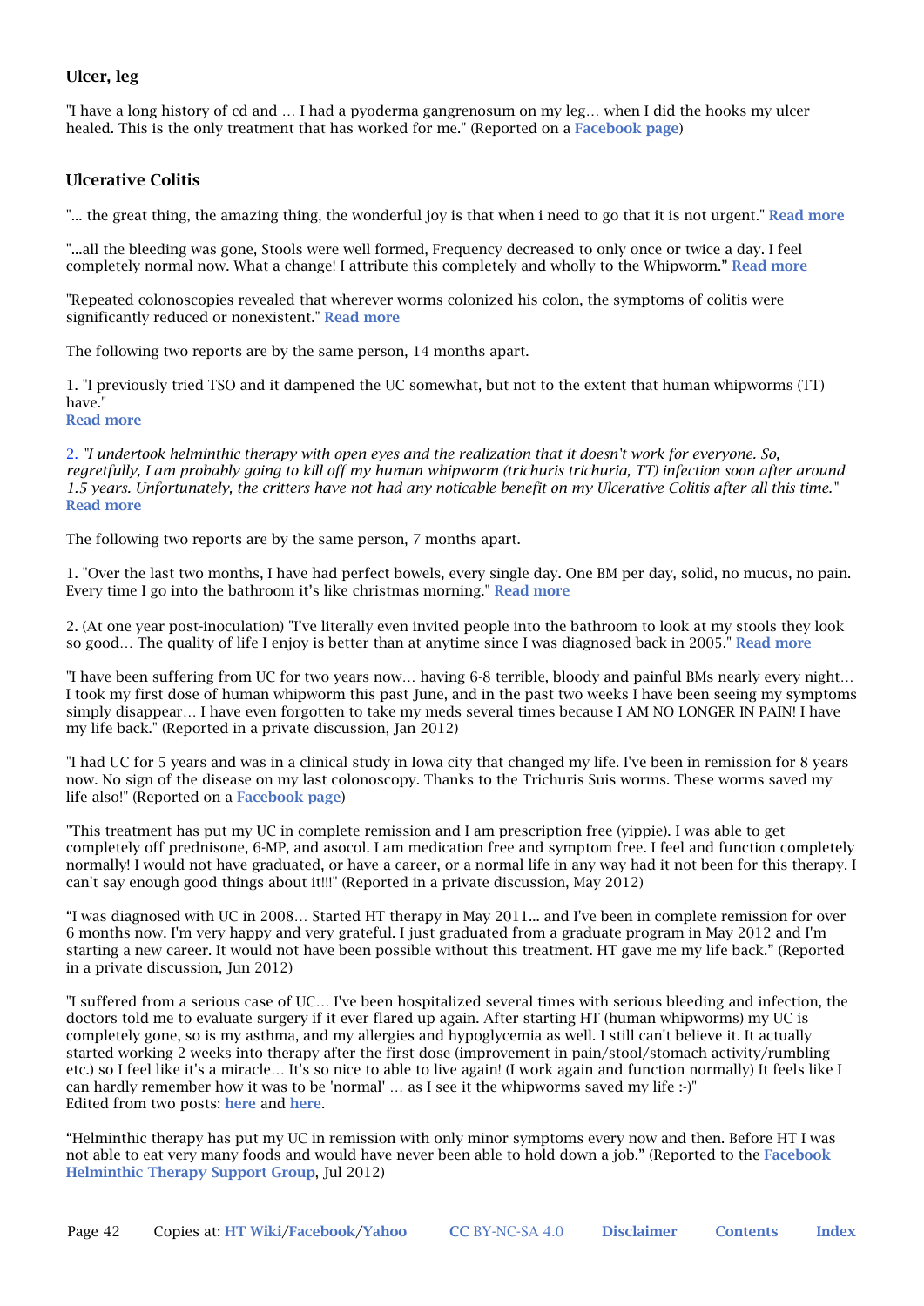### Ulcer, leg

"I have a long history of cd and … I had a pyoderma gangrenosum on my leg… when I did the hooks my ulcer healed. This is the only treatment that has worked for me." (Reported on a **Facebook page**)

### Ulcerative Colitis

"... the great thing, the amazing thing, the wonderful joy is that when i need to go that it is not urgent." **Read more**

"...all the bleeding was gone, Stools were well formed, Frequency decreased to only once or twice a day. I feel completely normal now. What a change! I attribute this completely and wholly to the Whipworm." **Read more**

"Repeated colonoscopies revealed that wherever worms colonized his colon, the symptoms of colitis were significantly reduced or nonexistent." **Read more**

The following two reports are by the same person, 14 months apart.

1. "I previously tried TSO and it dampened the UC somewhat, but not to the extent that human whipworms (TT) have."
**Read more**

2. *"I undertook helminthic therapy with open eyes and the realization that it doesn't work for everyone. So, regretfully, I am probably going to kill off my human whipworm (trichuris trichuria, TT) infection soon after around 1.5 years. Unfortunately, the critters have not had any noticable benefit on my Ulcerative Colitis after all this time."*
**Read more**

The following two reports are by the same person, 7 months apart.

1. "Over the last two months, I have had perfect bowels, every single day. One BM per day, solid, no mucus, no pain. Every time I go into the bathroom it's like christmas morning." **Read more**

2. (At one year post-inoculation) "I've literally even invited people into the bathroom to look at my stools they look so good… The quality of life I enjoy is better than at anytime since I was diagnosed back in 2005." **Read more**

"I have been suffering from UC for two years now… having 6-8 terrible, bloody and painful BMs nearly every night… I took my first dose of human whipworm this past June, and in the past two weeks I have been seeing my symptoms simply disappear… I have even forgotten to take my meds several times because I AM NO LONGER IN PAIN! I have my life back." (Reported in a private discussion, Jan 2012)

"I had UC for 5 years and was in a clinical study in Iowa city that changed my life. I've been in remission for 8 years now. No sign of the disease on my last colonoscopy. Thanks to the Trichuris Suis worms. These worms saved my life also!" (Reported on a **Facebook page**)

"This treatment has put my UC in complete remission and I am prescription free (yippie). I was able to get completely off prednisone, 6-MP, and asocol. I am medication free and symptom free. I feel and function completely normally! I would not have graduated, or have a career, or a normal life in any way had it not been for this therapy. I can't say enough good things about it!!!" (Reported in a private discussion, May 2012)

"I was diagnosed with UC in 2008… Started HT therapy in May 2011… and I've been in complete remission for over 6 months now. I'm very happy and very grateful. I just graduated from a graduate program in May 2012 and I'm starting a new career. It would not have been possible without this treatment. HT gave me my life back." (Reported in a private discussion, Jun 2012)

"I suffered from a serious case of UC… I've been hospitalized several times with serious bleeding and infection, the doctors told me to evaluate surgery if it ever flared up again. After starting HT (human whipworms) my UC is completely gone, so is my asthma, and my allergies and hypoglycemia as well. I still can't believe it. It actually started working 2 weeks into therapy after the first dose (improvement in pain/stool/stomach activity/rumbling etc.) so I feel like it's a miracle… It's so nice to able to live again! (I work again and function normally) It feels like I can hardly remember how it was to be 'normal' … as I see it the whipworms saved my life :-)"
Edited from two posts: **here** and **here**.

"Helminthic therapy has put my UC in remission with only minor symptoms every now and then. Before HT I was not able to eat very many foods and would have never been able to hold down a job." (Reported to the **Facebook Helminthic Therapy Support Group**, Jul 2012)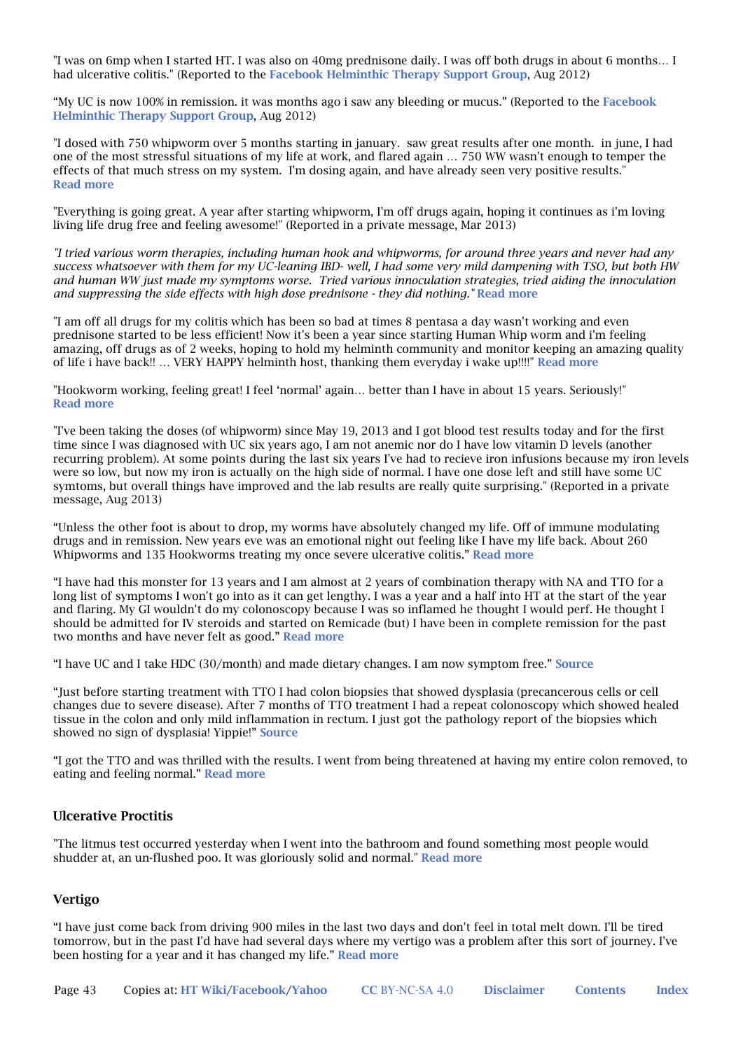"I was on 6mp when I started HT. I was also on 40mg prednisone daily. I was off both drugs in about 6 months… I had ulcerative colitis." (Reported to the Facebook Helminthic Therapy Support Group, Aug 2012)

"My UC is now 100% in remission. it was months ago i saw any bleeding or mucus." (Reported to the Facebook Helminthic Therapy Support Group, Aug 2012)

"I dosed with 750 whipworm over 5 months starting in january. saw great results after one month. in june, I had one of the most stressful situations of my life at work, and flared again … 750 WW wasn't enough to temper the effects of that much stress on my system. I'm dosing again, and have already seen very positive results." Read more

"Everything is going great. A year after starting whipworm, I'm off drugs again, hoping it continues as i'm loving living life drug free and feeling awesome!" (Reported in a private message, Mar 2013)

*"I tried various worm therapies, including human hook and whipworms, for around three years and never had any success whatsoever with them for my UC-leaning IBD- well, I had some very mild dampening with TSO, but both HW and human WW just made my symptoms worse. Tried various innoculation strategies, tried aiding the innoculation and suppressing the side effects with high dose prednisone - they did nothing."* Read more

"I am off all drugs for my colitis which has been so bad at times 8 pentasa a day wasn't working and even prednisone started to be less efficient! Now it's been a year since starting Human Whip worm and i'm feeling amazing, off drugs as of 2 weeks, hoping to hold my helminth community and monitor keeping an amazing quality of life i have back!! … VERY HAPPY helminth host, thanking them everyday i wake up!!!!" Read more

"Hookworm working, feeling great! I feel 'normal' again… better than I have in about 15 years. Seriously!" Read more

"I've been taking the doses (of whipworm) since May 19, 2013 and I got blood test results today and for the first time since I was diagnosed with UC six years ago, I am not anemic nor do I have low vitamin D levels (another recurring problem). At some points during the last six years I've had to recieve iron infusions because my iron levels were so low, but now my iron is actually on the high side of normal. I have one dose left and still have some UC symtoms, but overall things have improved and the lab results are really quite surprising." (Reported in a private message, Aug 2013)

"Unless the other foot is about to drop, my worms have absolutely changed my life. Off of immune modulating drugs and in remission. New years eve was an emotional night out feeling like I have my life back. About 260 Whipworms and 135 Hookworms treating my once severe ulcerative colitis." Read more

"I have had this monster for 13 years and I am almost at 2 years of combination therapy with NA and TTO for a long list of symptoms I won't go into as it can get lengthy. I was a year and a half into HT at the start of the year and flaring. My GI wouldn't do my colonoscopy because I was so inflamed he thought I would perf. He thought I should be admitted for IV steroids and started on Remicade (but) I have been in complete remission for the past two months and have never felt as good." Read more

"I have UC and I take HDC (30/month) and made dietary changes. I am now symptom free." Source

"Just before starting treatment with TTO I had colon biopsies that showed dysplasia (precancerous cells or cell changes due to severe disease). After 7 months of TTO treatment I had a repeat colonoscopy which showed healed tissue in the colon and only mild inflammation in rectum. I just got the pathology report of the biopsies which showed no sign of dysplasia! Yippie!" Source

"I got the TTO and was thrilled with the results. I went from being threatened at having my entire colon removed, to eating and feeling normal." Read more

### Ulcerative Proctitis

"The litmus test occurred yesterday when I went into the bathroom and found something most people would shudder at, an un-flushed poo. It was gloriously solid and normal." Read more

### Vertigo

"I have just come back from driving 900 miles in the last two days and don't feel in total melt down. I'll be tired tomorrow, but in the past I'd have had several days where my vertigo was a problem after this sort of journey. I've been hosting for a year and it has changed my life." Read more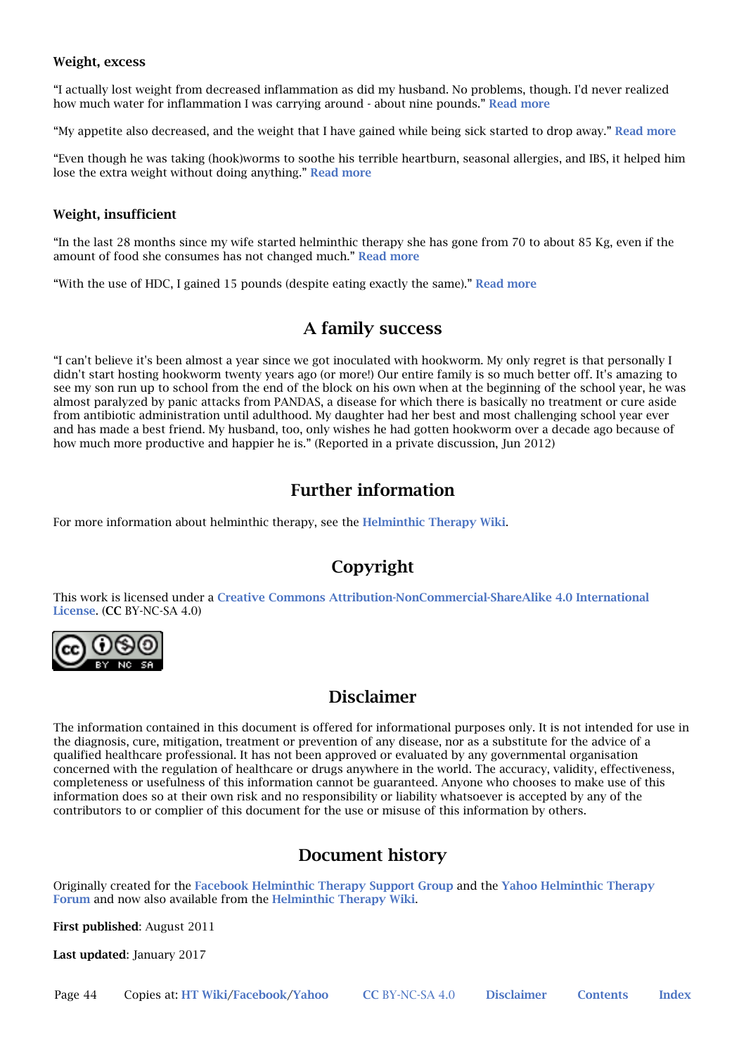### Weight, excess

“I actually lost weight from decreased inflammation as did my husband. No problems, though. I'd never realized how much water for inflammation I was carrying around - about nine pounds.” Read more

“My appetite also decreased, and the weight that I have gained while being sick started to drop away.” Read more

“Even though he was taking (hook)worms to soothe his terrible heartburn, seasonal allergies, and IBS, it helped him lose the extra weight without doing anything.” Read more

### Weight, insufficient

“In the last 28 months since my wife started helminthic therapy she has gone from 70 to about 85 Kg, even if the amount of food she consumes has not changed much.” Read more

“With the use of HDC, I gained 15 pounds (despite eating exactly the same).” Read more

## A family success

“I can't believe it's been almost a year since we got inoculated with hookworm. My only regret is that personally I didn't start hosting hookworm twenty years ago (or more!) Our entire family is so much better off. It's amazing to see my son run up to school from the end of the block on his own when at the beginning of the school year, he was almost paralyzed by panic attacks from PANDAS, a disease for which there is basically no treatment or cure aside from antibiotic administration until adulthood. My daughter had her best and most challenging school year ever and has made a best friend. My husband, too, only wishes he had gotten hookworm over a decade ago because of how much more productive and happier he is.” (Reported in a private discussion, Jun 2012)

## Further information

For more information about helminthic therapy, see the Helminthic Therapy Wiki.

## Copyright

This work is licensed under a Creative Commons Attribution-NonCommercial-ShareAlike 4.0 International License. (CC BY-NC-SA 4.0)

## Disclaimer

The information contained in this document is offered for informational purposes only. It is not intended for use in the diagnosis, cure, mitigation, treatment or prevention of any disease, nor as a substitute for the advice of a qualified healthcare professional. It has not been approved or evaluated by any governmental organisation concerned with the regulation of healthcare or drugs anywhere in the world. The accuracy, validity, effectiveness, completeness or usefulness of this information cannot be guaranteed. Anyone who chooses to make use of this information does so at their own risk and no responsibility or liability whatsoever is accepted by any of the contributors to or complier of this document for the use or misuse of this information by others.

## Document history

Originally created for the Facebook Helminthic Therapy Support Group and the Yahoo Helminthic Therapy Forum and now also available from the Helminthic Therapy Wiki.

**First published**: August 2011

**Last updated**: January 2017